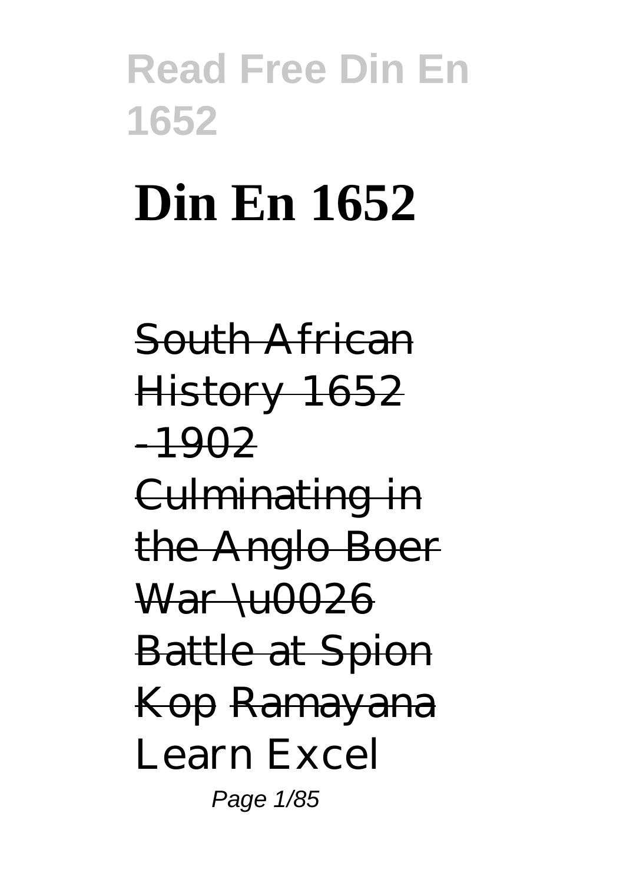# Din En 1652

~~South African History 1652 -1902 Culminating in the Anglo Boer War \u0026 Battle at Spion Kop~~ ~~Ramayana~~ Learn Excel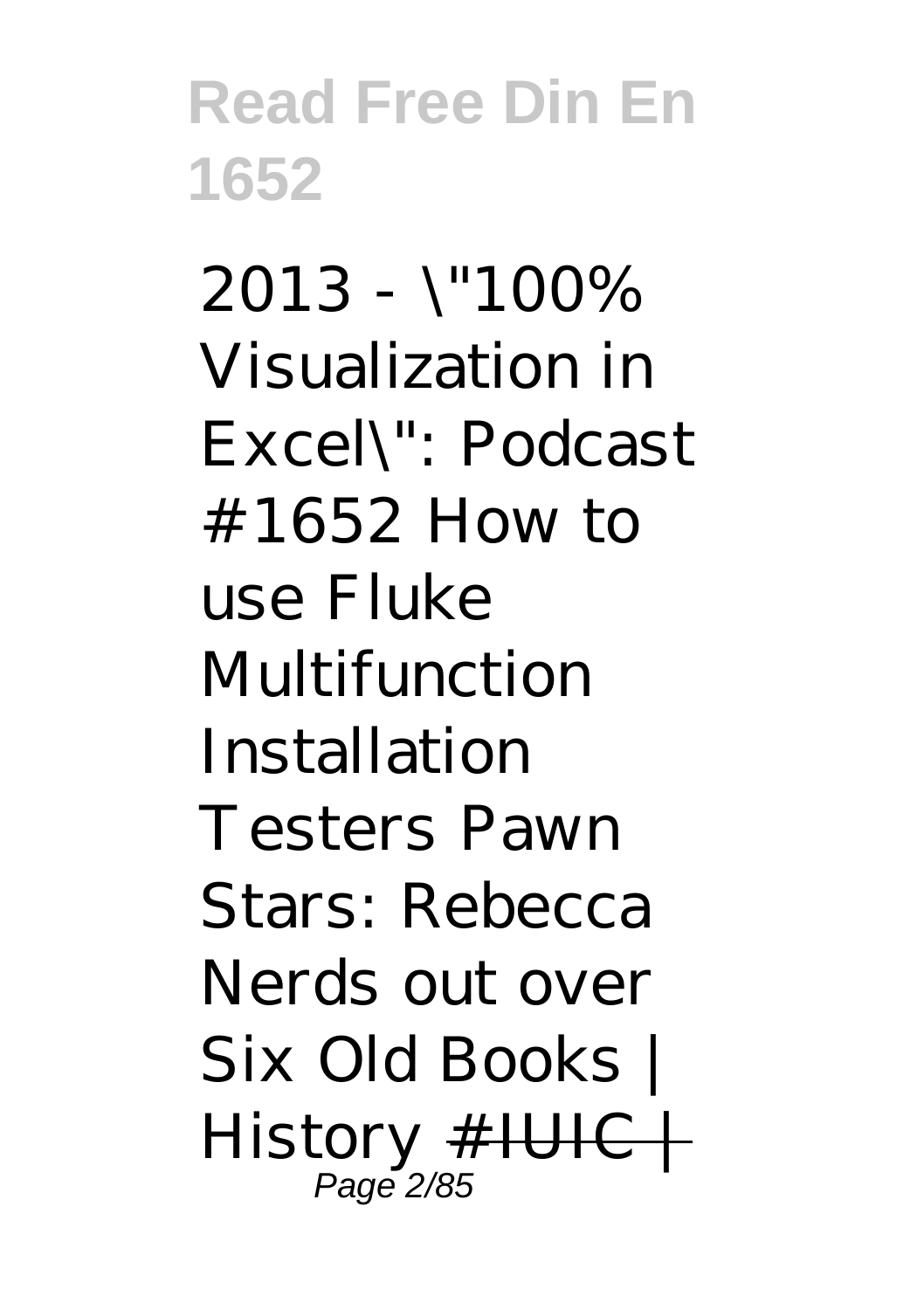2013 - \"100% Visualization in Excel\": Podcast #1652 How to use Fluke Multifunction Installation Testers Pawn Stars: Rebecca Nerds out over Six Old Books | History ~~#IUIC |~~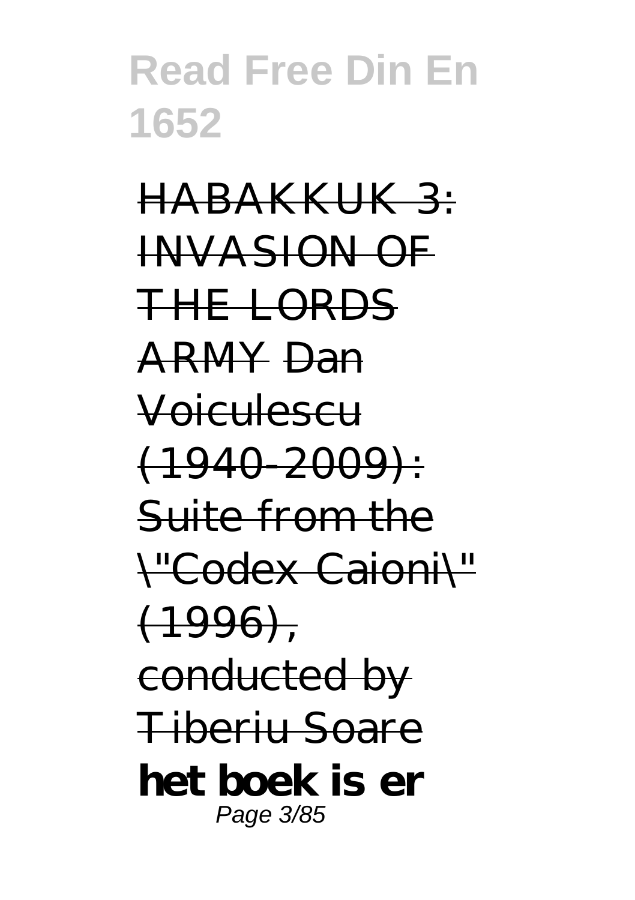~~HABAKKUK 3: INVASION OF THE LORDS ARMY~~ ~~Dan Voiculescu (1940-2009): Suite from the \"Codex Caioni\" (1996), conducted by Tiberiu Soare~~ **het boek is er**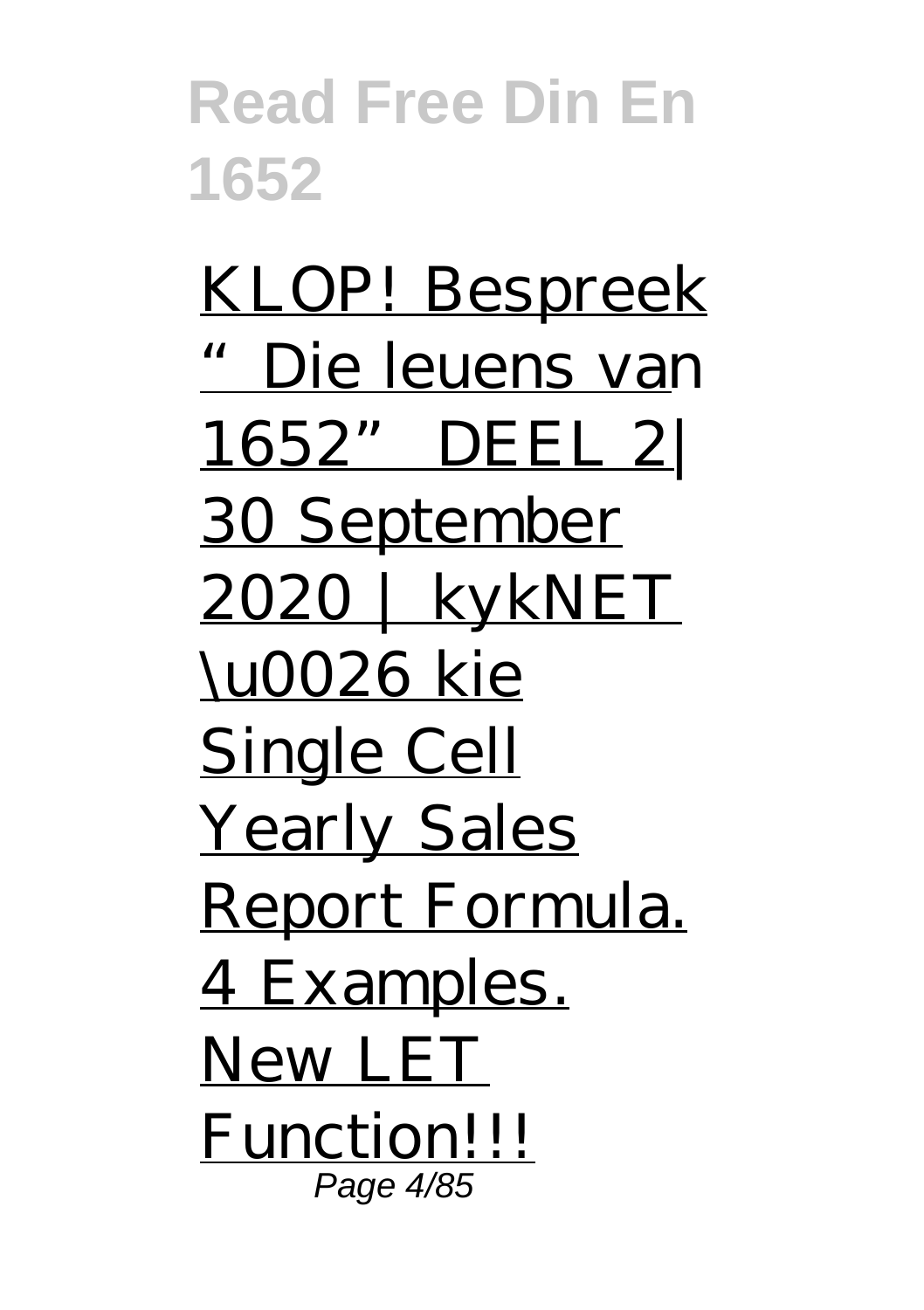KLOP! Bespreek "Die leuens van 1652" DEEL 2| 30 September 2020 | kykNET \u0026 kie Single Cell Yearly Sales Report Formula. 4 Examples. New LET Function!!!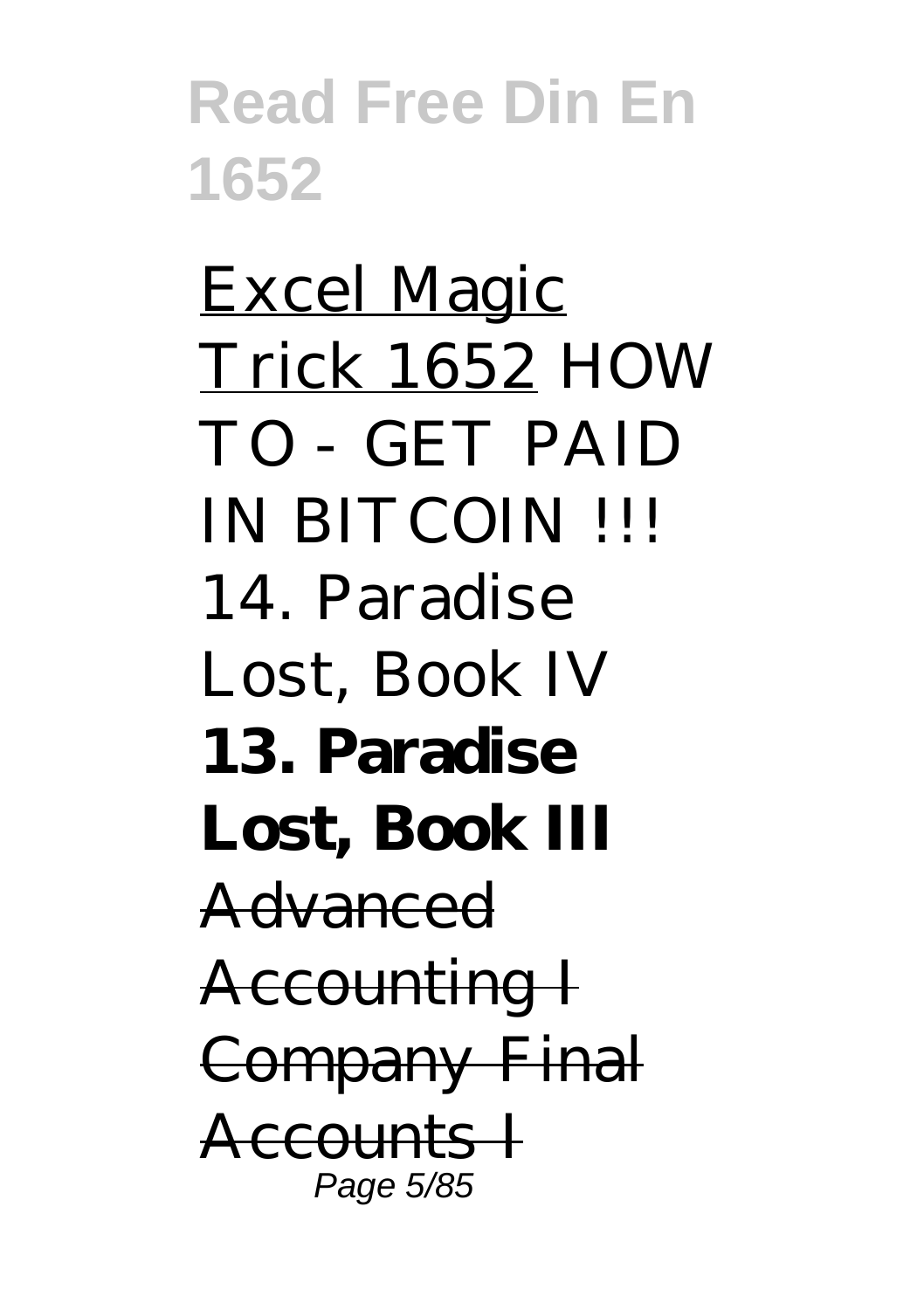Excel Magic Trick 1652 *HOW TO - GET PAID IN BITCOIN !!!* *14. Paradise Lost, Book IV* **13. Paradise Lost, Book III** ~~Advanced Accounting I Company Final Accounts I~~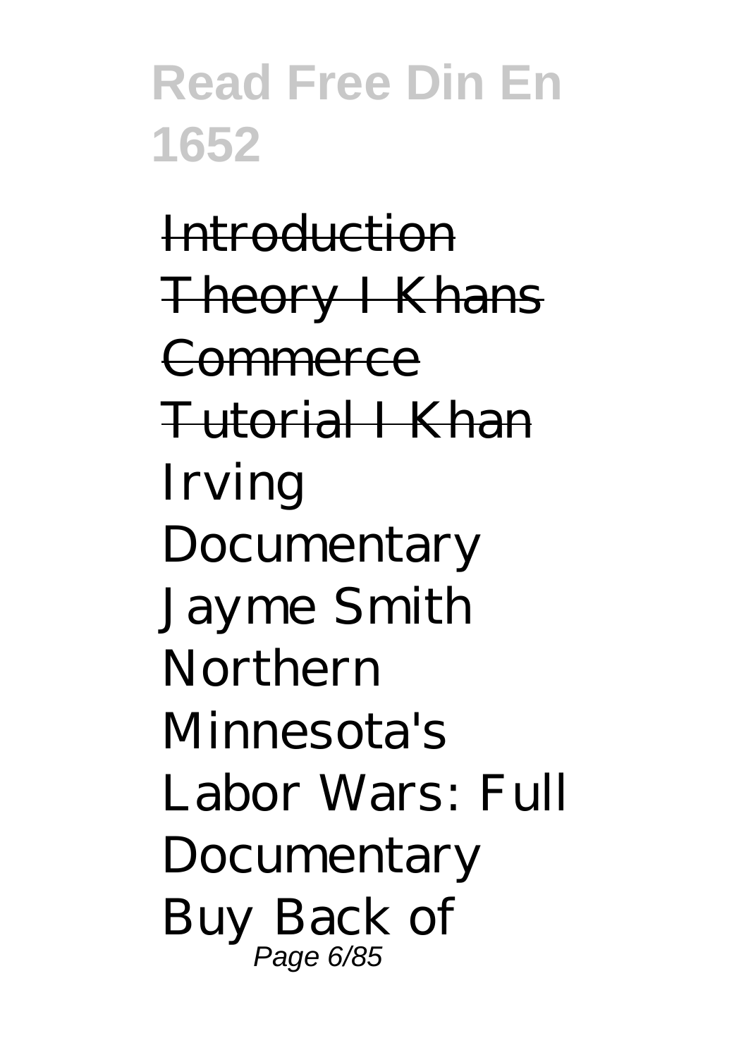~~Introduction Theory I Khans Commerce Tutorial I Khan~~ Irving Documentary Jayme Smith Northern Minnesota's Labor Wars: Full Documentary Buy Back of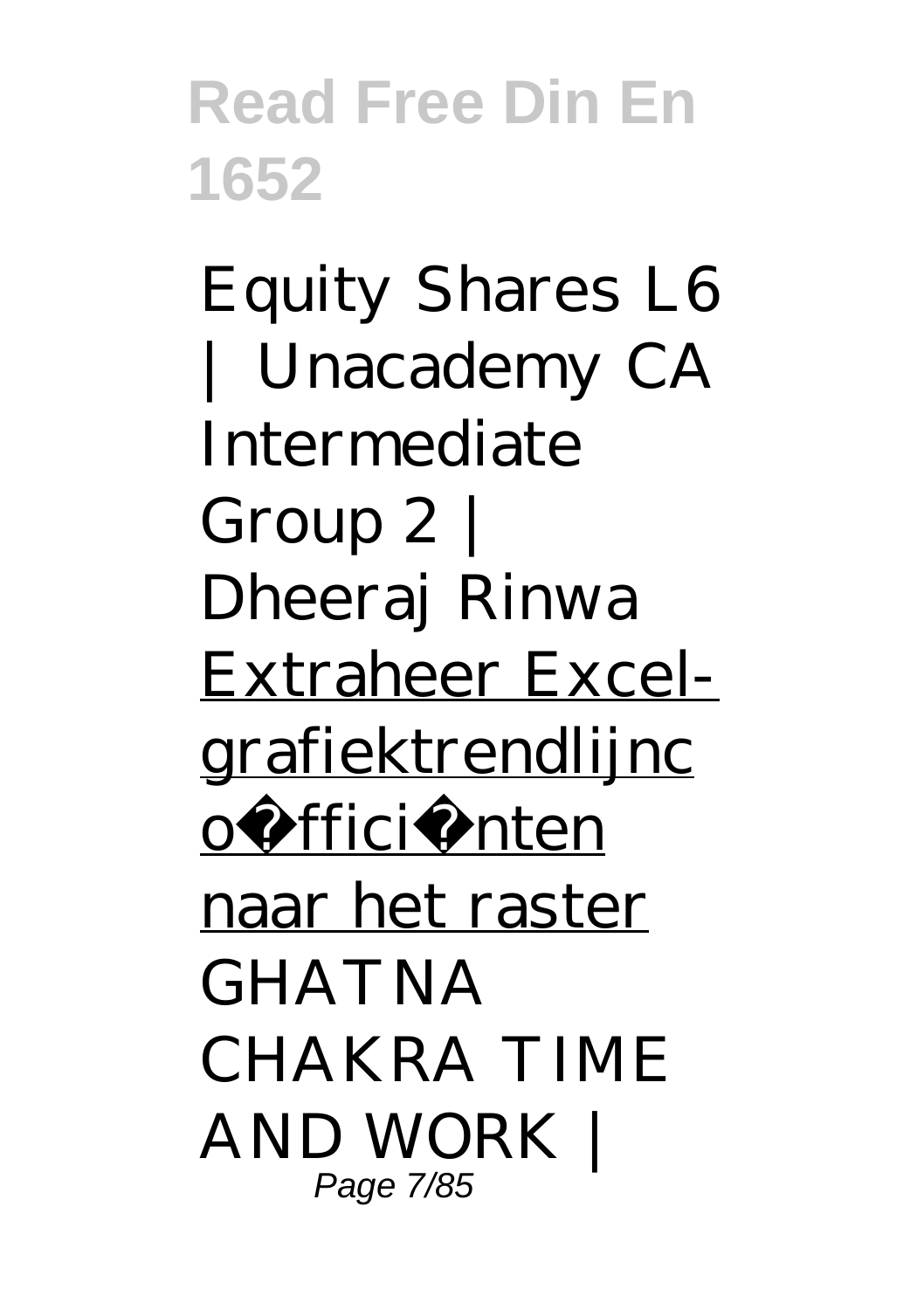*Equity Shares L6 | Unacademy CA Intermediate Group 2 | Dheeraj Rinwa* Extraheer Excel-grafiektrendlijncoëfficiënten naar het raster *GHATNA CHAKRA TIME AND WORK |*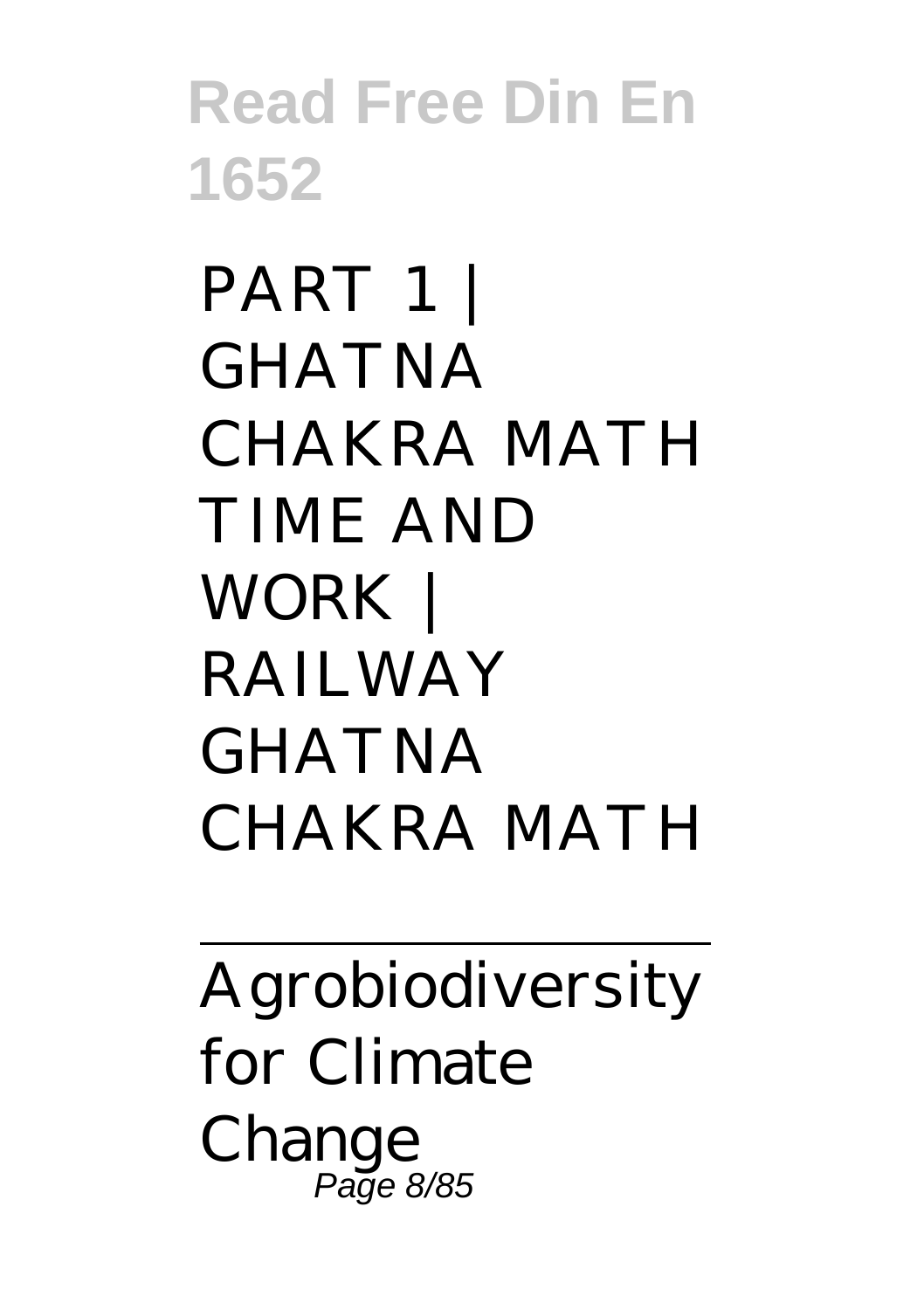PART 1 | GHATNA CHAKRA MATH TIME AND WORK | RAILWAY GHATNA CHAKRA MATH

---

Agrobiodiversity for Climate Change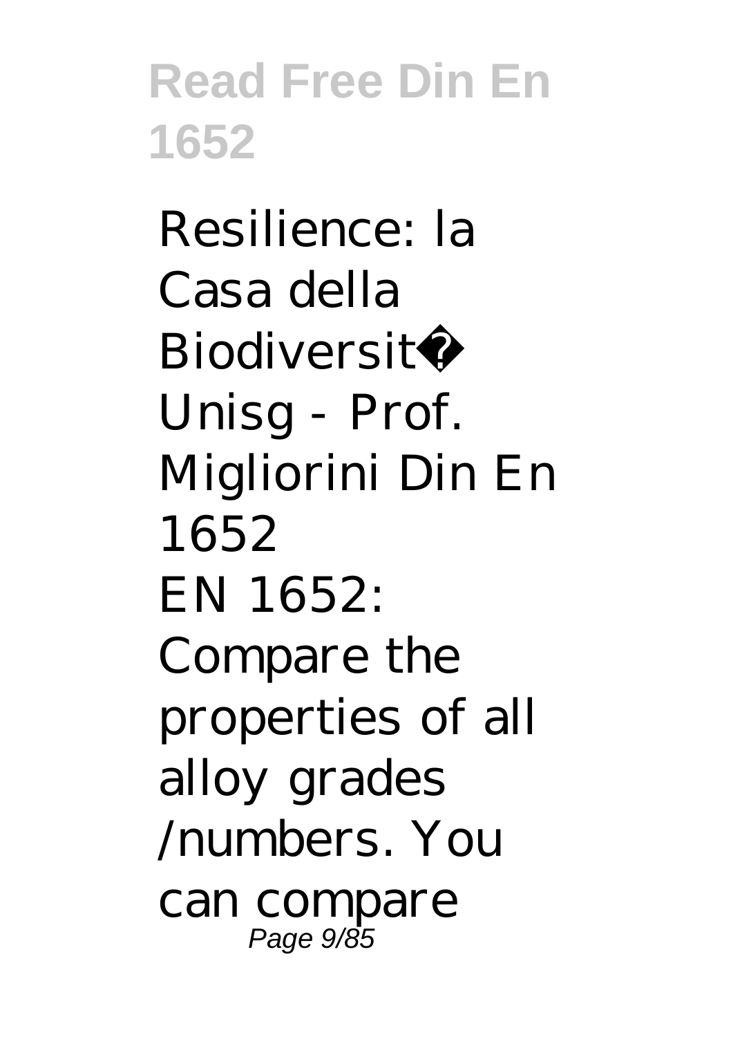Resilience: la Casa della Biodiversit� Unisg - Prof. Migliorini Din En 1652

EN 1652: Compare the properties of all alloy grades /numbers. You can compare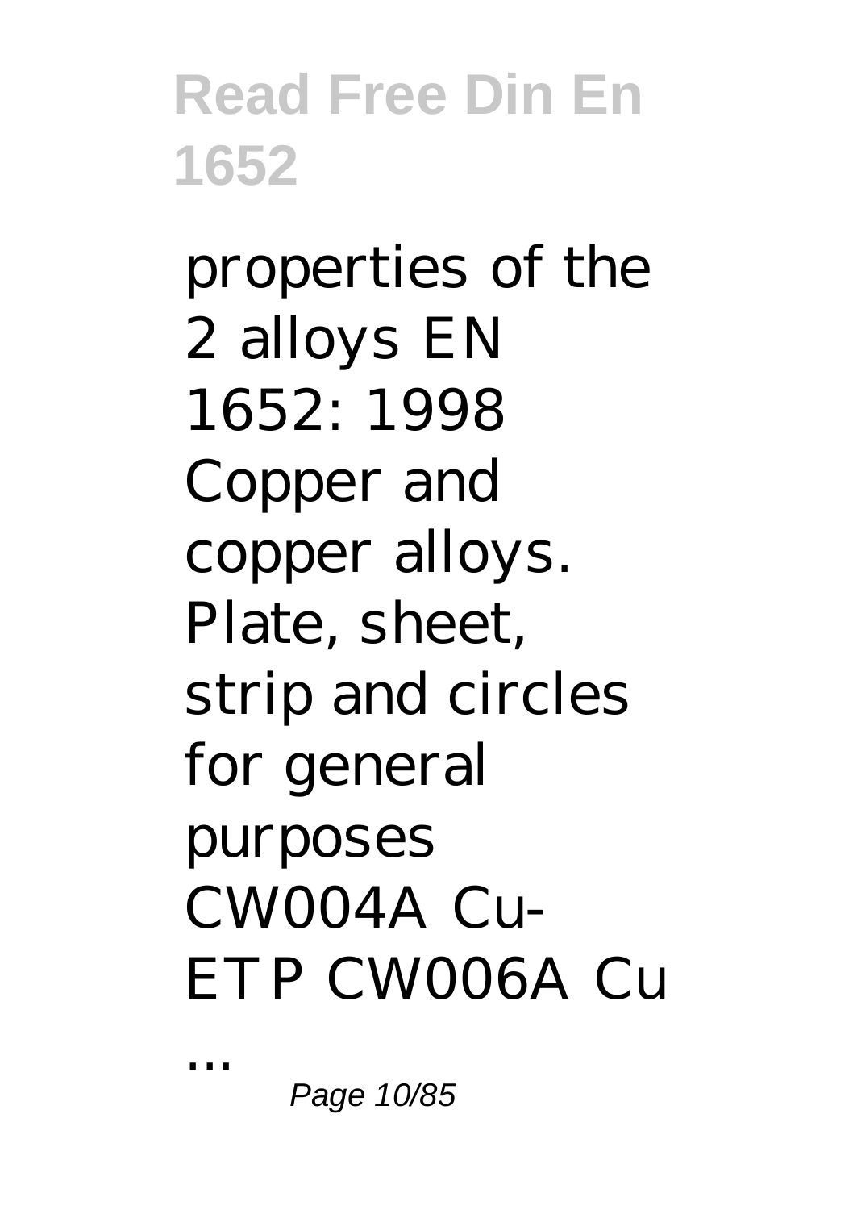properties of the 2 alloys EN 1652: 1998 Copper and copper alloys. Plate, sheet, strip and circles for general purposes CW004A Cu-ETP CW006A Cu ...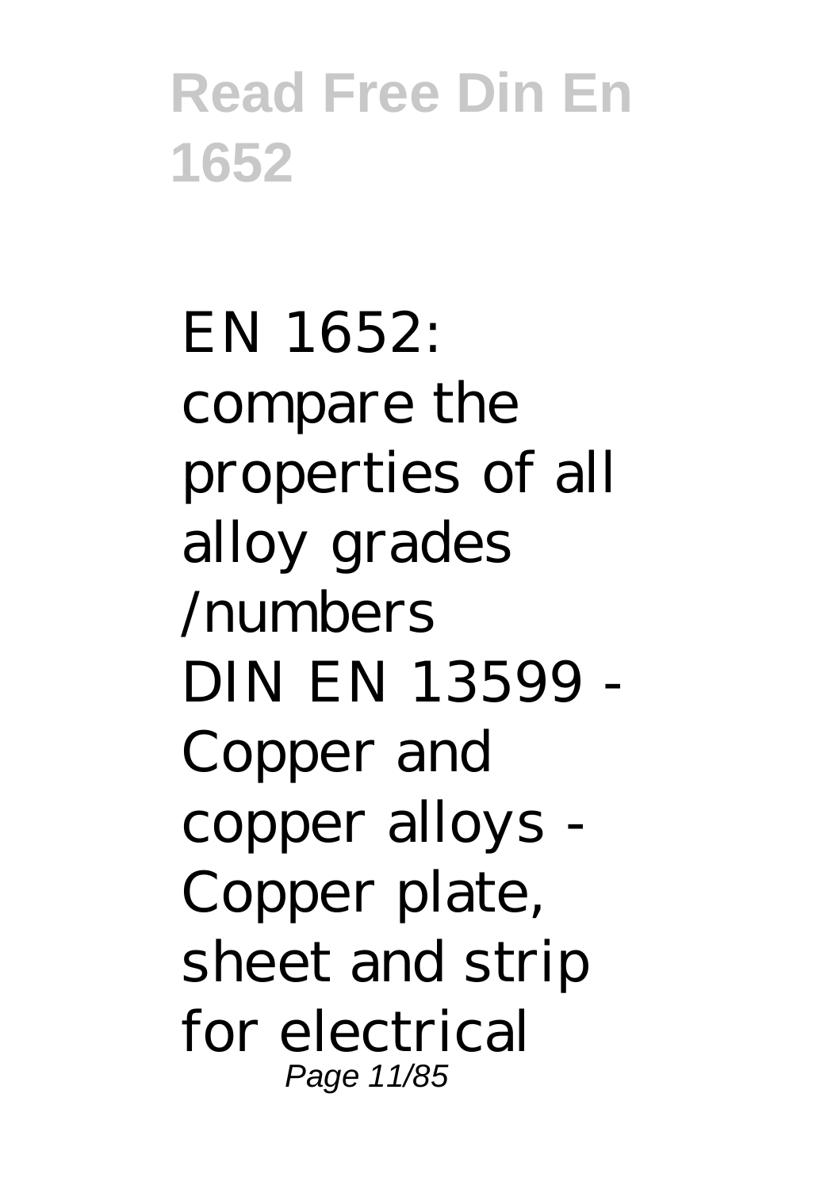EN 1652: compare the properties of all alloy grades /numbers
DIN EN 13599 - Copper and copper alloys - Copper plate, sheet and strip for electrical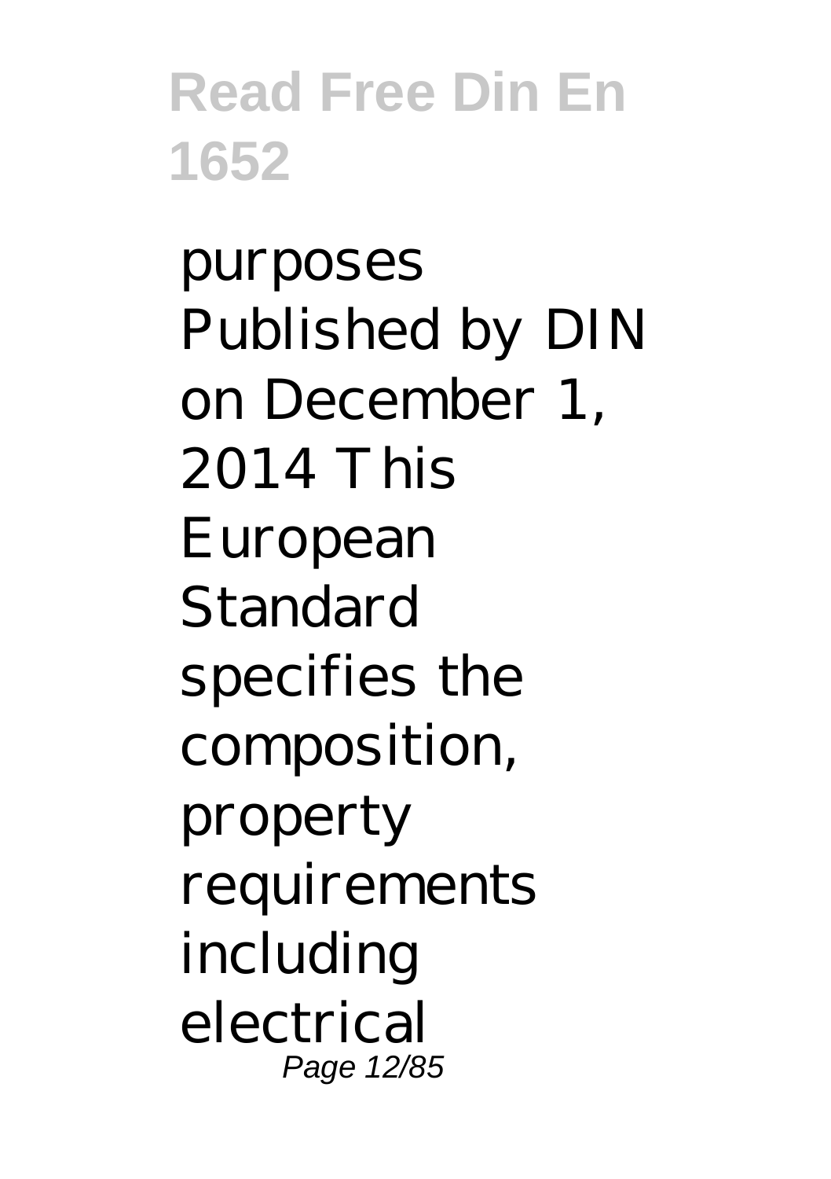purposes Published by DIN on December 1, 2014 This European Standard specifies the composition, property requirements including electrical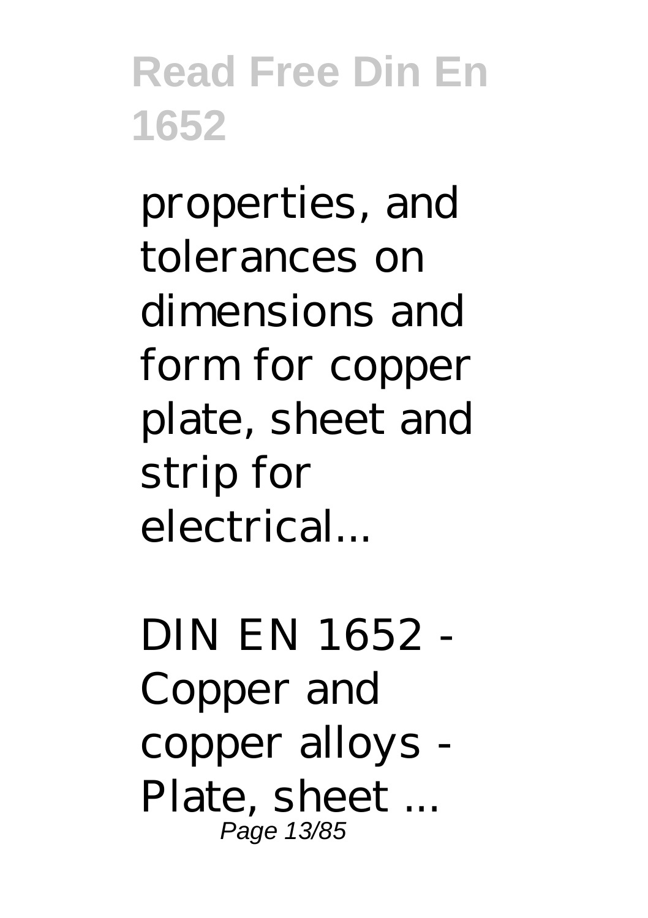properties, and tolerances on dimensions and form for copper plate, sheet and strip for electrical...

DIN EN 1652 - Copper and copper alloys - Plate, sheet ...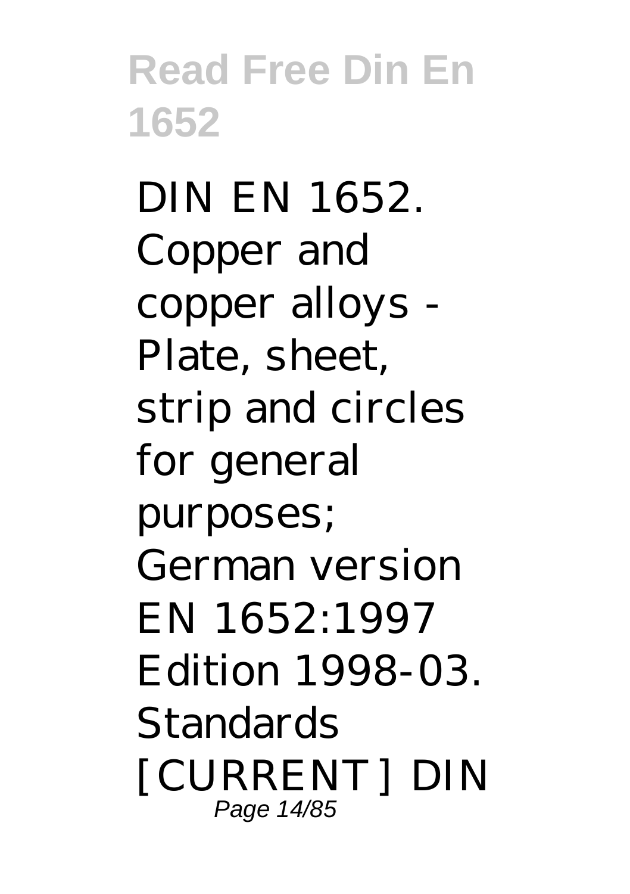DIN EN 1652. Copper and copper alloys - Plate, sheet, strip and circles for general purposes; German version EN 1652:1997 Edition 1998-03. Standards [CURRENT] DIN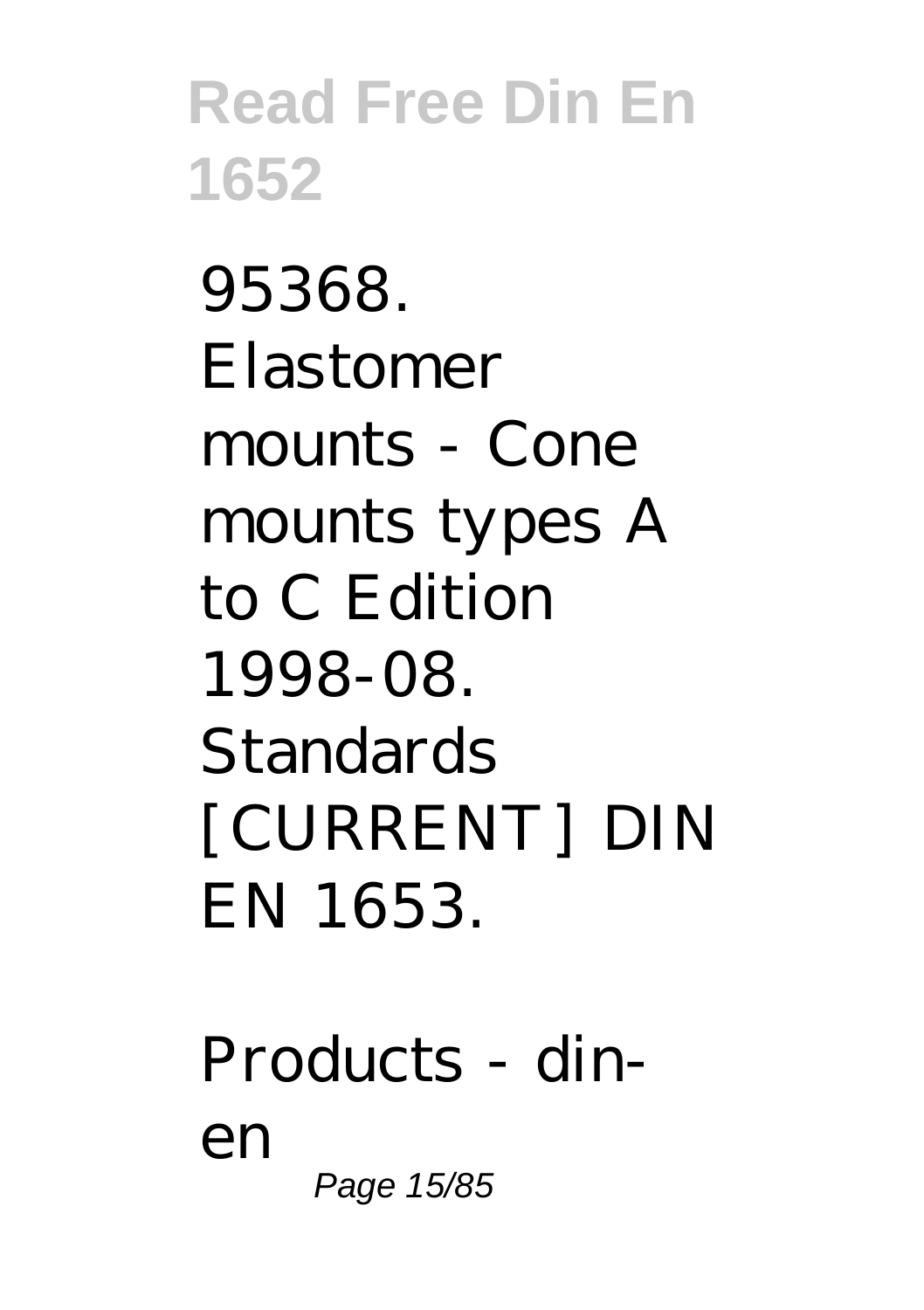95368. Elastomer mounts - Cone mounts types A to C Edition 1998-08. Standards [CURRENT] DIN EN 1653.

Products - din-en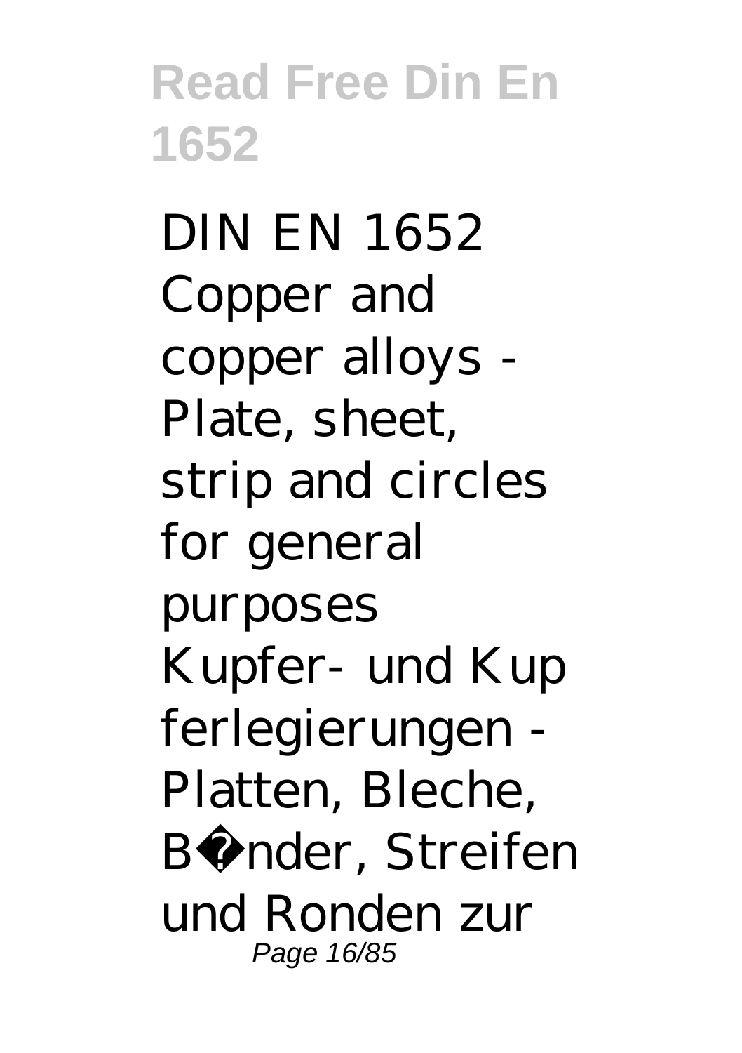DIN EN 1652 Copper and copper alloys - Plate, sheet, strip and circles for general purposes Kupfer- und Kupferlegierungen - Platten, Bleche, B�nder, Streifen und Ronden zur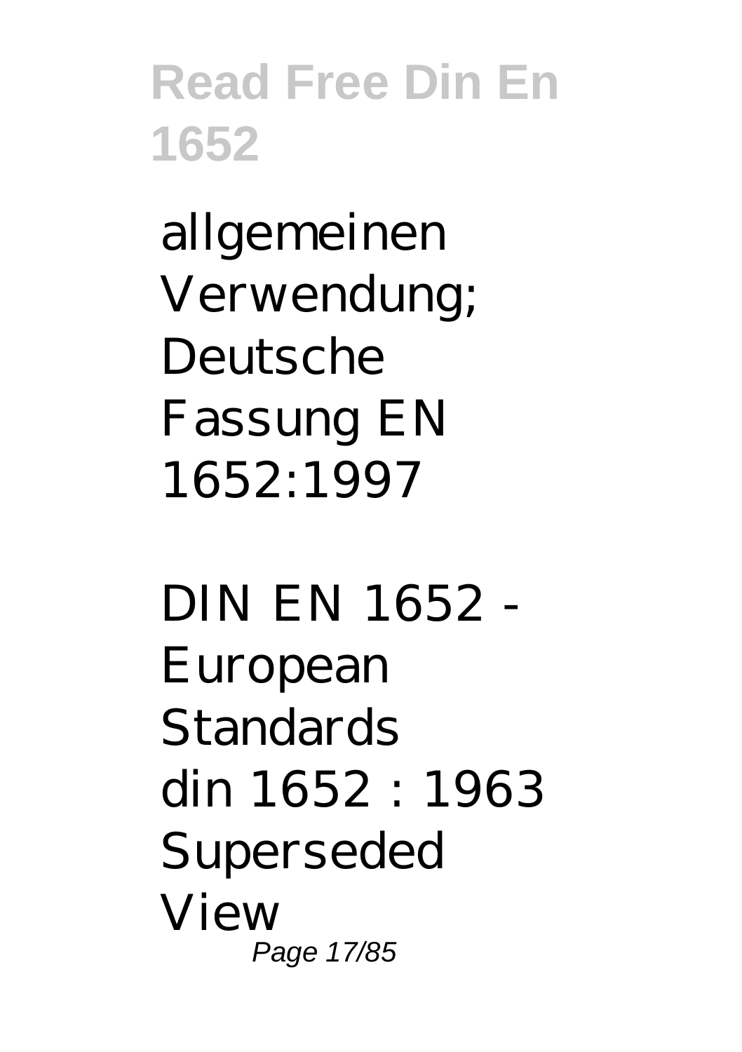allgemeinen Verwendung; Deutsche Fassung EN 1652:1997

DIN EN 1652 - European Standards
din 1652 : 1963 Superseded View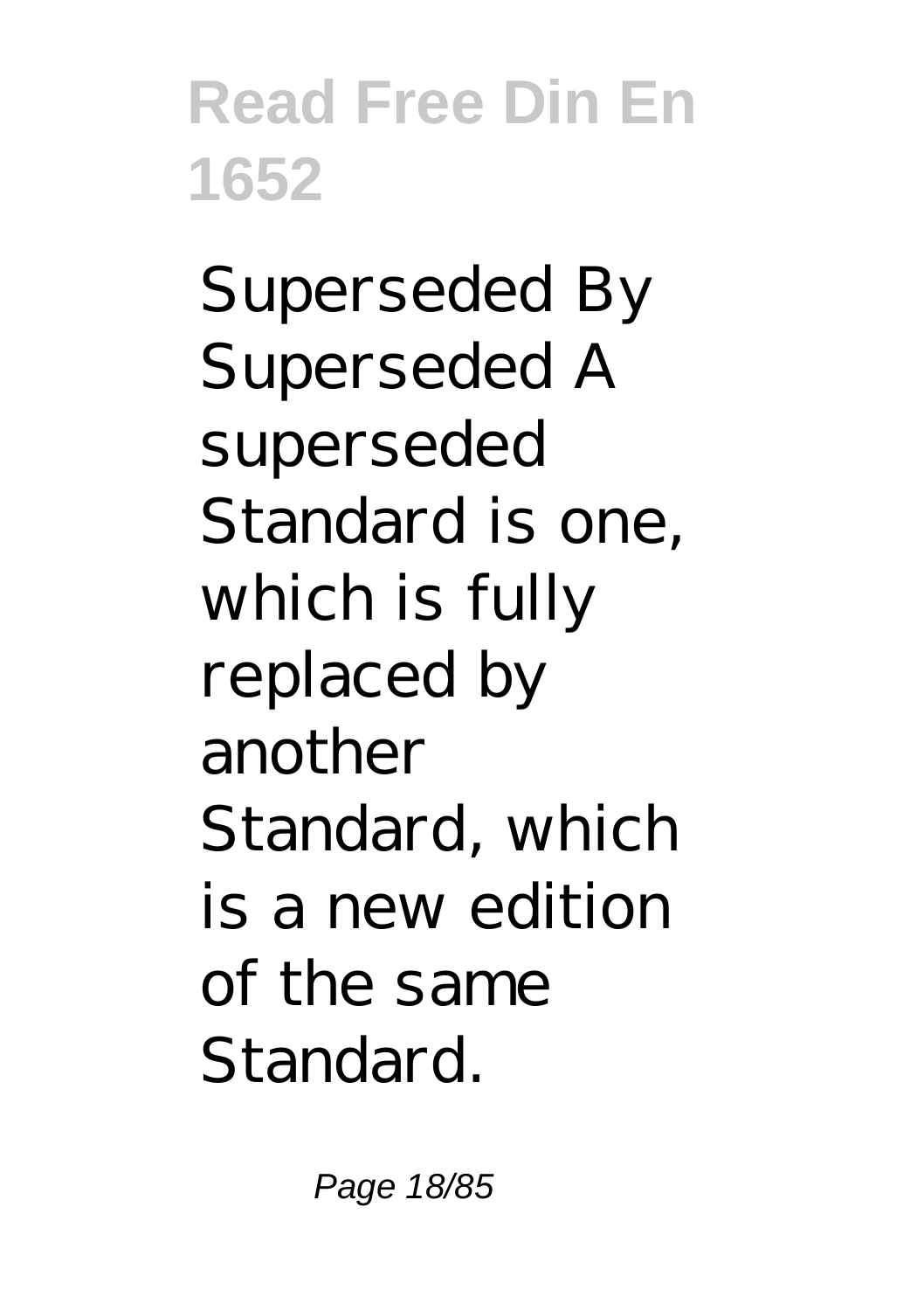Superseded By Superseded A superseded Standard is one, which is fully replaced by another Standard, which is a new edition of the same Standard.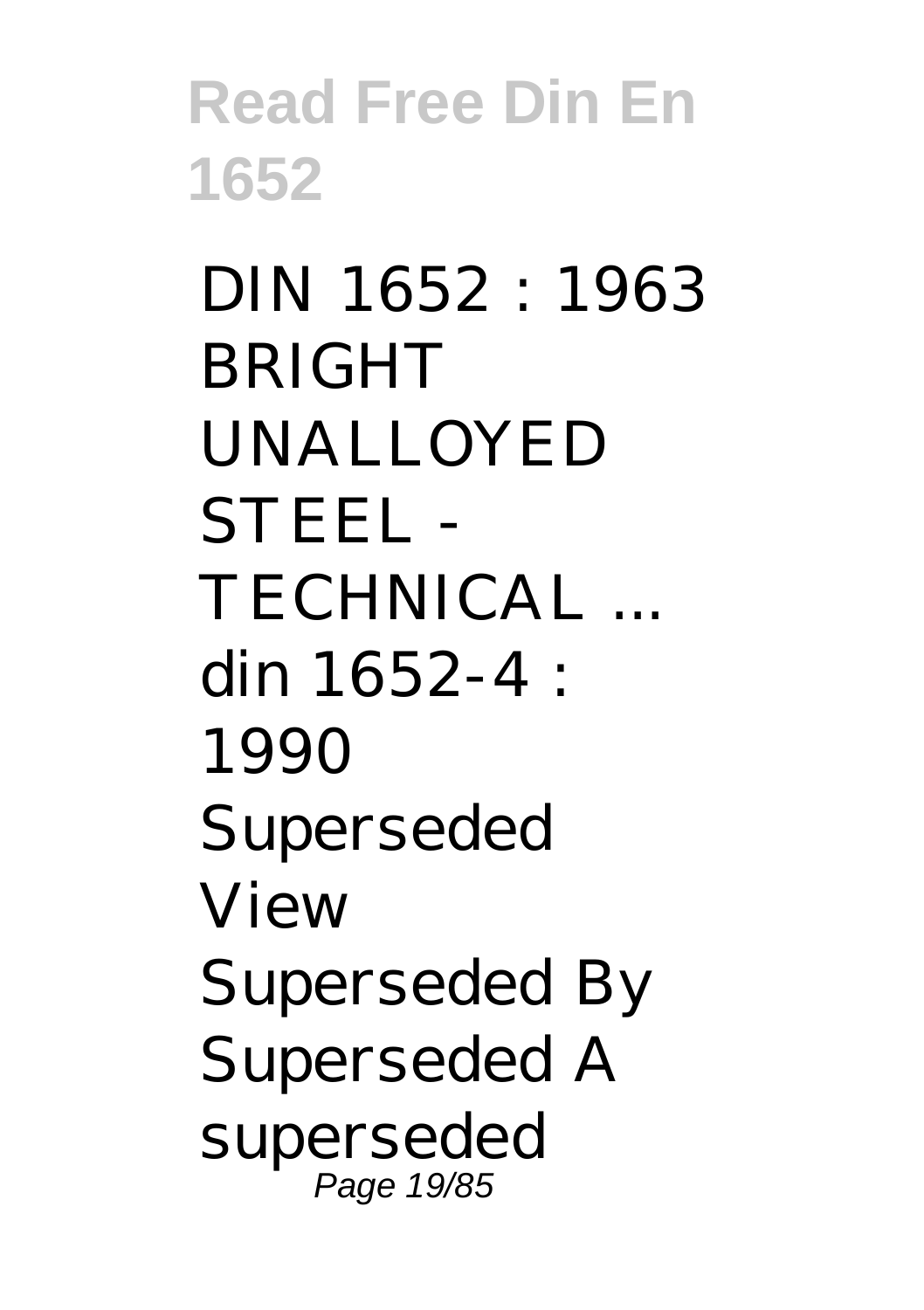DIN 1652 : 1963 BRIGHT UNALLOYED STEEL - TECHNICAL ...
din 1652-4 : 1990 Superseded View Superseded By Superseded A superseded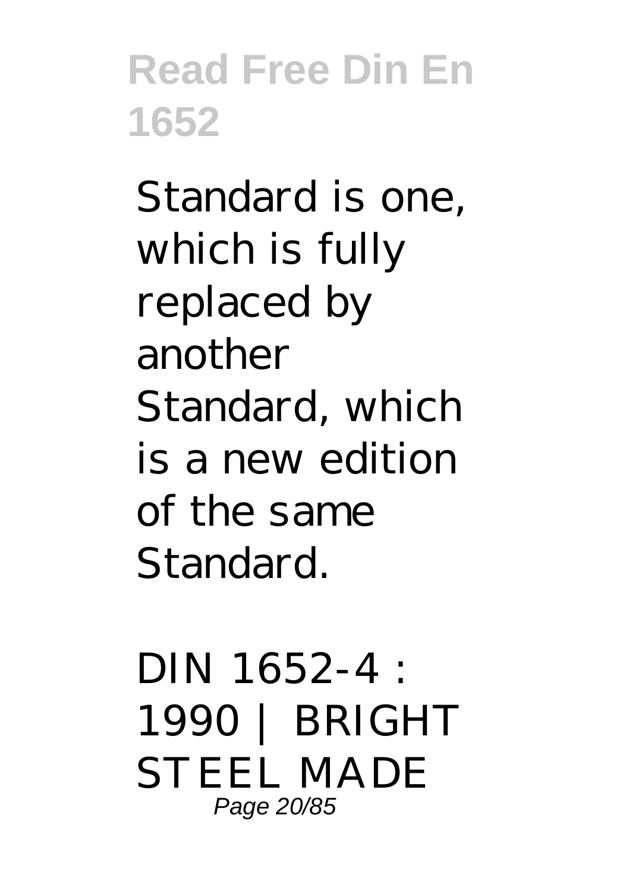Standard is one, which is fully replaced by another Standard, which is a new edition of the same Standard.

DIN 1652-4 : 1990 | BRIGHT STEEL MADE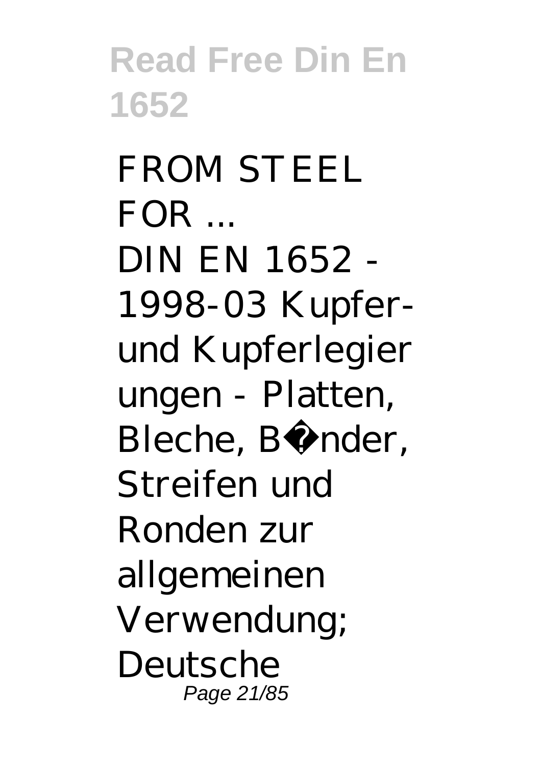FROM STEEL FOR ...

DIN EN 1652 - 1998-03 Kupfer- und Kupferlegierungen - Platten, Bleche, B�nder, Streifen und Ronden zur allgemeinen Verwendung; Deutsche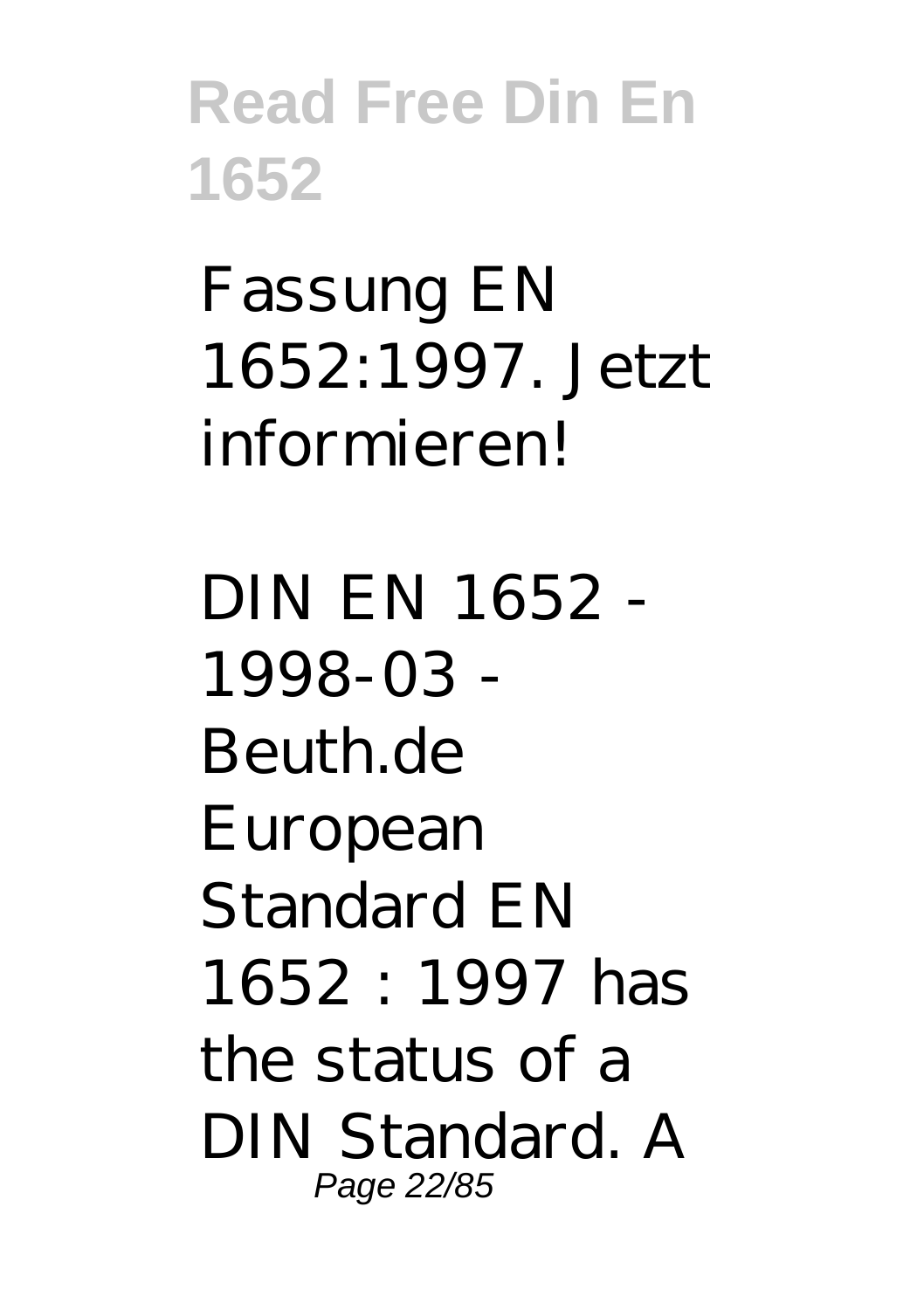Fassung EN 1652:1997. Jetzt informieren!

DIN EN 1652 - 1998-03 - Beuth.de

European Standard EN 1652 : 1997 has the status of a DIN Standard. A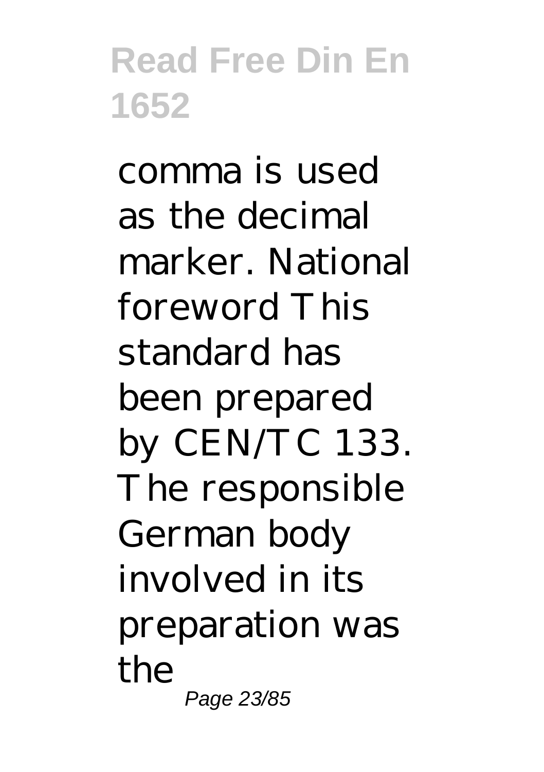comma is used as the decimal marker. National foreword This standard has been prepared by CEN/TC 133. The responsible German body involved in its preparation was the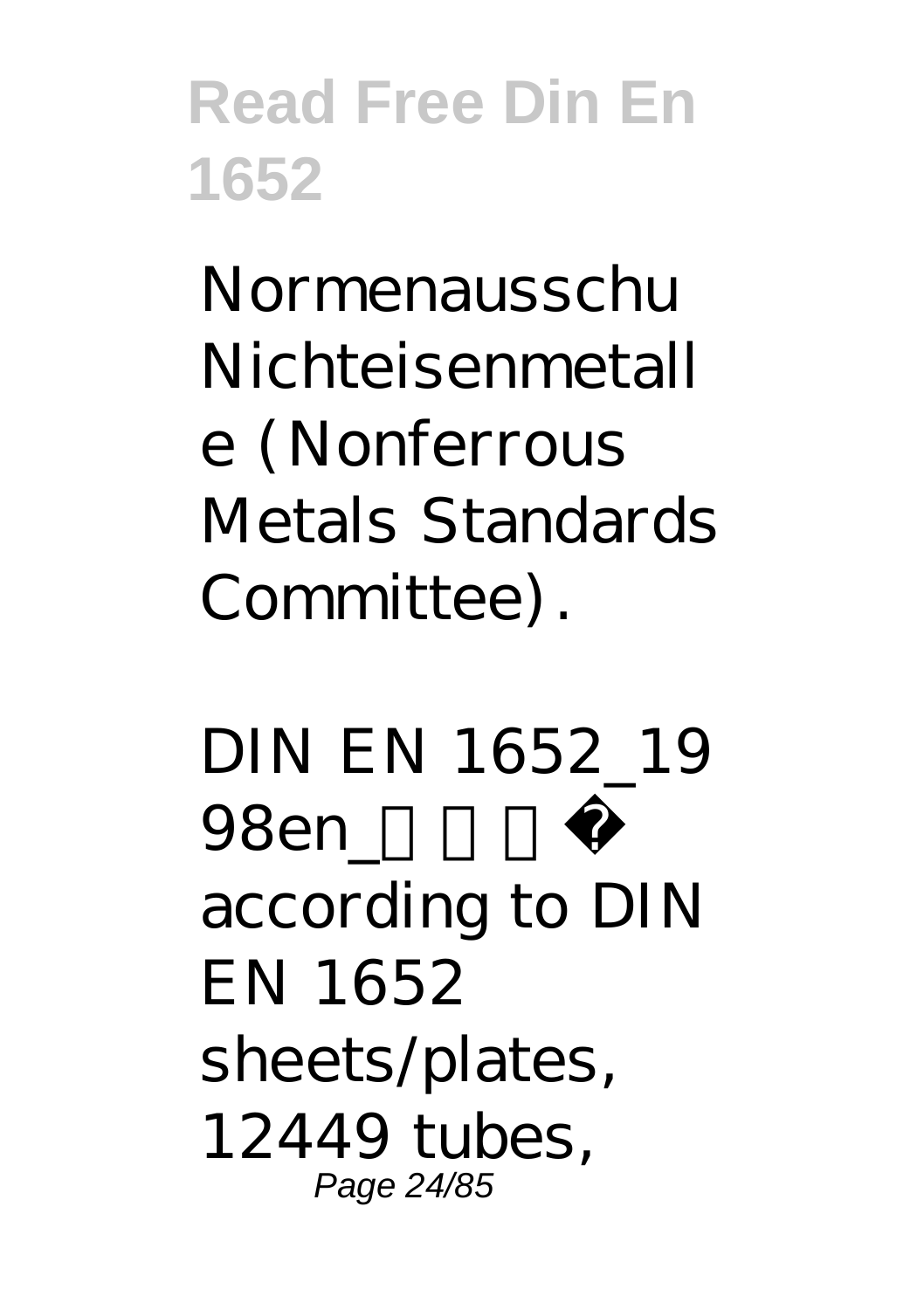Normenausschu Nichteisenmetalle (Nonferrous Metals Standards Committee).

DIN EN 1652_1998en_□□□� according to DIN EN 1652 sheets/plates, 12449 tubes,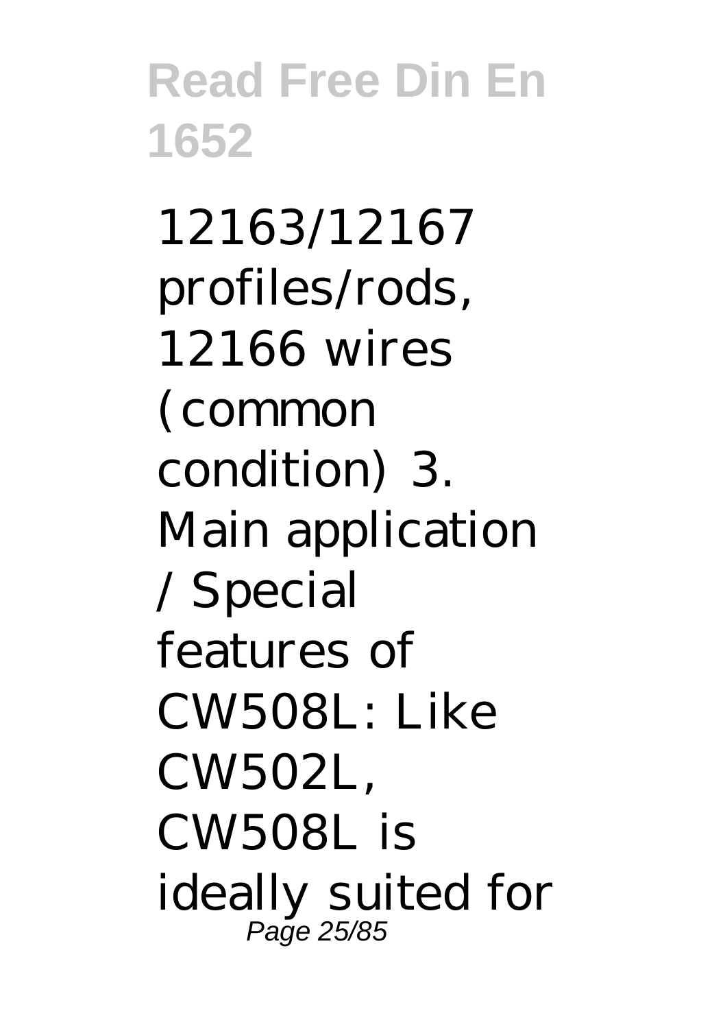12163/12167 profiles/rods, 12166 wires (common condition) 3. Main application / Special features of CW508L: Like CW502L, CW508L is ideally suited for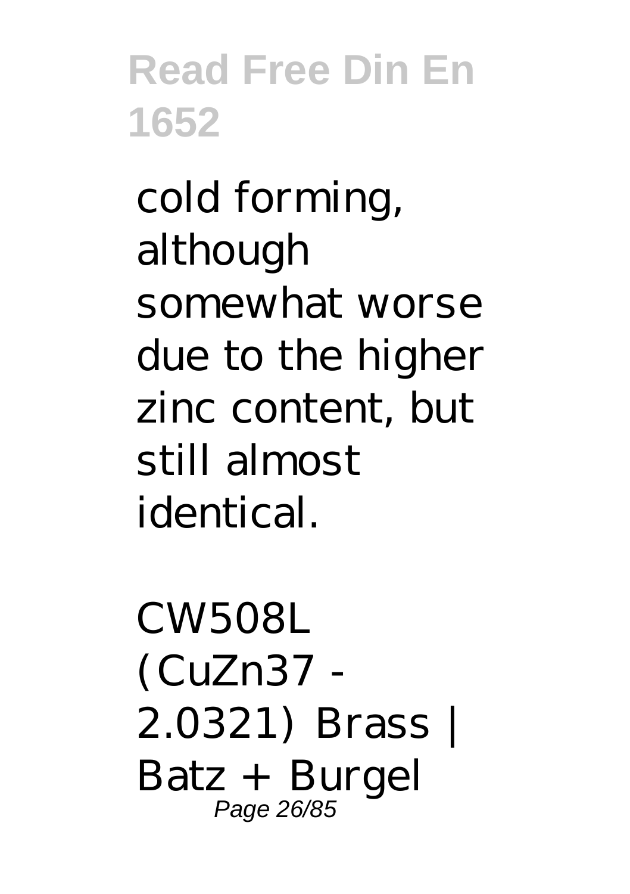cold forming, although somewhat worse due to the higher zinc content, but still almost identical.

CW508L (CuZn37 - 2.0321) Brass | Batz + Burgel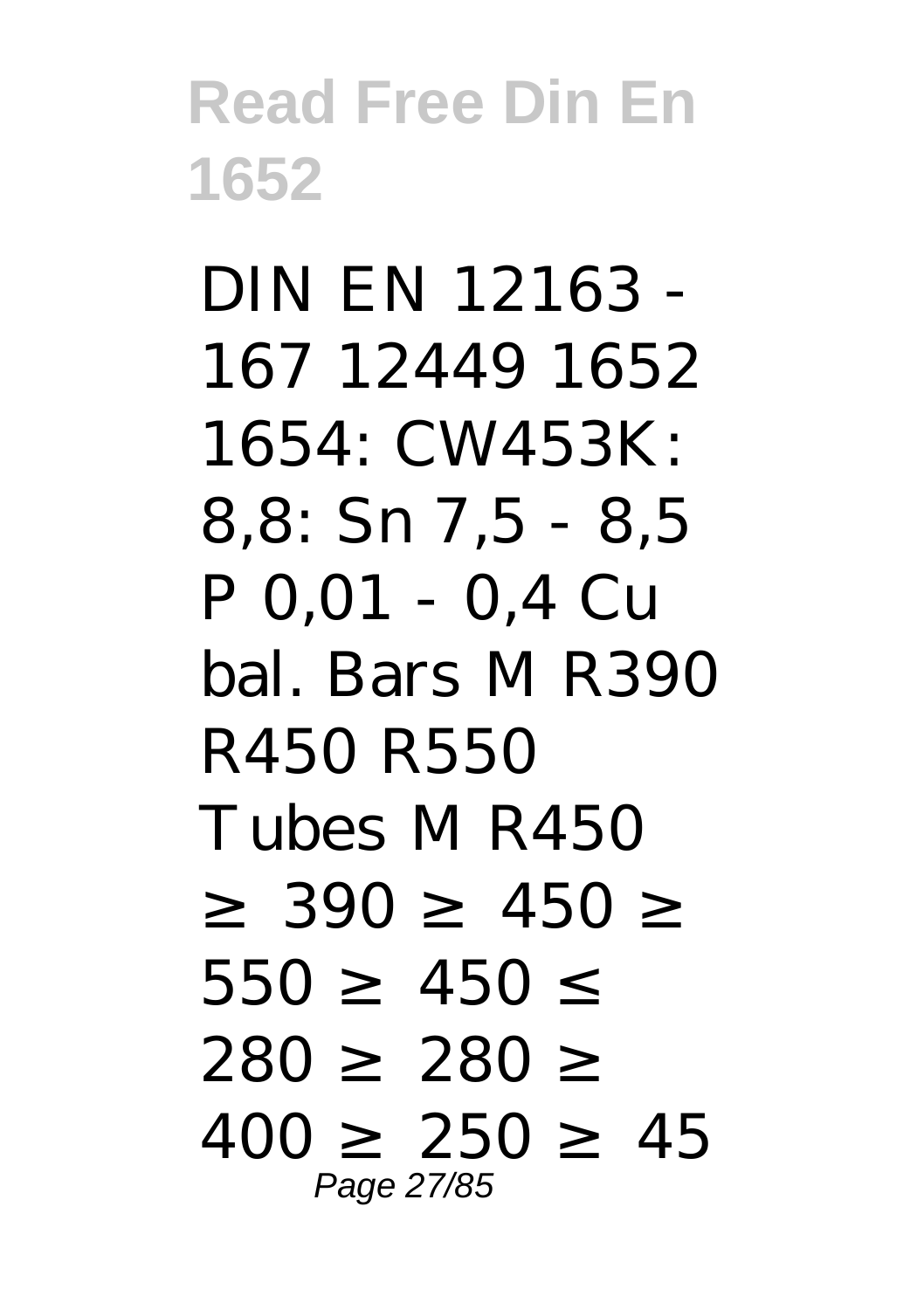DIN EN 12163 - 167 12449 1652 1654: CW453K: 8,8: Sn 7,5 - 8,5 P 0,01 - 0,4 Cu bal. Bars M R390 R450 R550 Tubes M R450 ≥ 390 ≥ 450 ≥ 550 ≥ 450 ≤ 280 ≥ 280 ≥ 400 ≥ 250 ≥ 45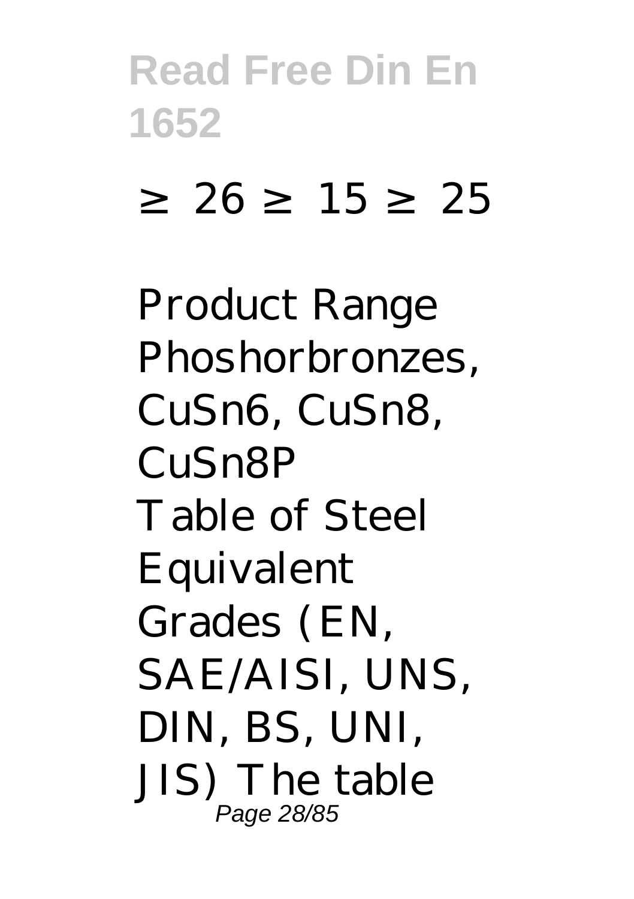≥ 26 ≥ 15 ≥ 25

Product Range Phoshorbronzes, CuSn6, CuSn8, CuSn8P

Table of Steel Equivalent Grades (EN, SAE/AISI, UNS, DIN, BS, UNI, JIS) The table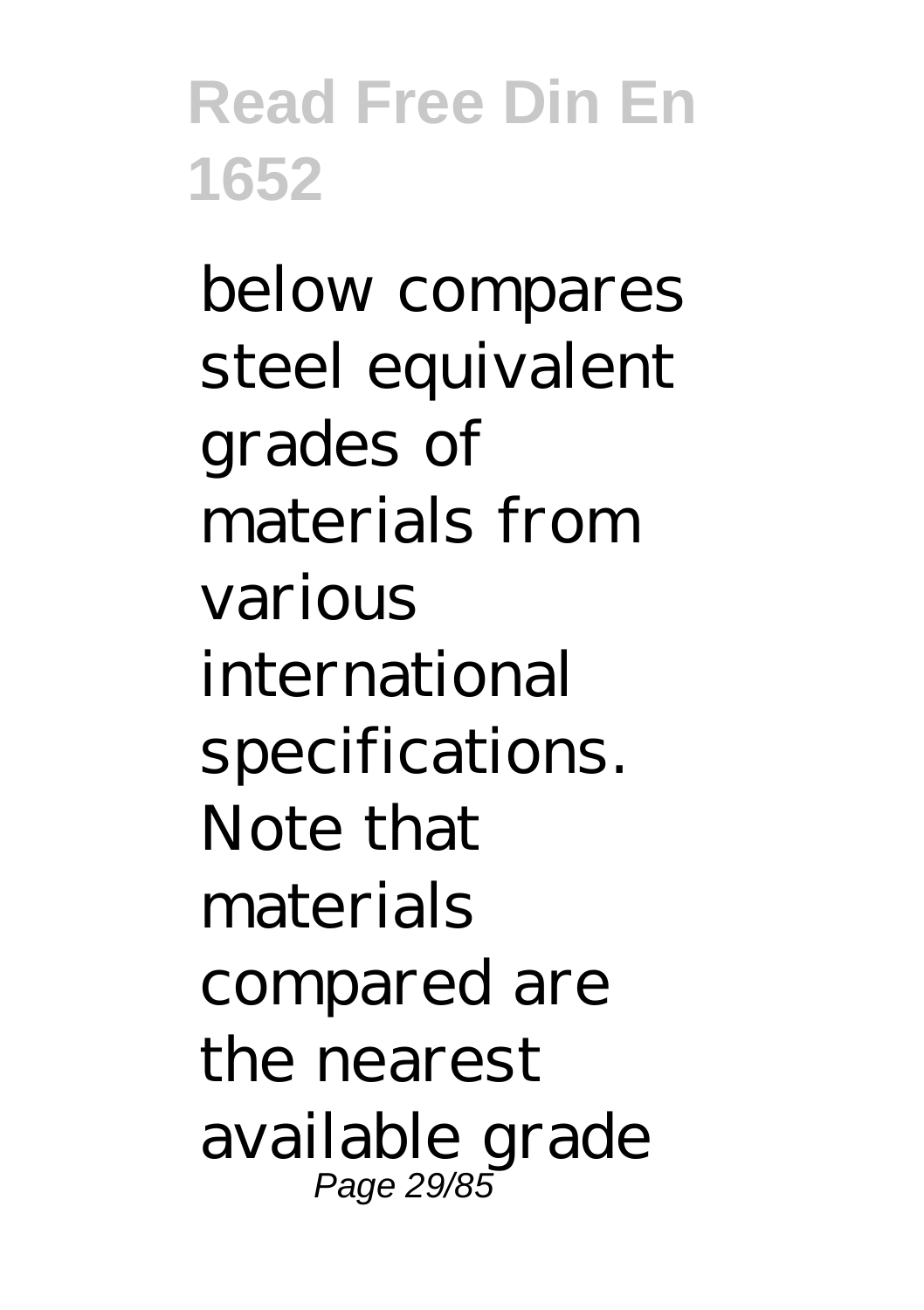below compares steel equivalent grades of materials from various international specifications. Note that materials compared are the nearest available grade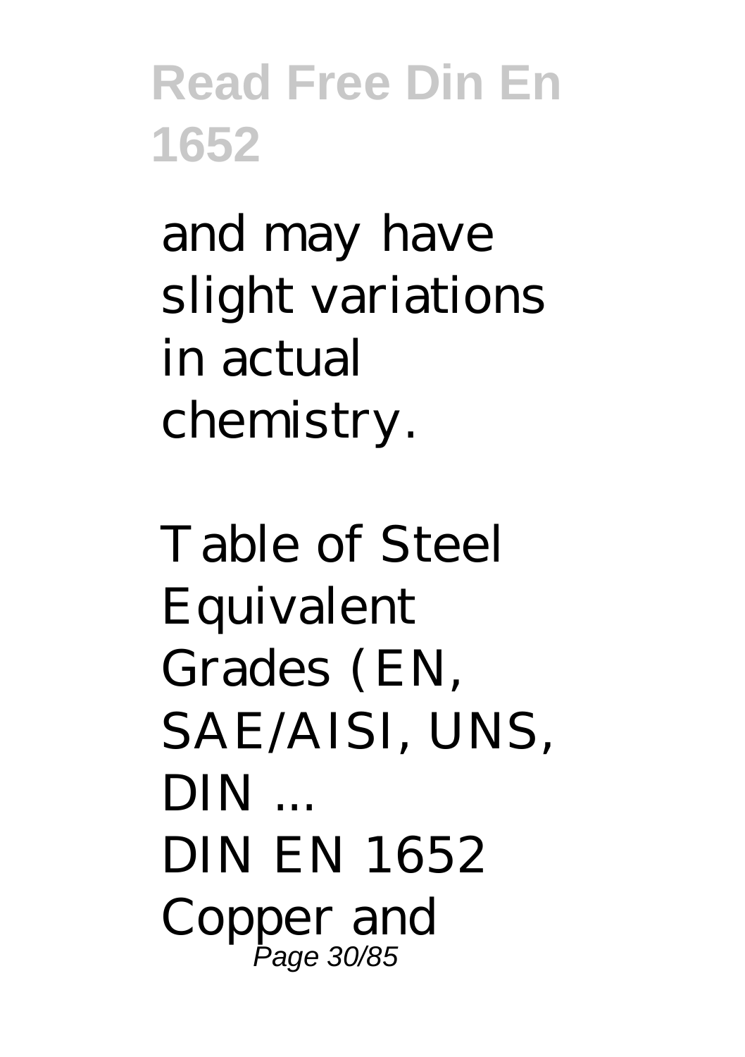and may have slight variations in actual chemistry.

Table of Steel Equivalent Grades (EN, SAE/AISI, UNS, DIN ...

DIN EN 1652 Copper and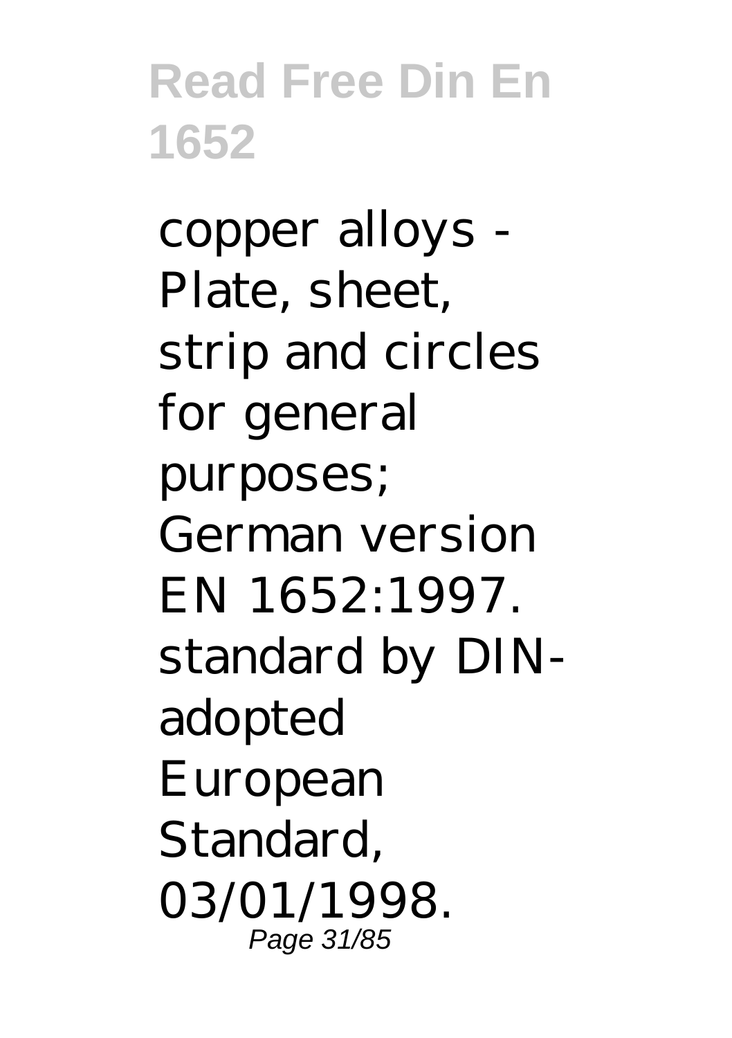copper alloys - Plate, sheet, strip and circles for general purposes; German version EN 1652:1997. standard by DIN-adopted European Standard, 03/01/1998.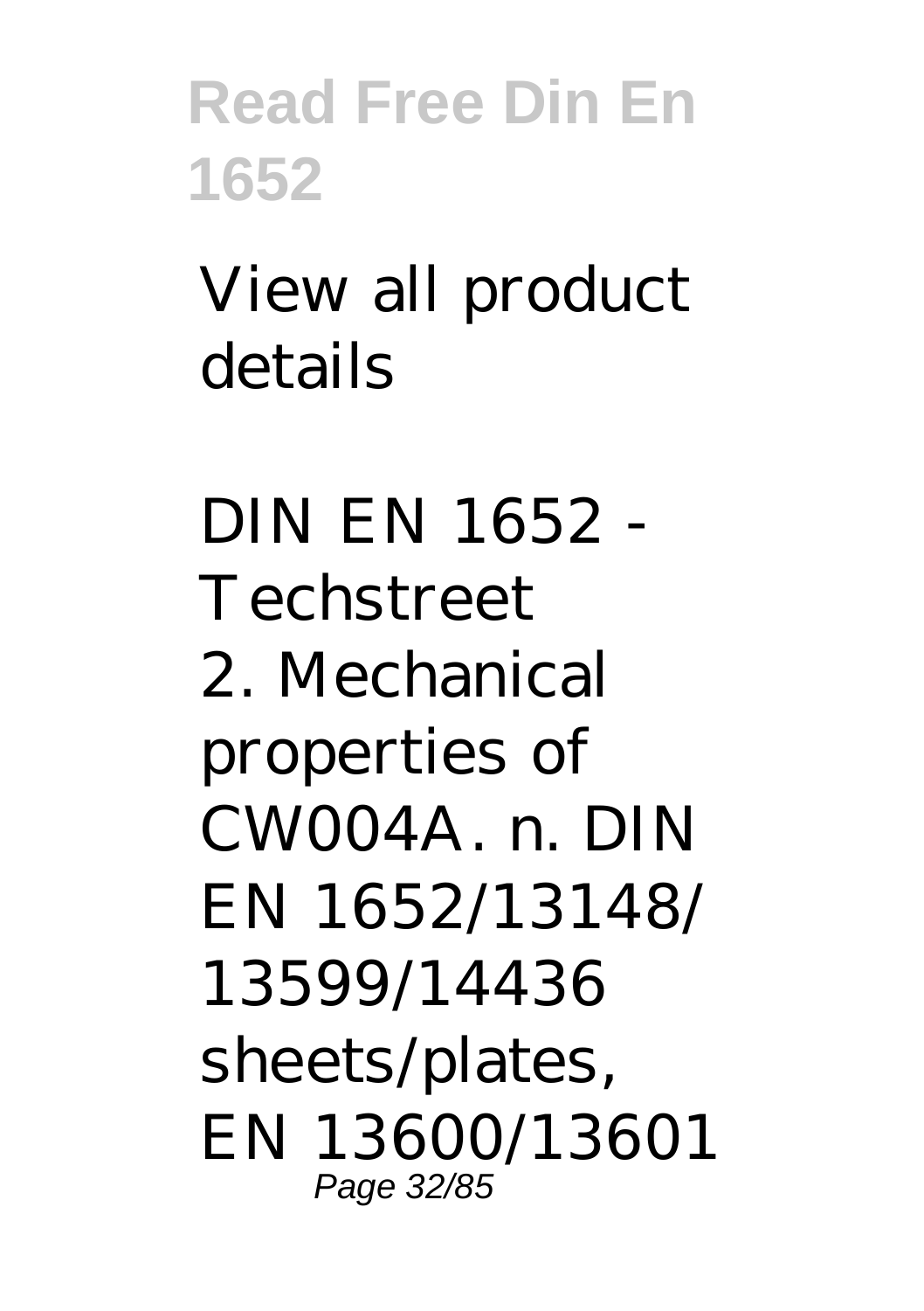View all product details

DIN EN 1652 - Techstreet
2. Mechanical properties of CW004A. n. DIN EN 1652/13148/ 13599/14436 sheets/plates, EN 13600/13601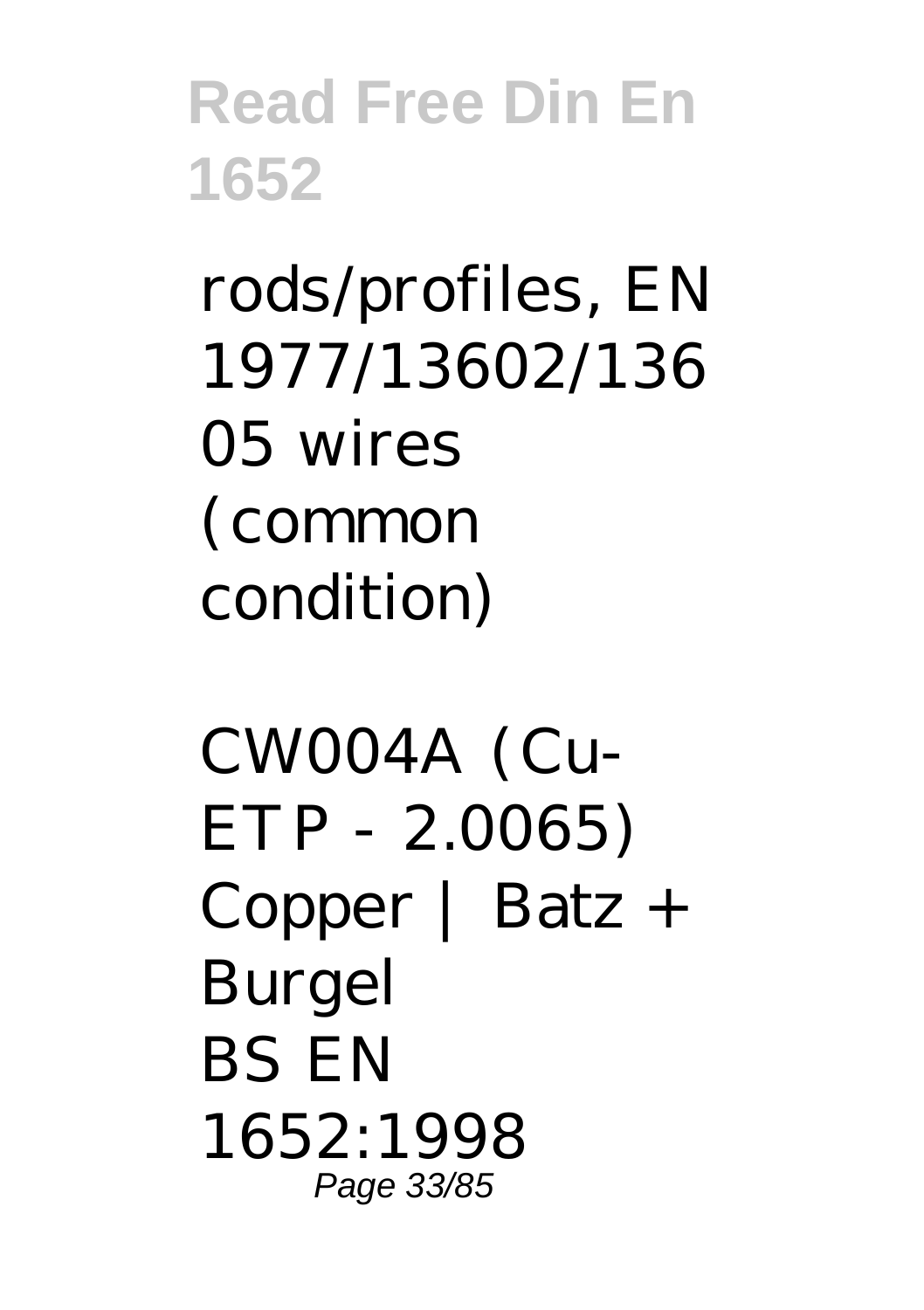rods/profiles, EN 1977/13602/13605 wires (common condition)

CW004A (Cu-ETP - 2.0065) Copper | Batz + Burgel
BS EN 1652:1998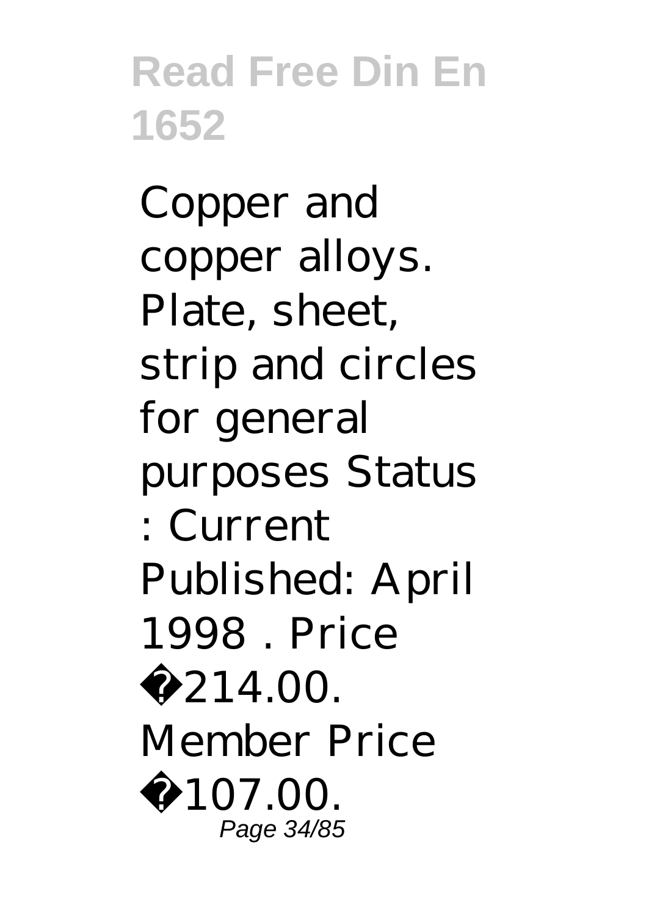Copper and copper alloys. Plate, sheet, strip and circles for general purposes Status : Current Published: April 1998 . Price �214.00. Member Price �107.00.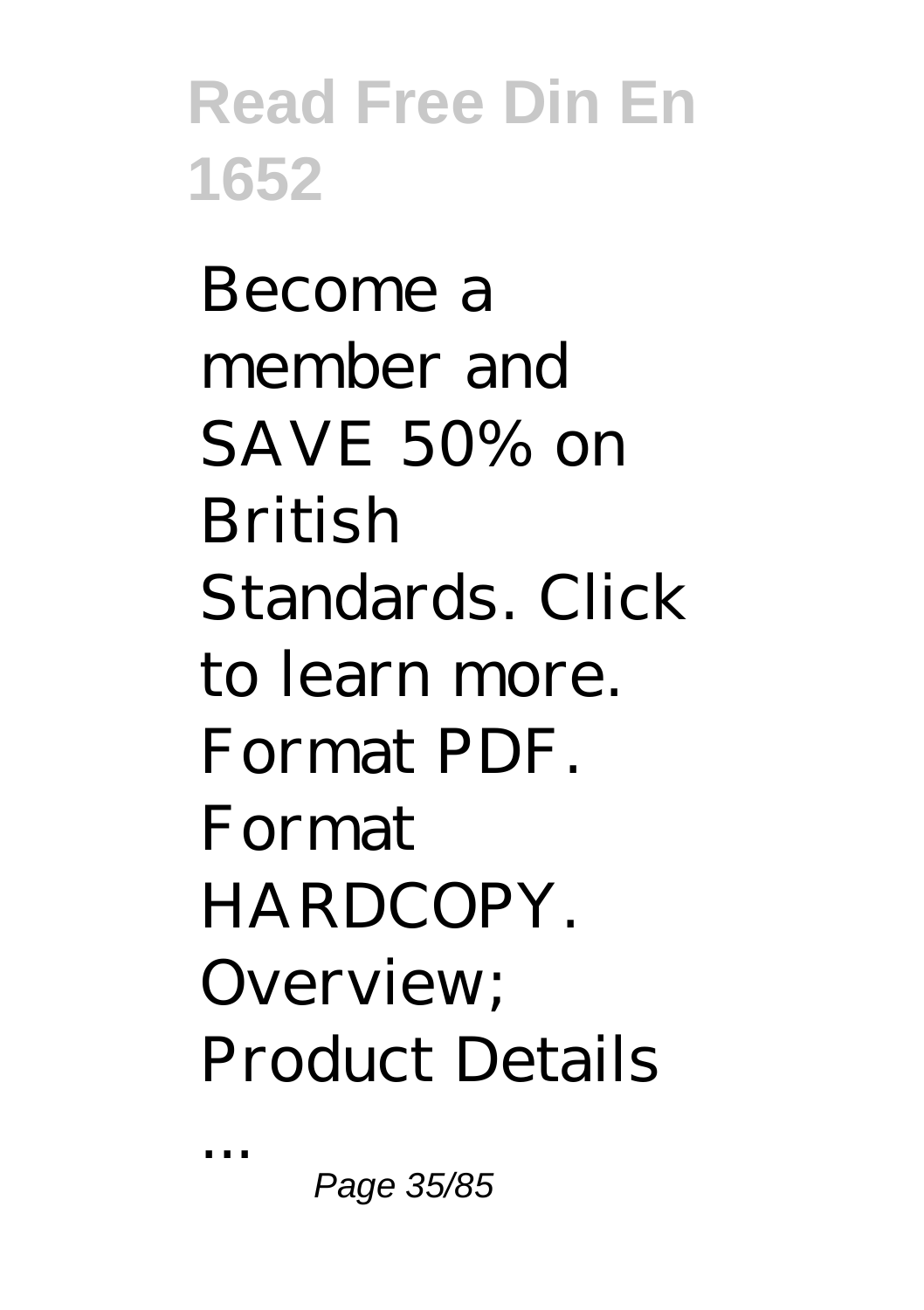Become a member and SAVE 50% on British Standards. Click to learn more. Format PDF. Format HARDCOPY. Overview; Product Details ...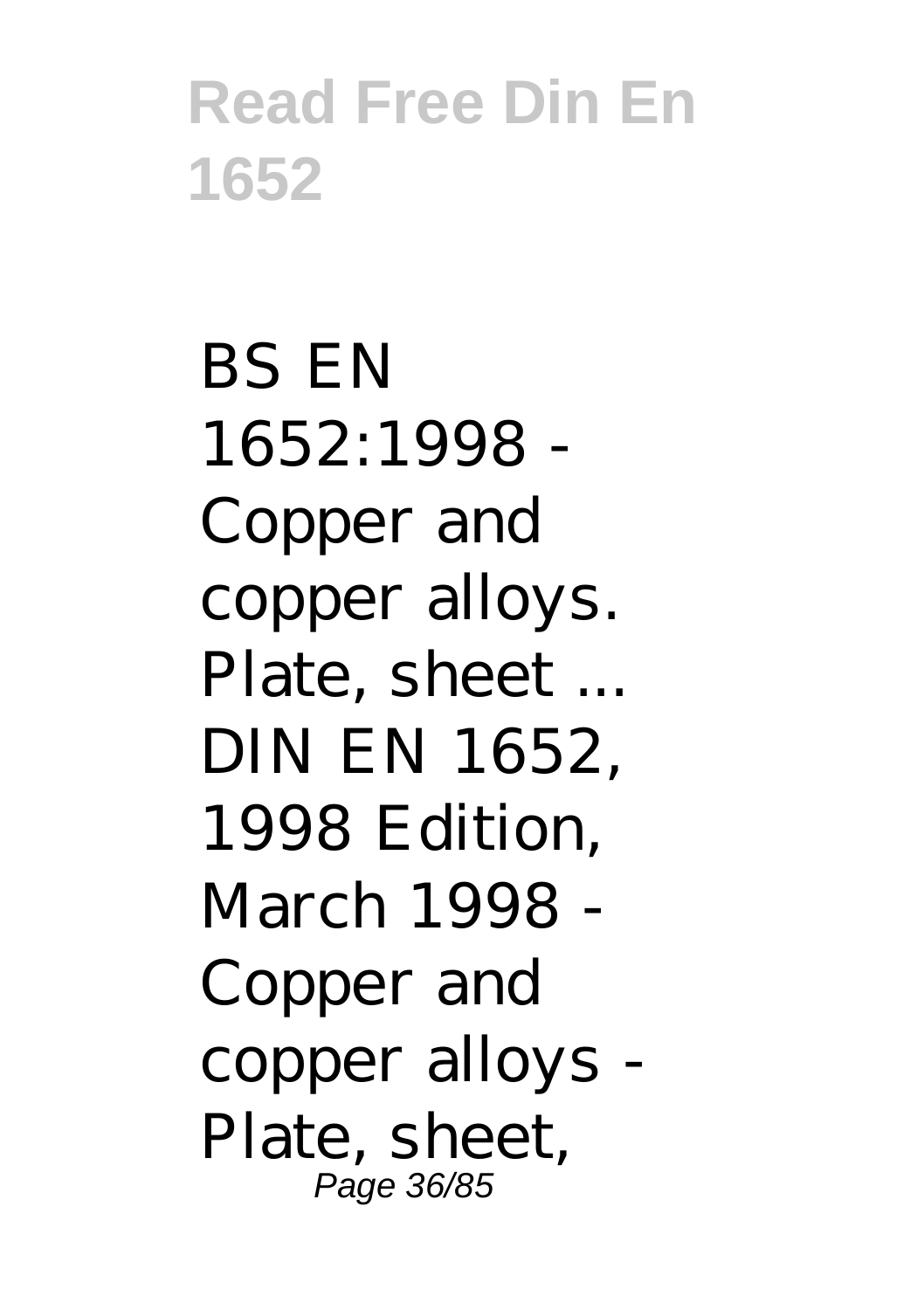BS EN 1652:1998 - Copper and copper alloys. Plate, sheet ...
DIN EN 1652, 1998 Edition, March 1998 - Copper and copper alloys - Plate, sheet,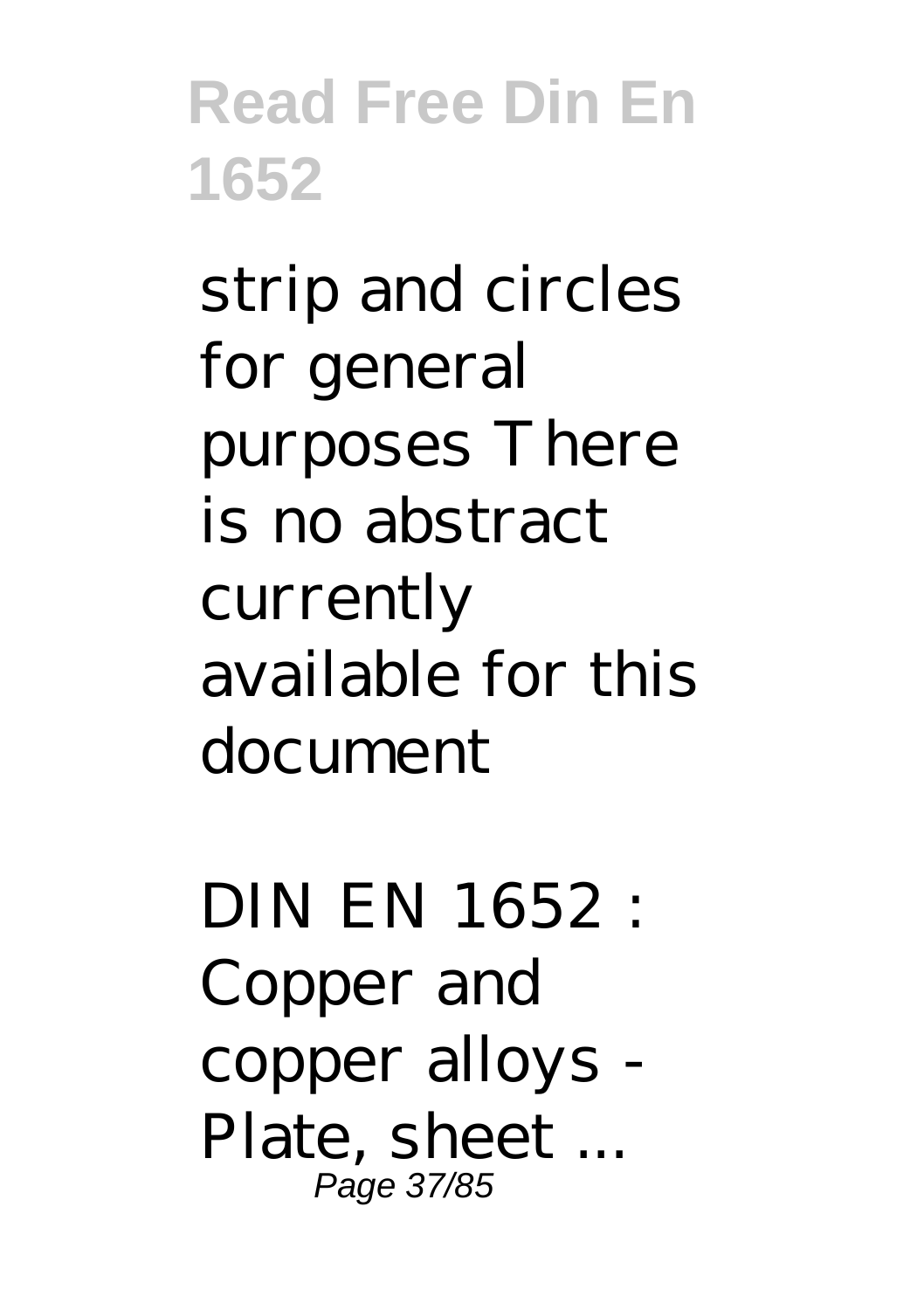strip and circles for general purposes There is no abstract currently available for this document

DIN EN 1652 : Copper and copper alloys - Plate, sheet ...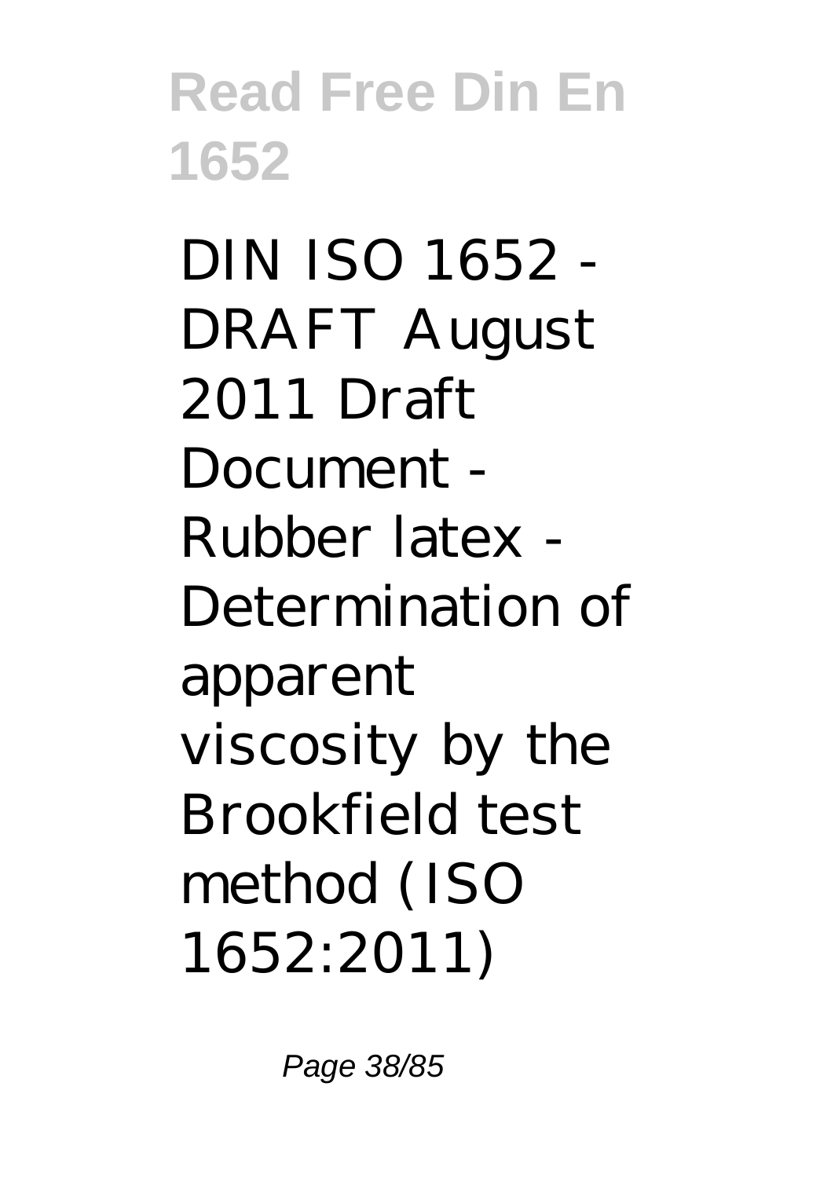DIN ISO 1652 - DRAFT August 2011 Draft Document - Rubber latex - Determination of apparent viscosity by the Brookfield test method (ISO 1652:2011)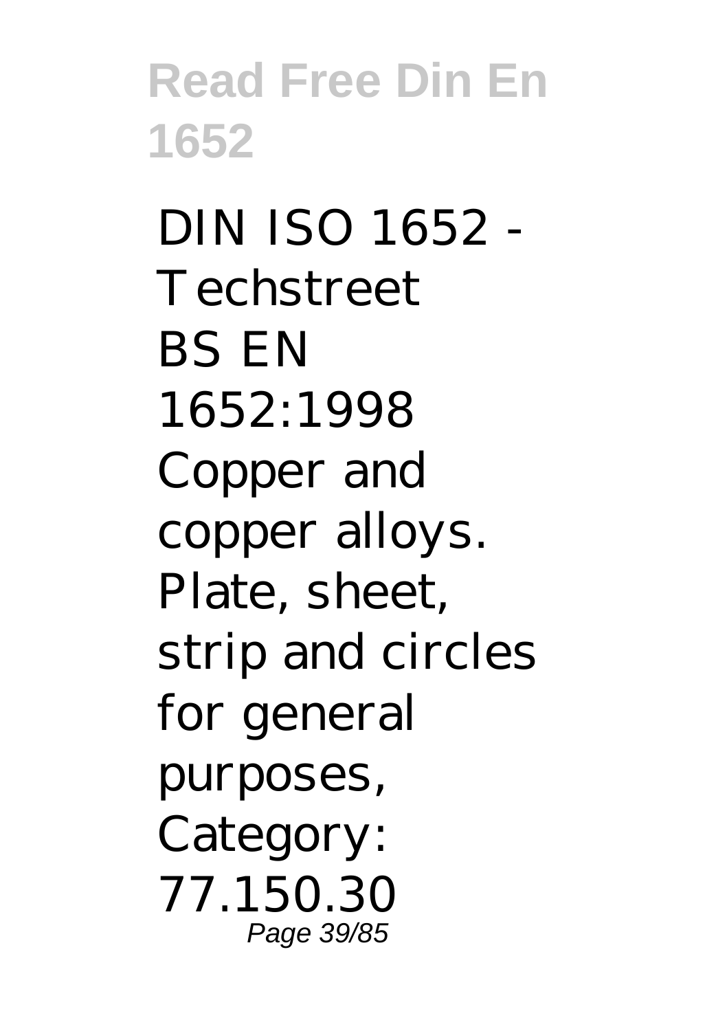DIN ISO 1652 - Techstreet
BS EN 1652:1998 Copper and copper alloys. Plate, sheet, strip and circles for general purposes, Category: 77.150.30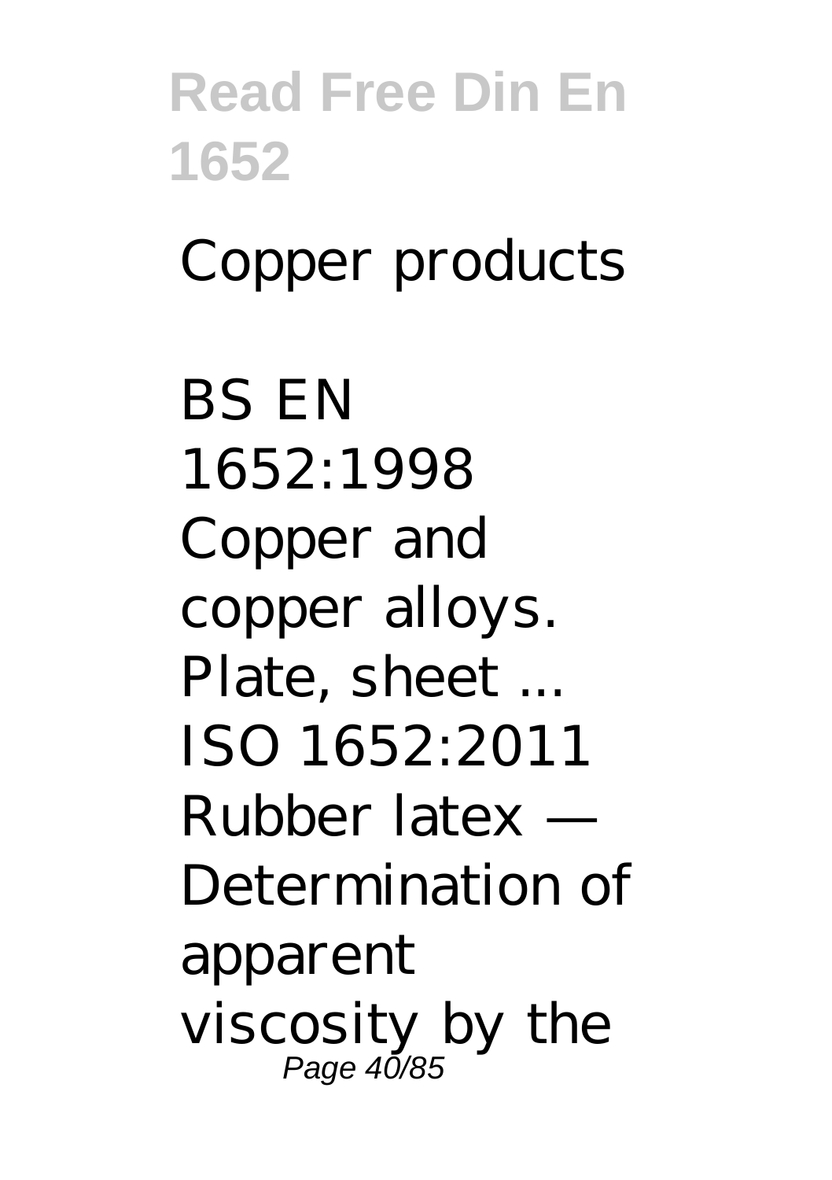Copper products

BS EN 1652:1998 Copper and copper alloys. Plate, sheet ... ISO 1652:2011 Rubber latex — Determination of apparent viscosity by the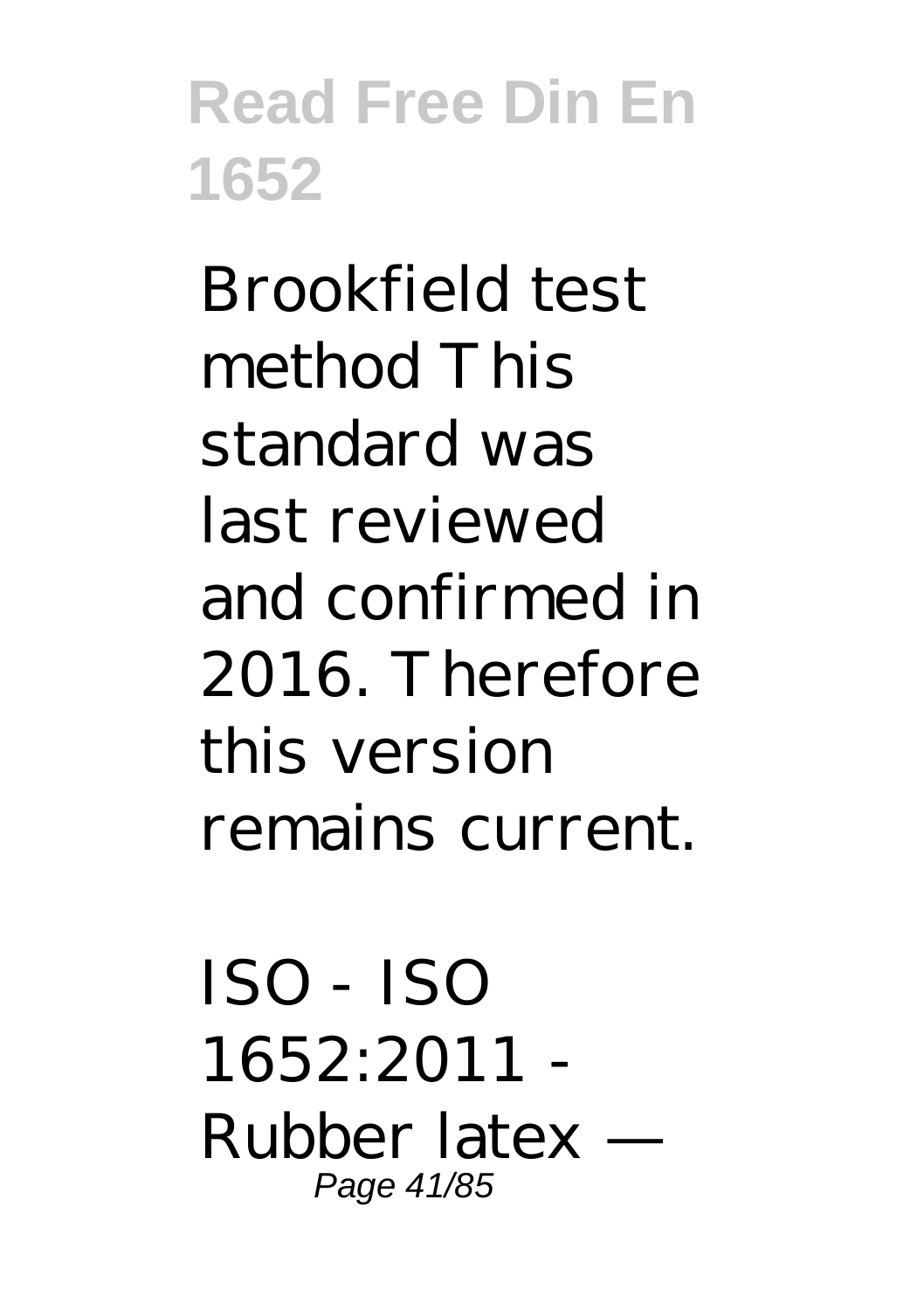Brookfield test method This standard was last reviewed and confirmed in 2016. Therefore this version remains current.

ISO - ISO 1652:2011 - Rubber latex —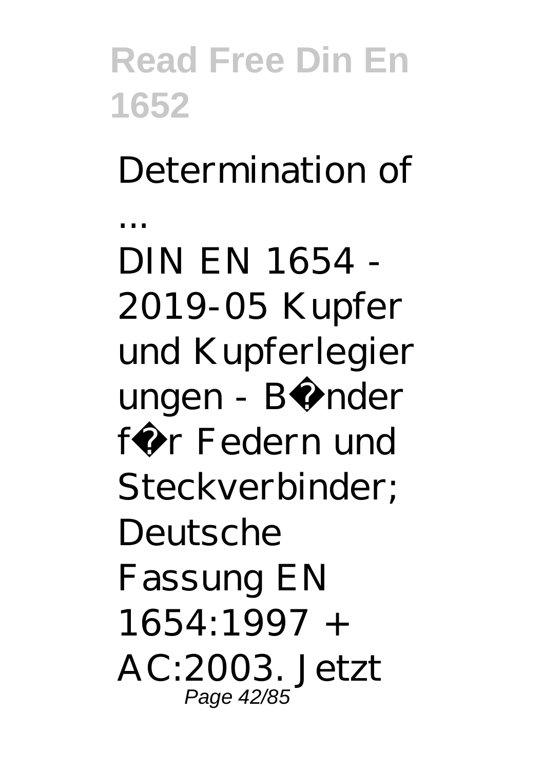Determination of ...

DIN EN 1654 - 2019-05 Kupfer und Kupferlegierungen - B�nder f�r Federn und Steckverbinder; Deutsche Fassung EN 1654:1997 + AC:2003. Jetzt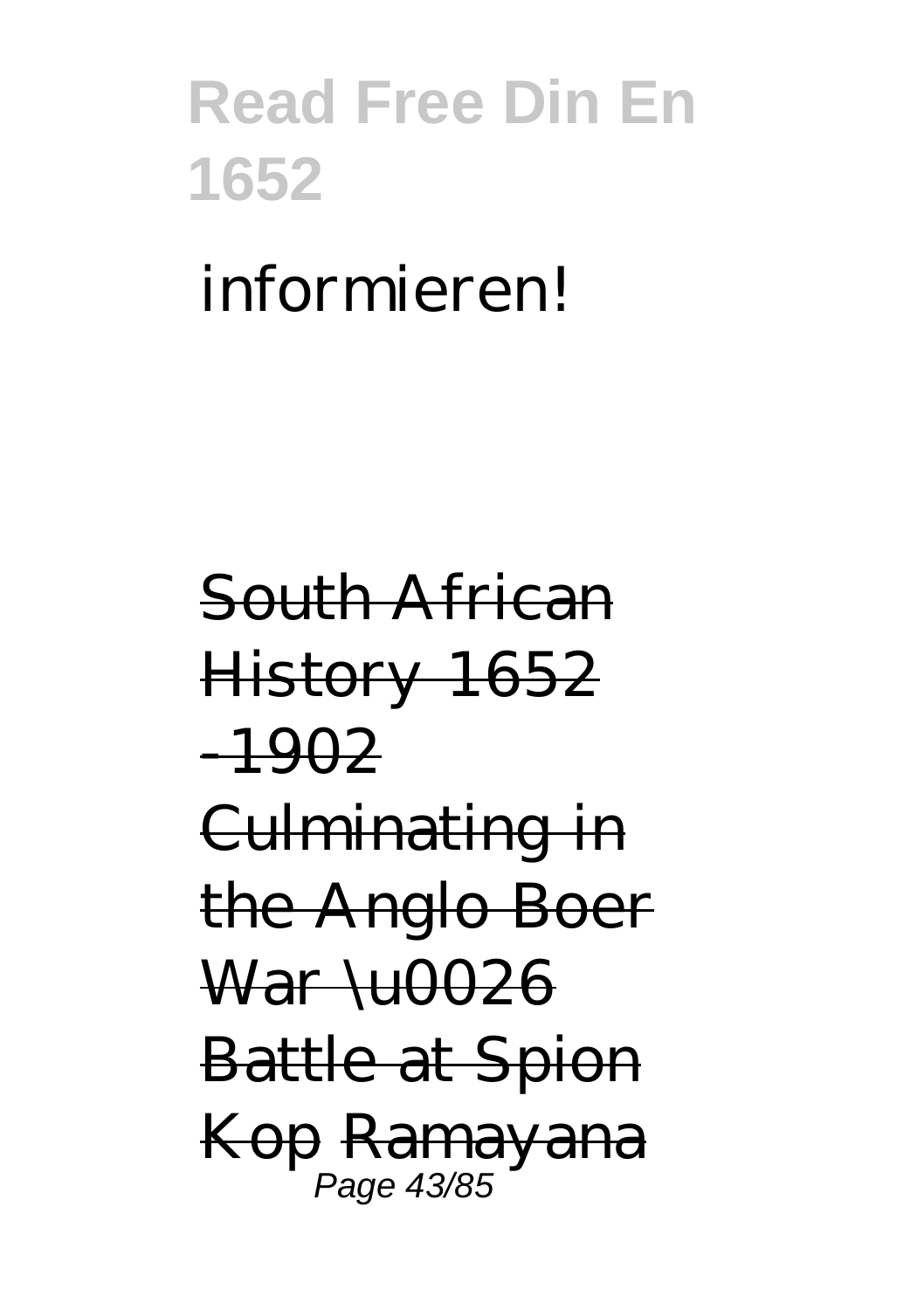informieren!

~~South African History 1652 -1902 Culminating in the Anglo Boer War \u0026 Battle at Spion Kop~~ ~~Ramayana~~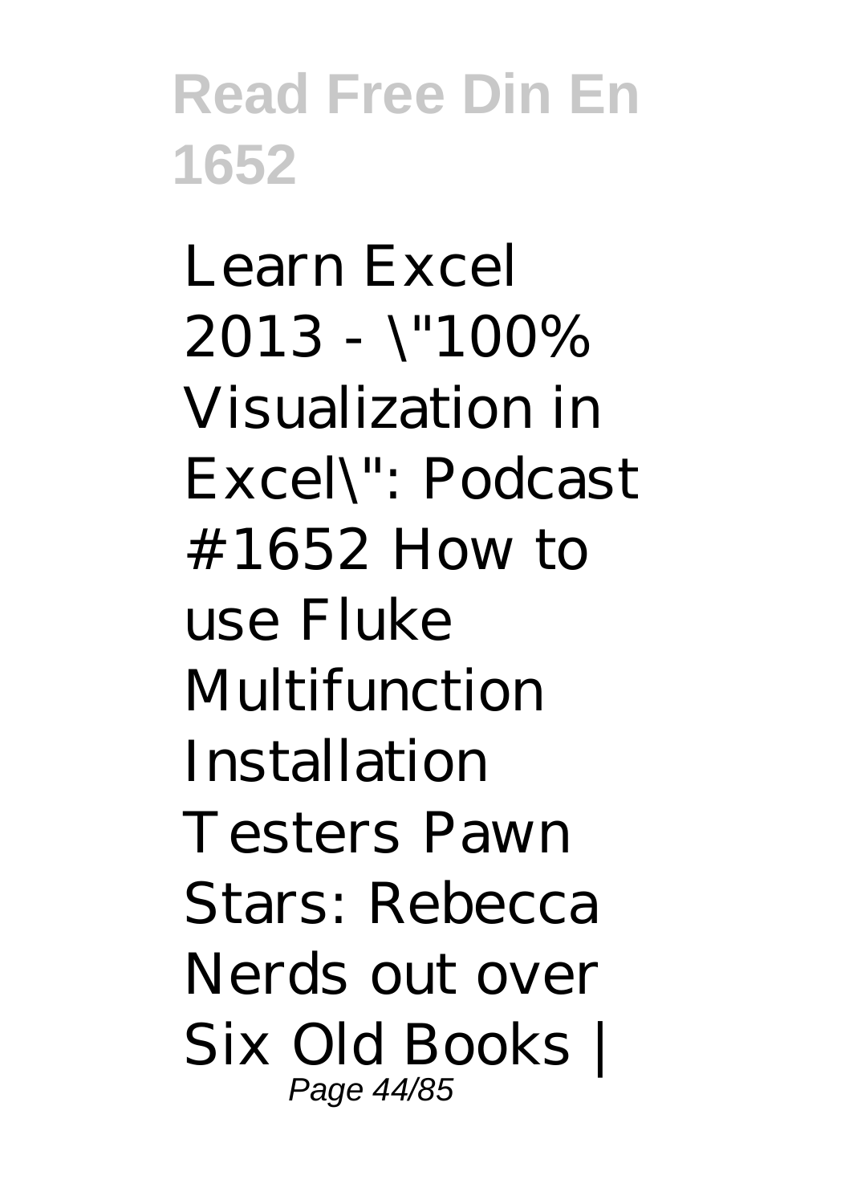Learn Excel 2013 - \"100% Visualization in Excel\": Podcast #1652 How to use Fluke Multifunction Installation Testers Pawn Stars: Rebecca Nerds out over Six Old Books |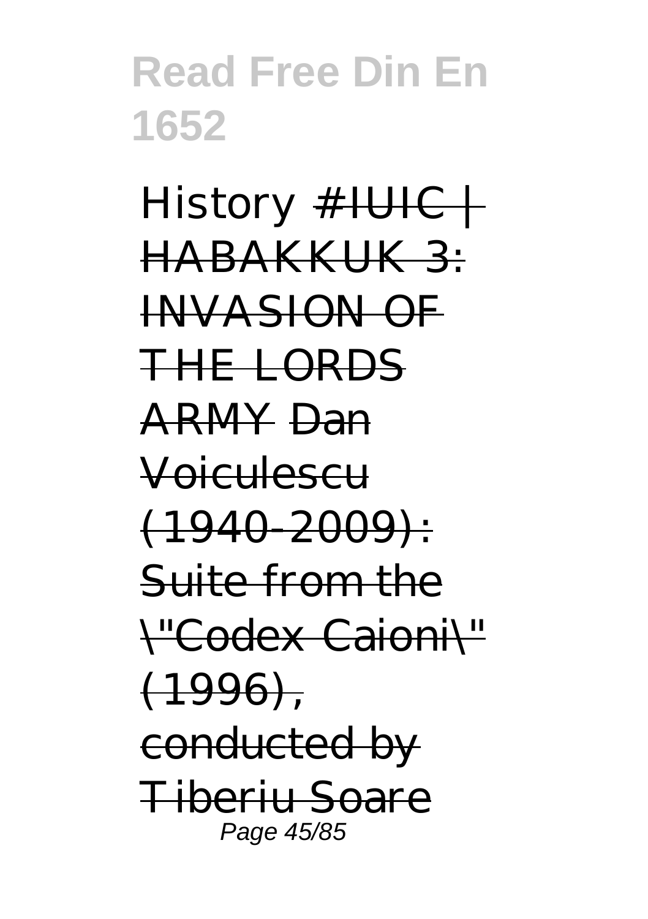History ~~#IUIC | HABAKKUK 3: INVASION OF THE LORDS ARMY~~ ~~Dan Voiculescu (1940-2009): Suite from the \"Codex Caioni\" (1996), conducted by Tiberiu Soare~~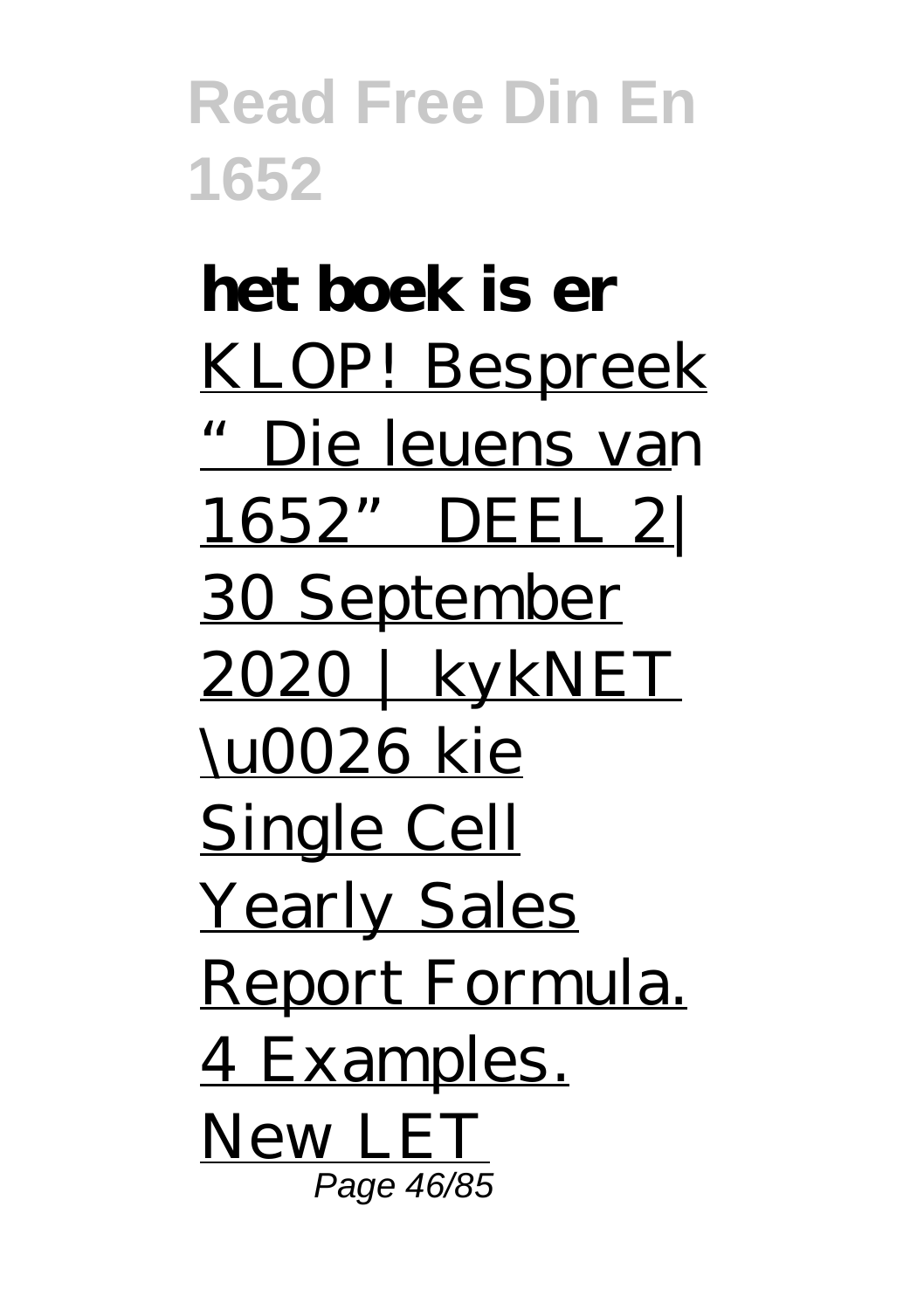**het boek is er** KLOP! Bespreek "Die leuens van 1652" DEEL 2| 30 September 2020 | kykNET \u0026 kie Single Cell Yearly Sales Report Formula. 4 Examples. New LET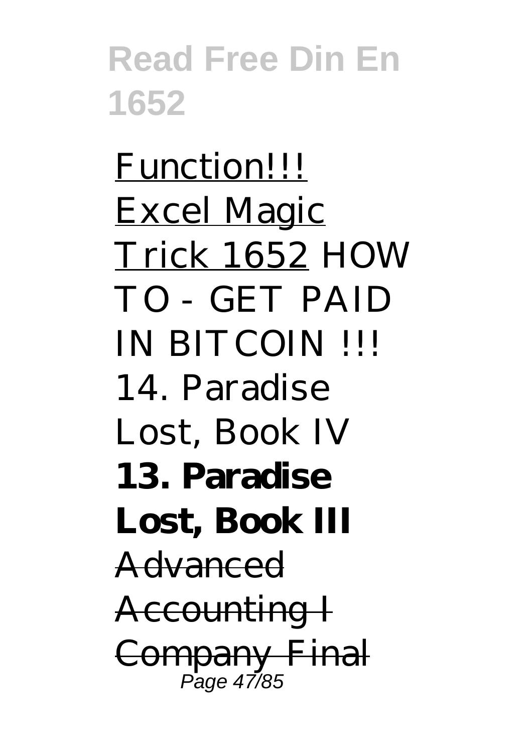Function!!! Excel Magic Trick 1652 HOW TO - GET PAID IN BITCOIN !!!

14. Paradise Lost, Book IV

**13. Paradise Lost, Book III**

~~Advanced Accounting I Company Final~~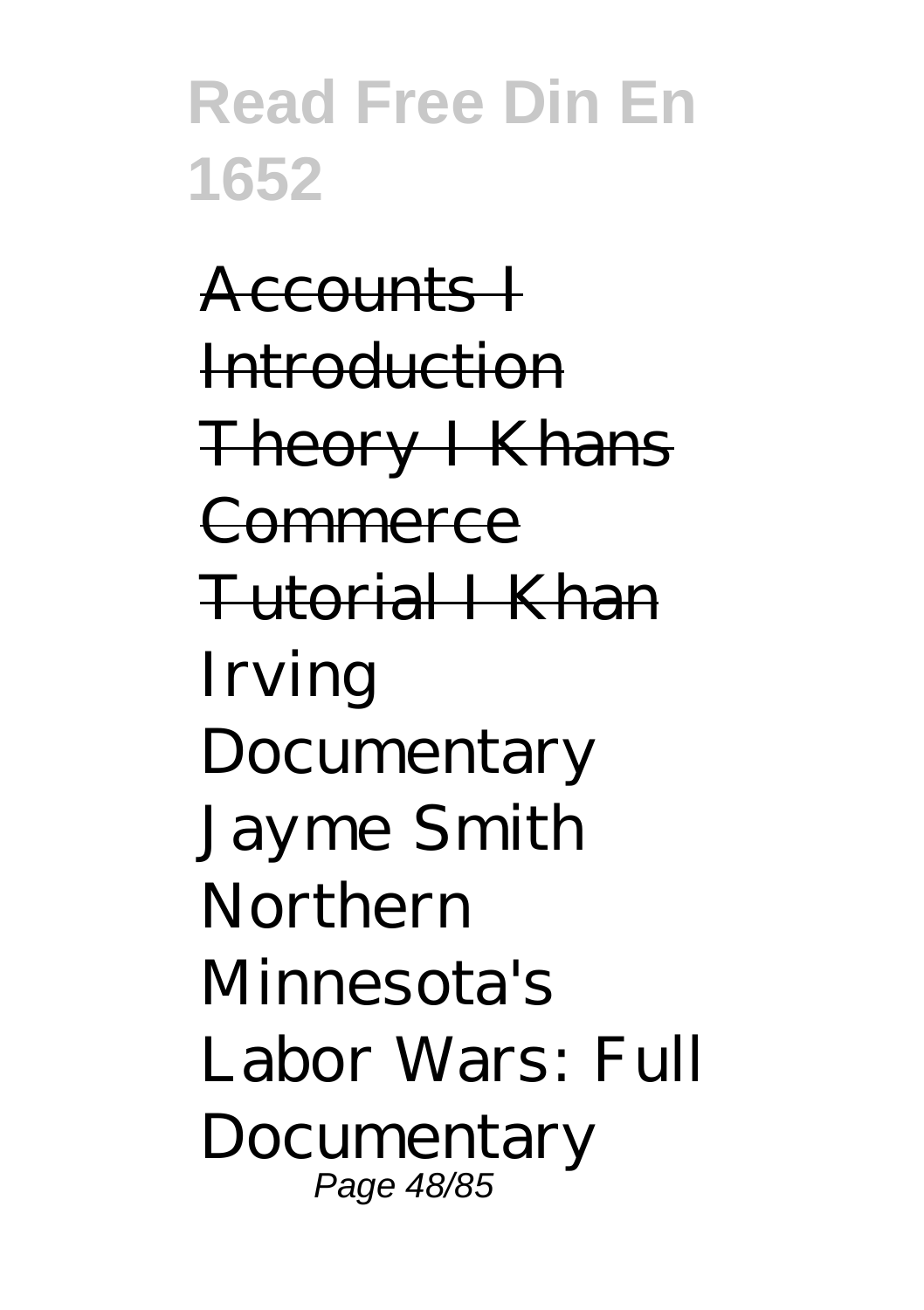~~Accounts I Introduction Theory I Khans Commerce Tutorial I Khan~~ Irving Documentary Jayme Smith Northern Minnesota's Labor Wars: Full Documentary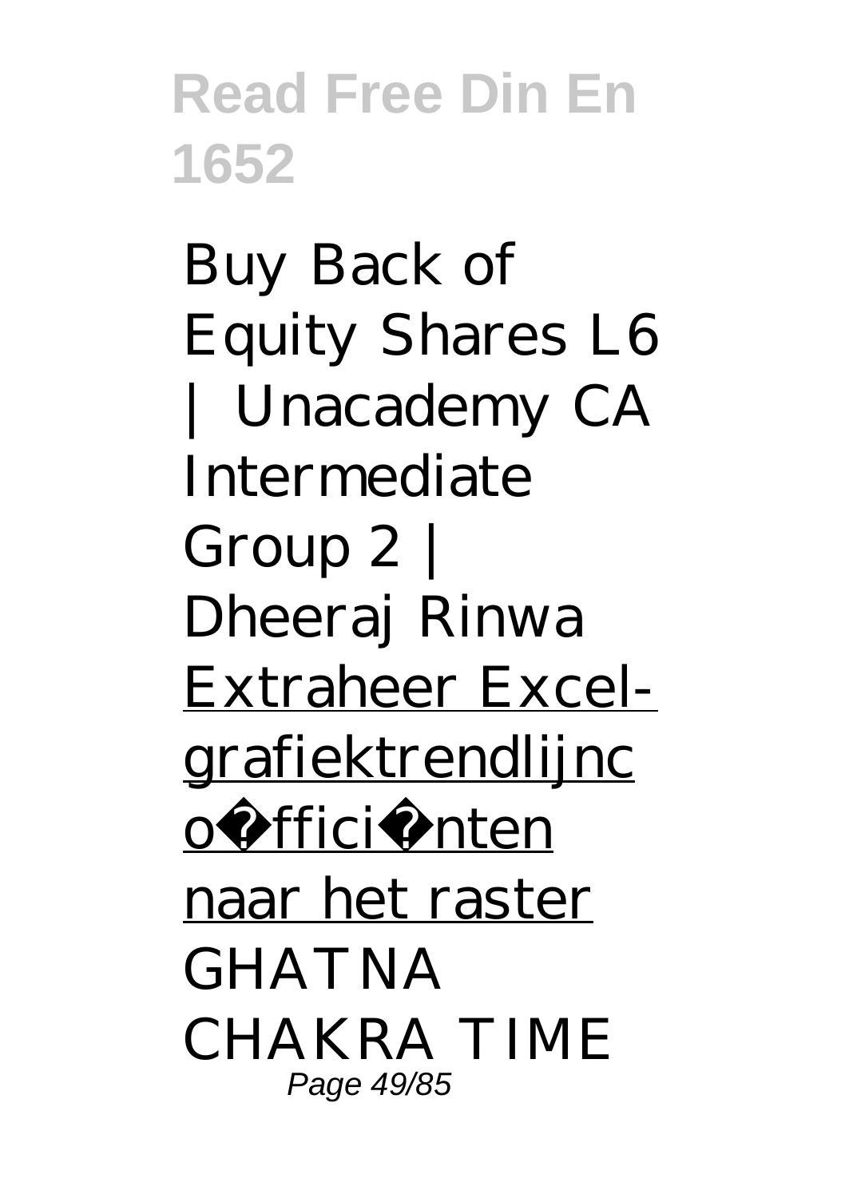*Buy Back of Equity Shares L6 | Unacademy CA Intermediate Group 2 | Dheeraj Rinwa* Extraheer Excel-grafiektrendlijncoëfficiënten naar het raster *GHATNA CHAKRA TIME*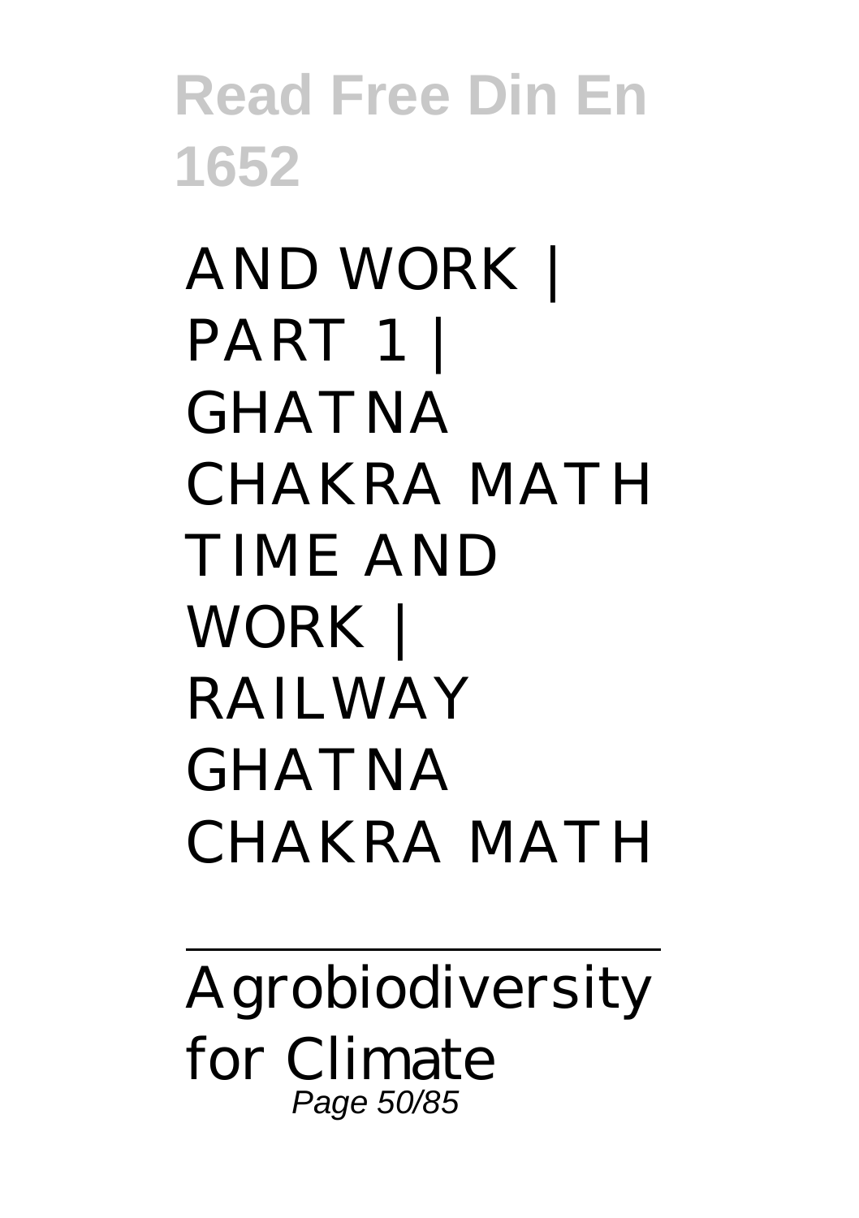AND WORK | PART 1 | GHATNA CHAKRA MATH TIME AND WORK | RAILWAY GHATNA CHAKRA MATH

---

Agrobiodiversity for Climate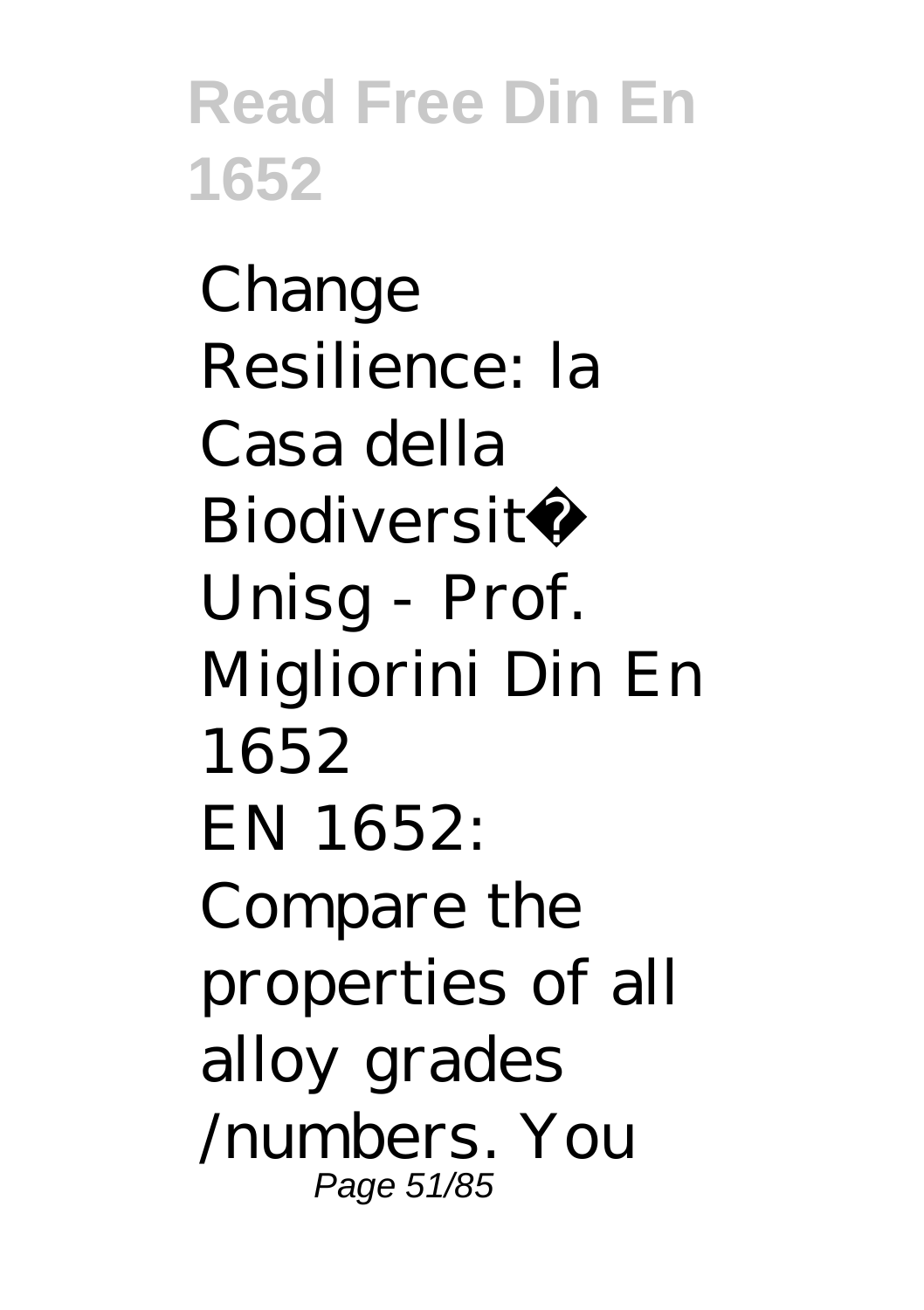Change Resilience: la Casa della Biodiversit� Unisg - Prof. Migliorini Din En 1652
EN 1652: Compare the properties of all alloy grades /numbers. You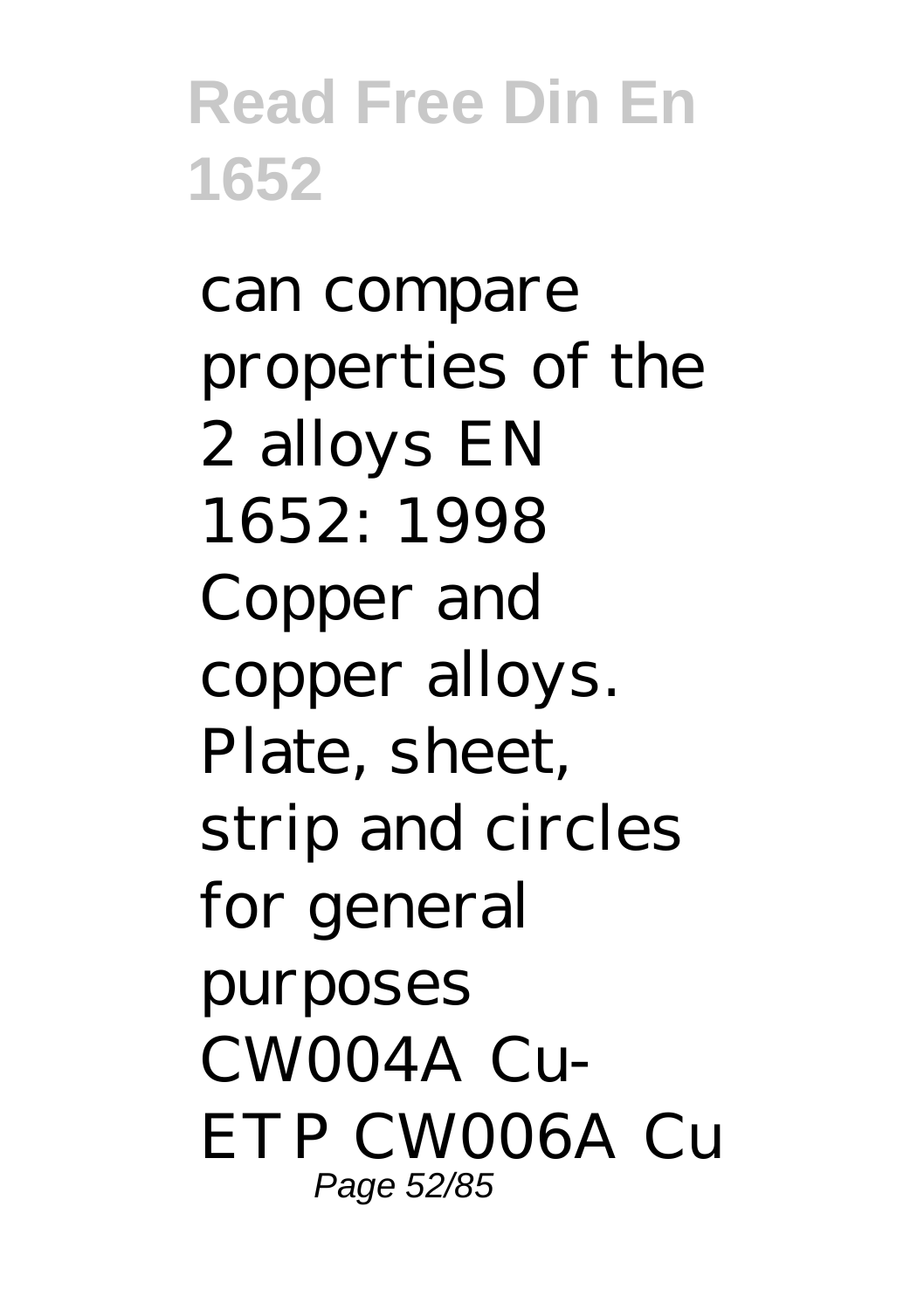can compare properties of the 2 alloys EN 1652: 1998 Copper and copper alloys. Plate, sheet, strip and circles for general purposes CW004A Cu-ETP CW006A Cu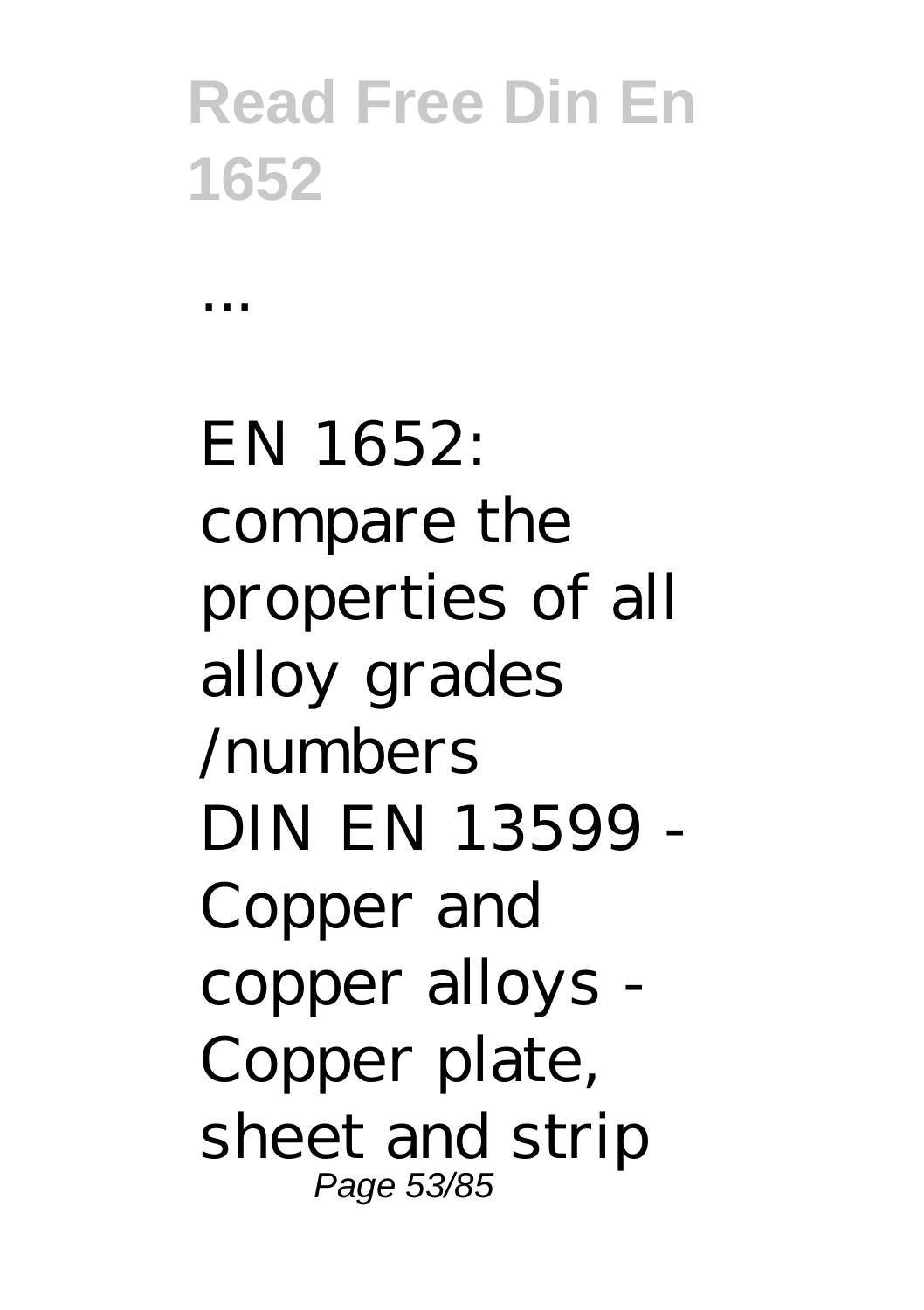...

EN 1652: compare the properties of all alloy grades /numbers
DIN EN 13599 - Copper and copper alloys - Copper plate, sheet and strip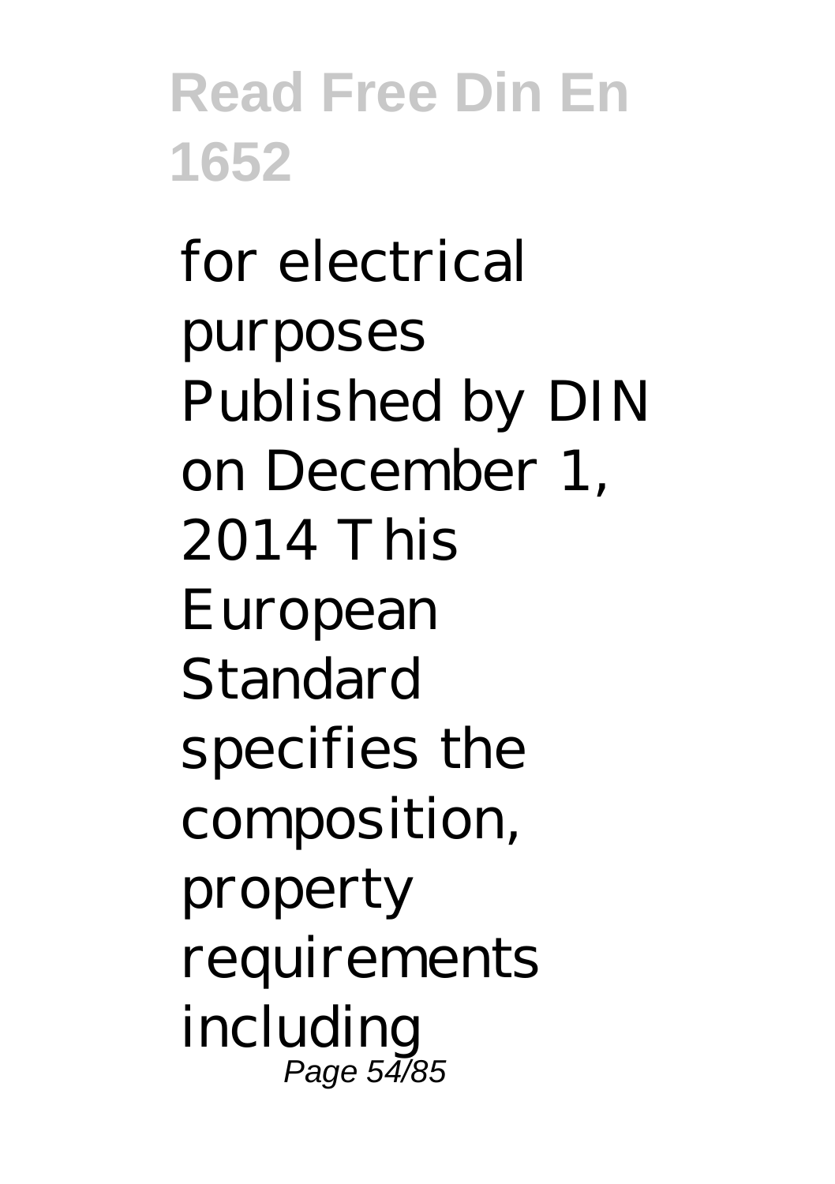for electrical purposes Published by DIN on December 1, 2014 This European Standard specifies the composition, property requirements including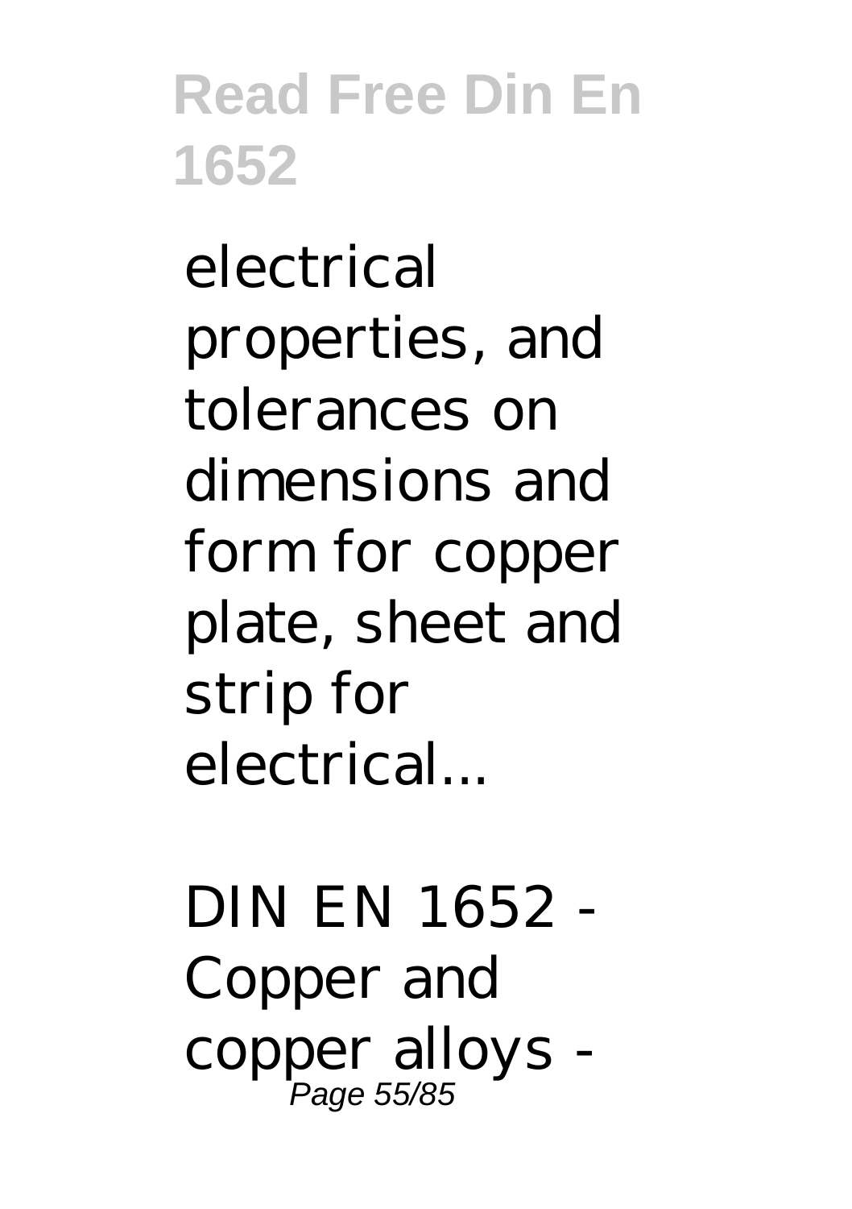electrical properties, and tolerances on dimensions and form for copper plate, sheet and strip for electrical...

DIN EN 1652 - Copper and copper alloys -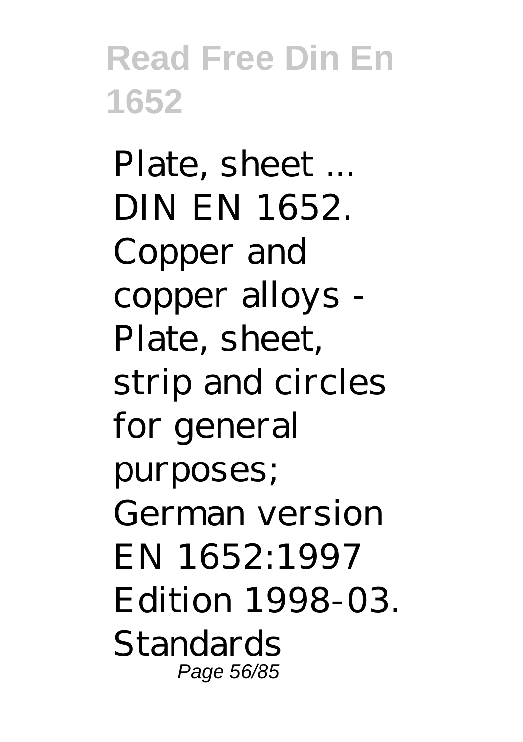Plate, sheet ... DIN EN 1652. Copper and copper alloys - Plate, sheet, strip and circles for general purposes; German version EN 1652:1997 Edition 1998-03. Standards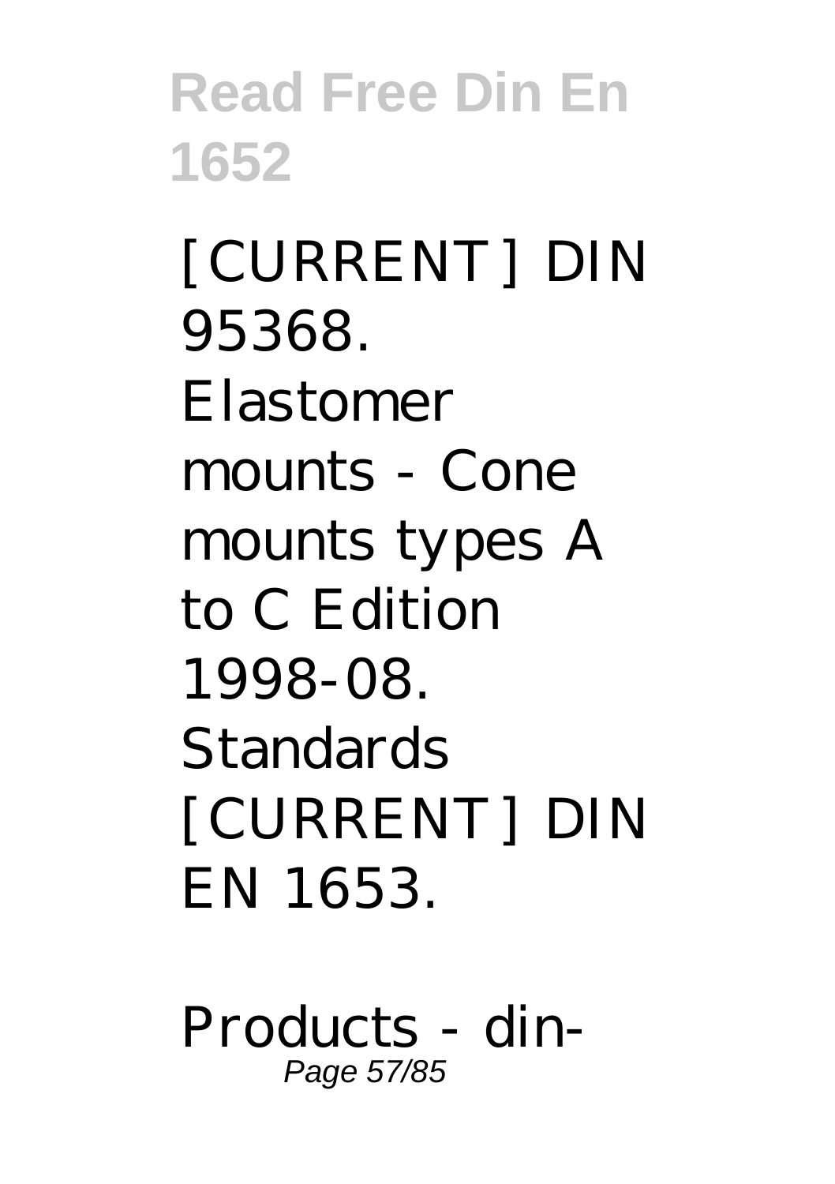[CURRENT] DIN 95368. Elastomer mounts - Cone mounts types A to C Edition 1998-08. Standards [CURRENT] DIN EN 1653.

Products - din-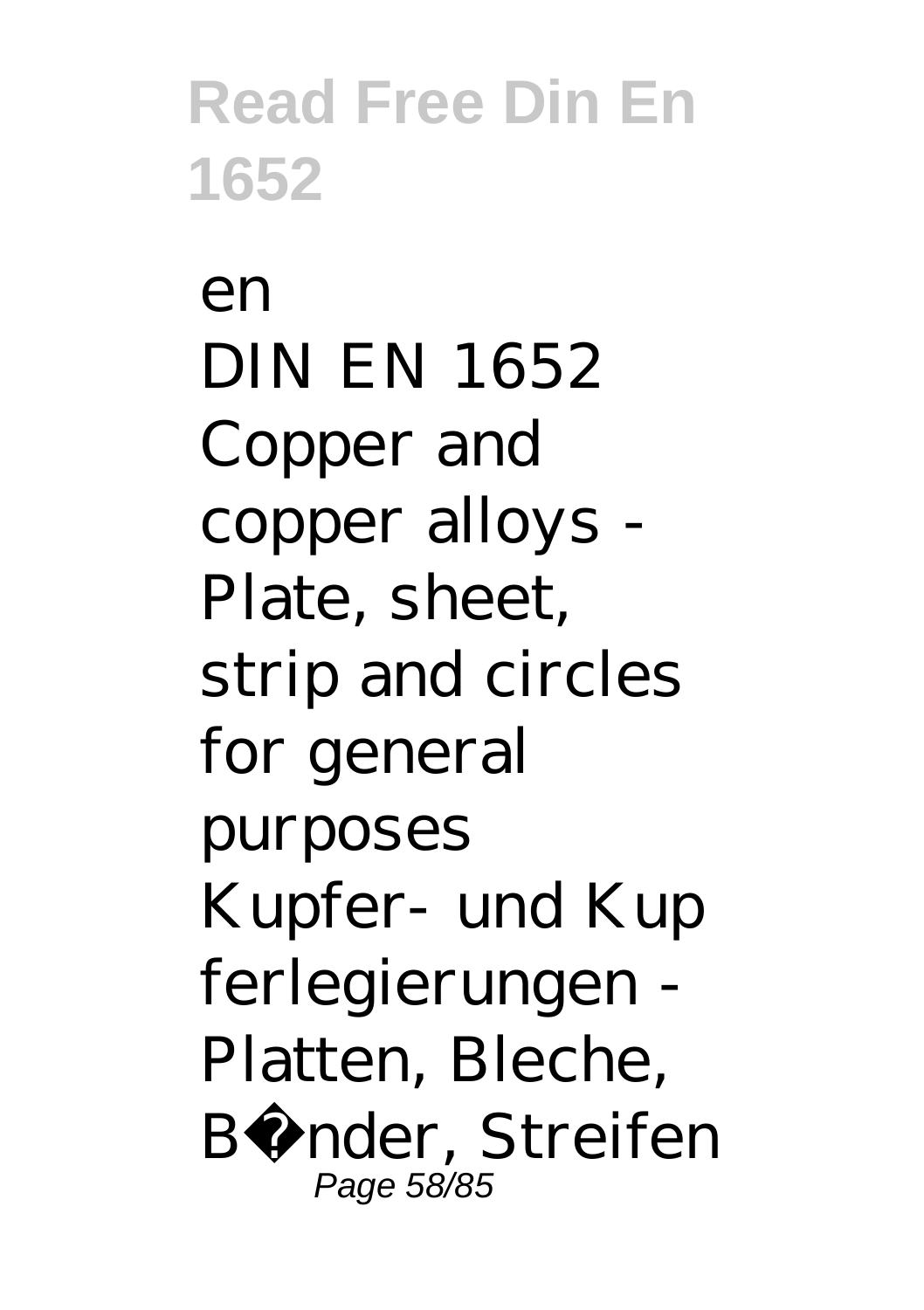en
DIN EN 1652 Copper and copper alloys - Plate, sheet, strip and circles for general purposes Kupfer- und Kupferlegierungen - Platten, Bleche, B�nder, Streifen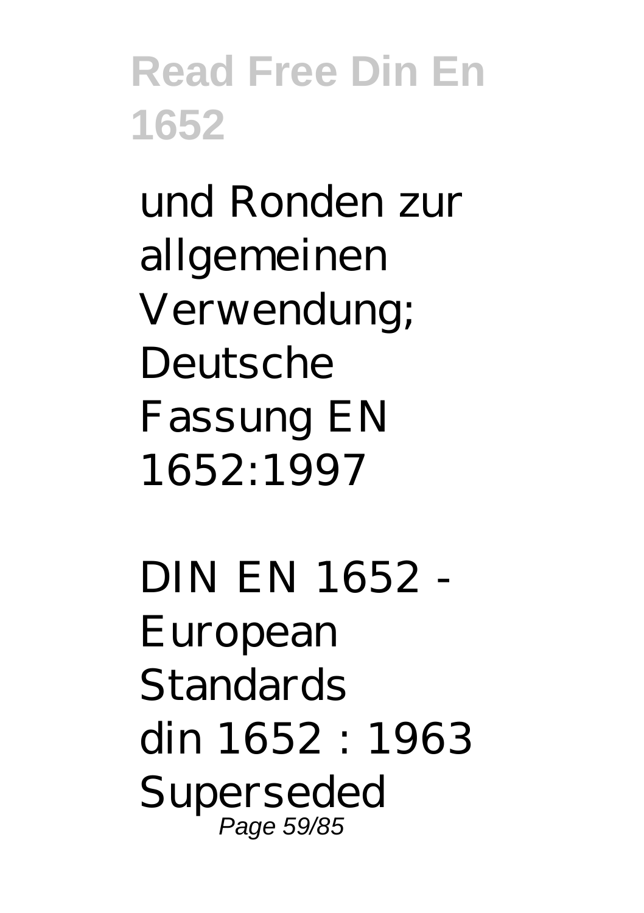und Ronden zur allgemeinen Verwendung; Deutsche Fassung EN 1652:1997

DIN EN 1652 - European Standards
din 1652 : 1963 Superseded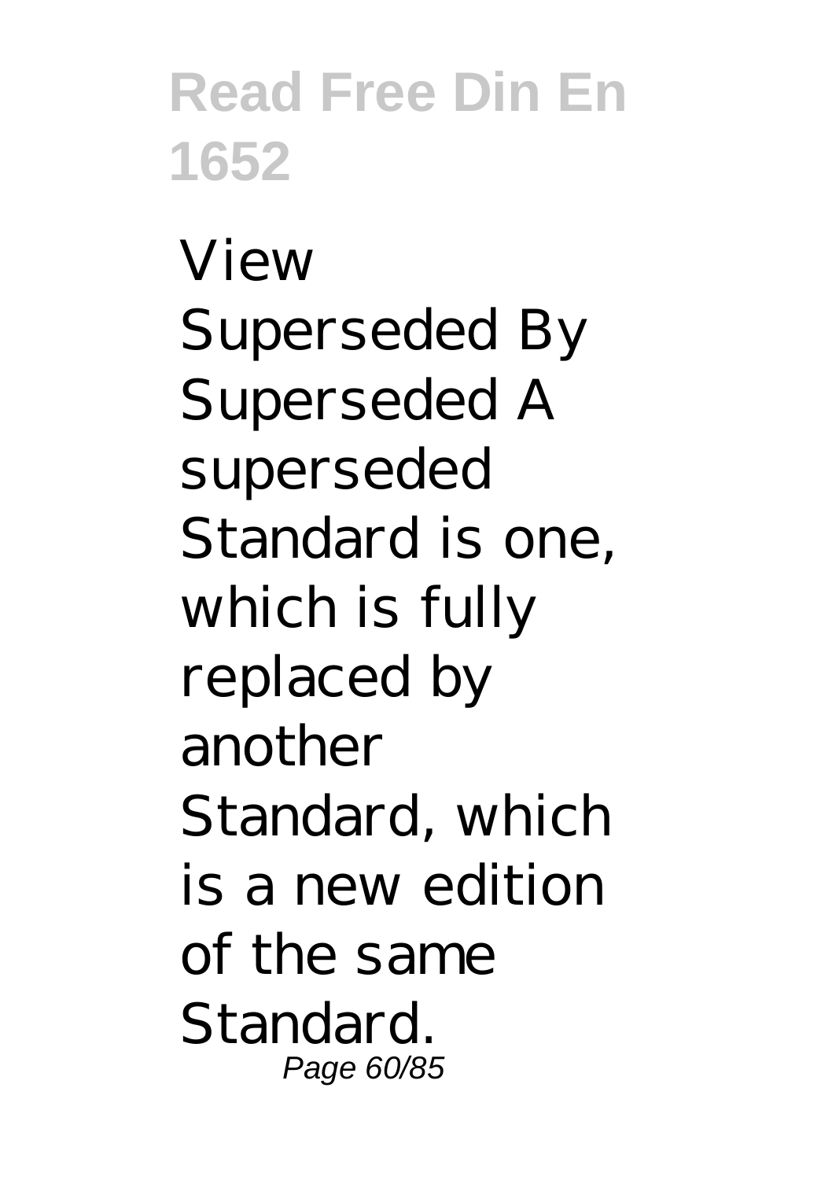View Superseded By Superseded A superseded Standard is one, which is fully replaced by another Standard, which is a new edition of the same Standard.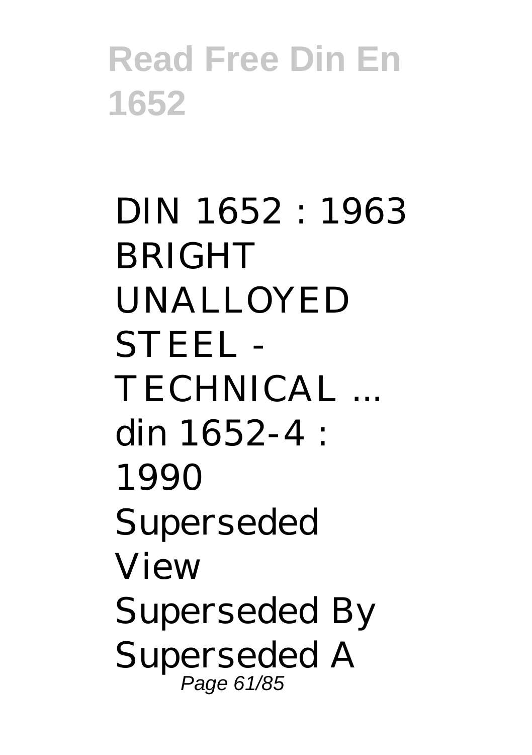DIN 1652 : 1963 BRIGHT UNALLOYED STEEL - TECHNICAL ...
din 1652-4 : 1990 Superseded View Superseded By Superseded A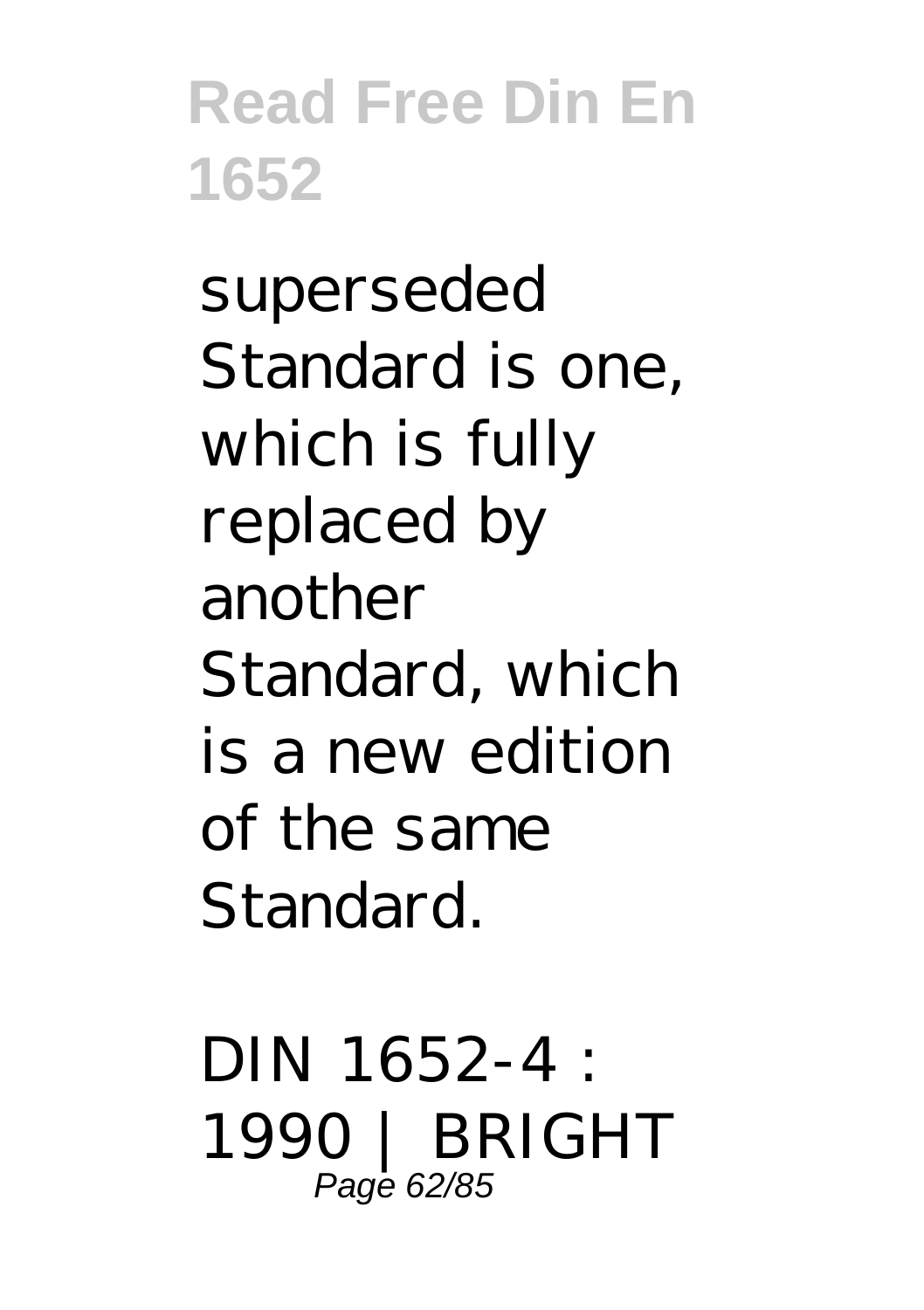superseded Standard is one, which is fully replaced by another Standard, which is a new edition of the same Standard.

DIN 1652-4 : 1990 | BRIGHT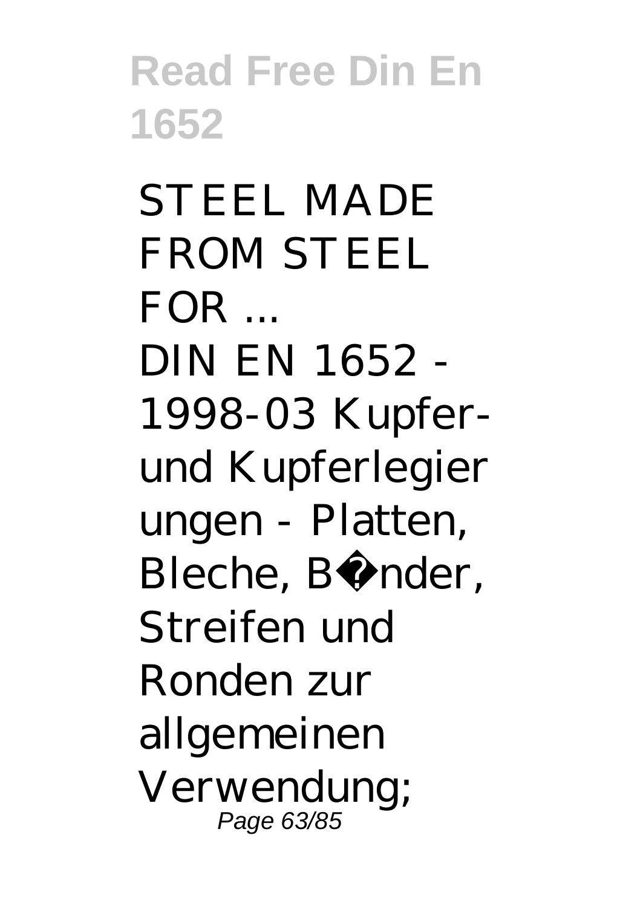STEEL MADE FROM STEEL FOR ...

DIN EN 1652 - 1998-03 Kupfer- und Kupferlegierungen - Platten, Bleche, B�nder, Streifen und Ronden zur allgemeinen Verwendung;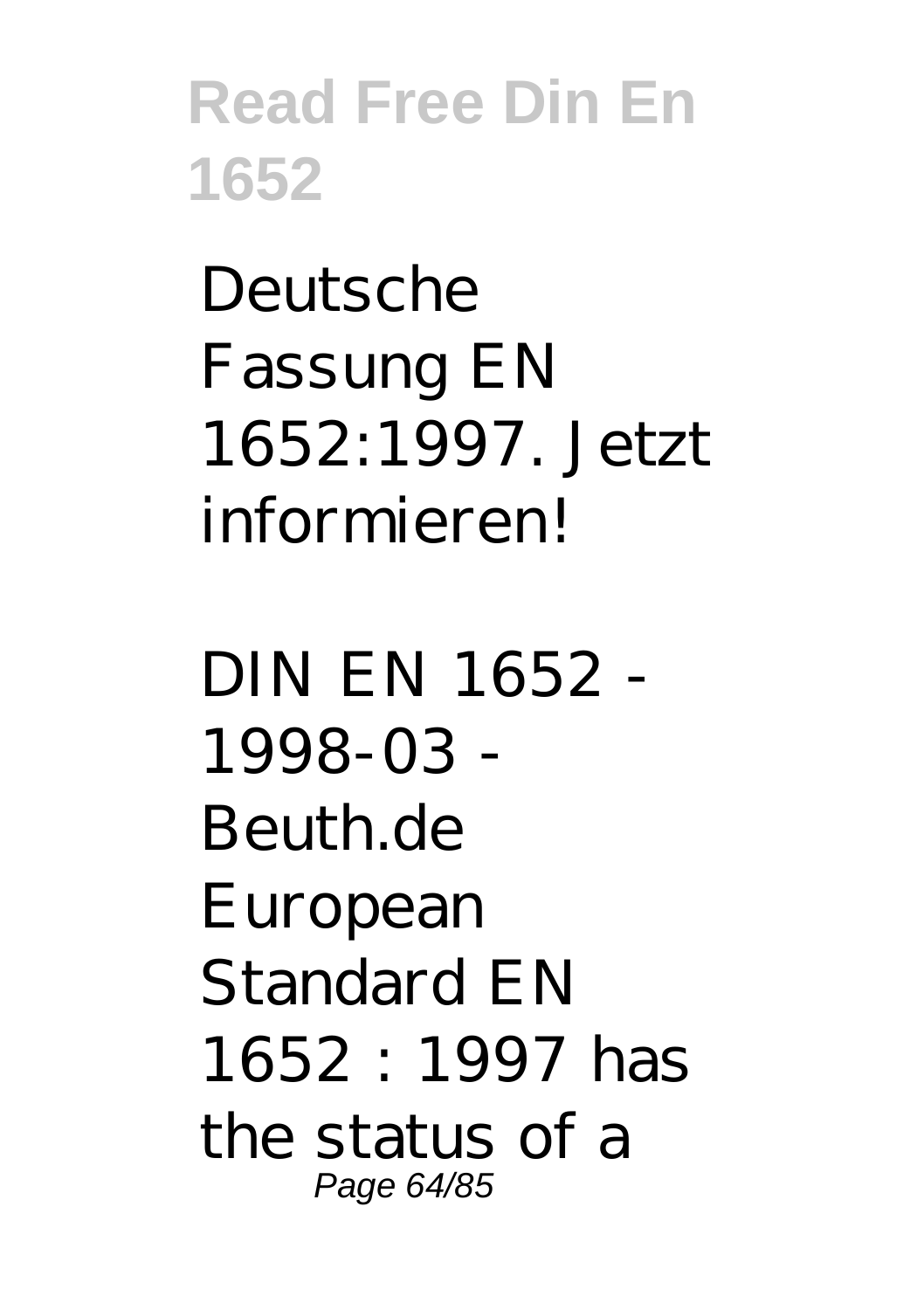Deutsche Fassung EN 1652:1997. Jetzt informieren!

DIN EN 1652 - 1998-03 - Beuth.de European Standard EN 1652 : 1997 has the status of a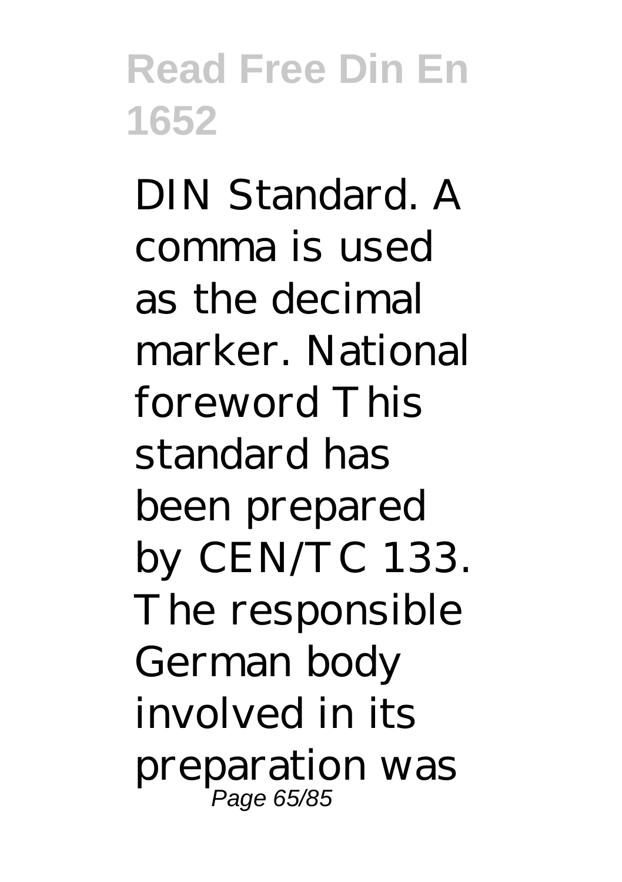DIN Standard. A comma is used as the decimal marker. National foreword This standard has been prepared by CEN/TC 133. The responsible German body involved in its preparation was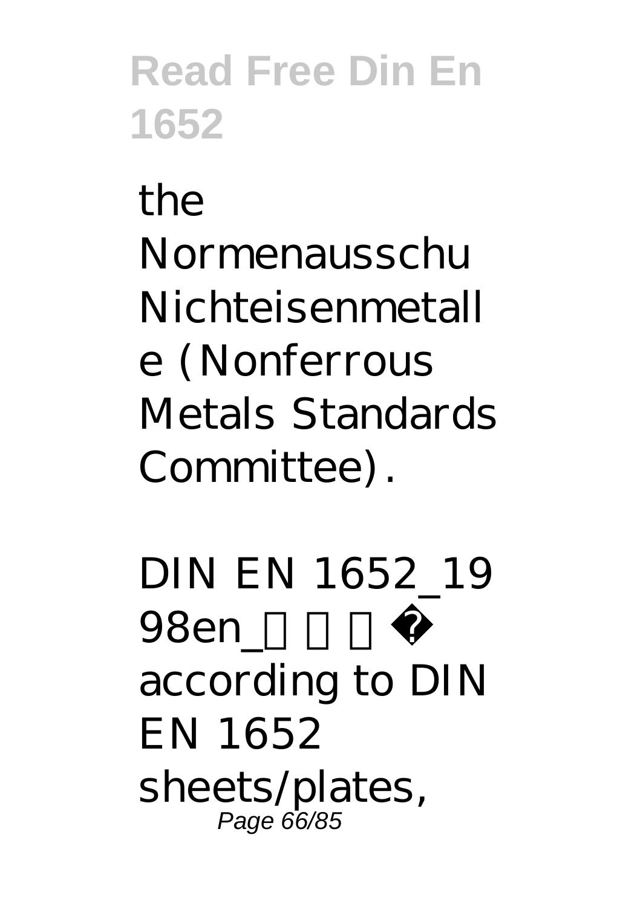the Normenausschu Nichteisenmetalle (Nonferrous Metals Standards Committee).

DIN EN 1652_1998en_□□□� according to DIN EN 1652 sheets/plates,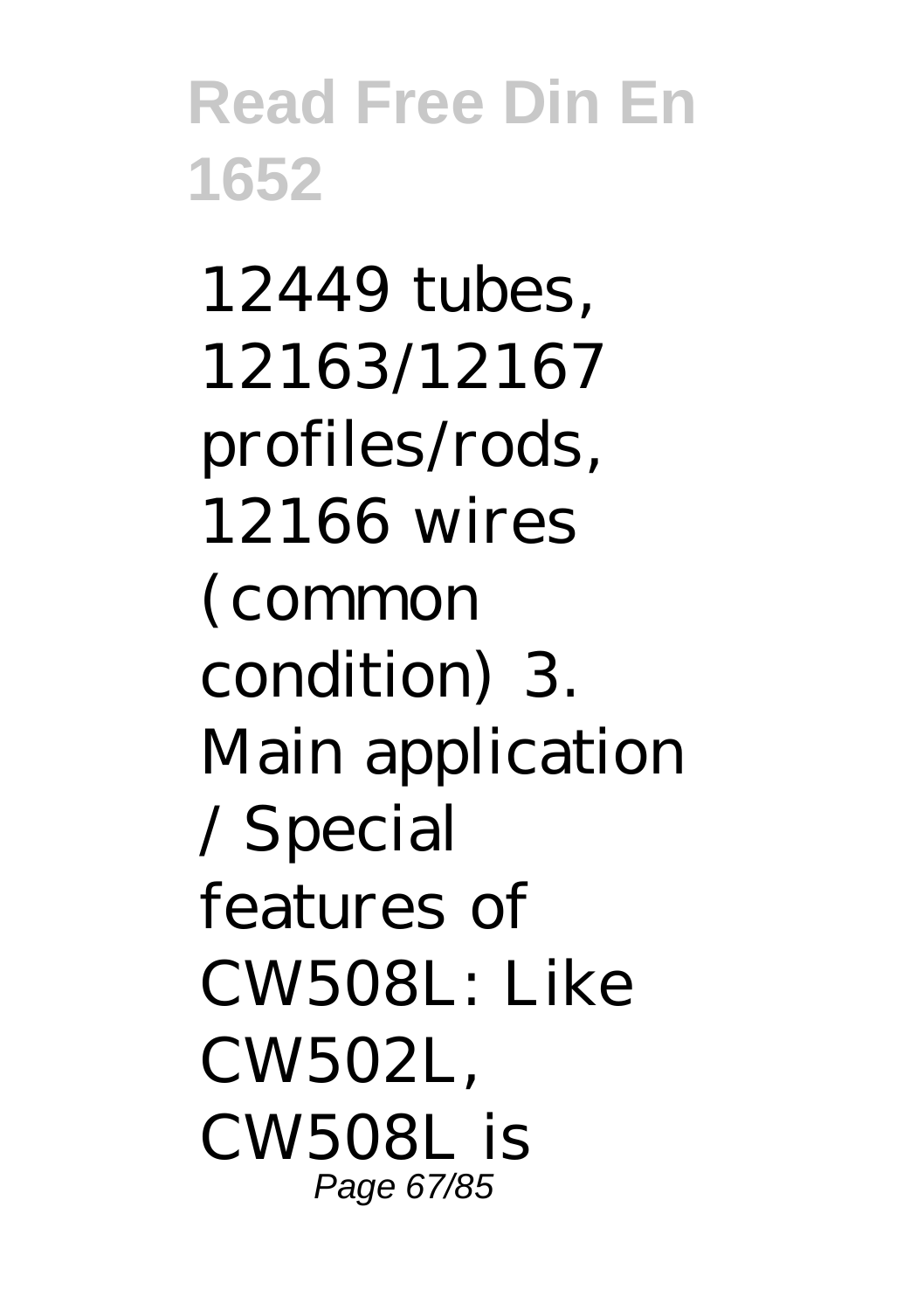12449 tubes, 12163/12167 profiles/rods, 12166 wires (common condition) 3. Main application / Special features of CW508L: Like CW502L, CW508L is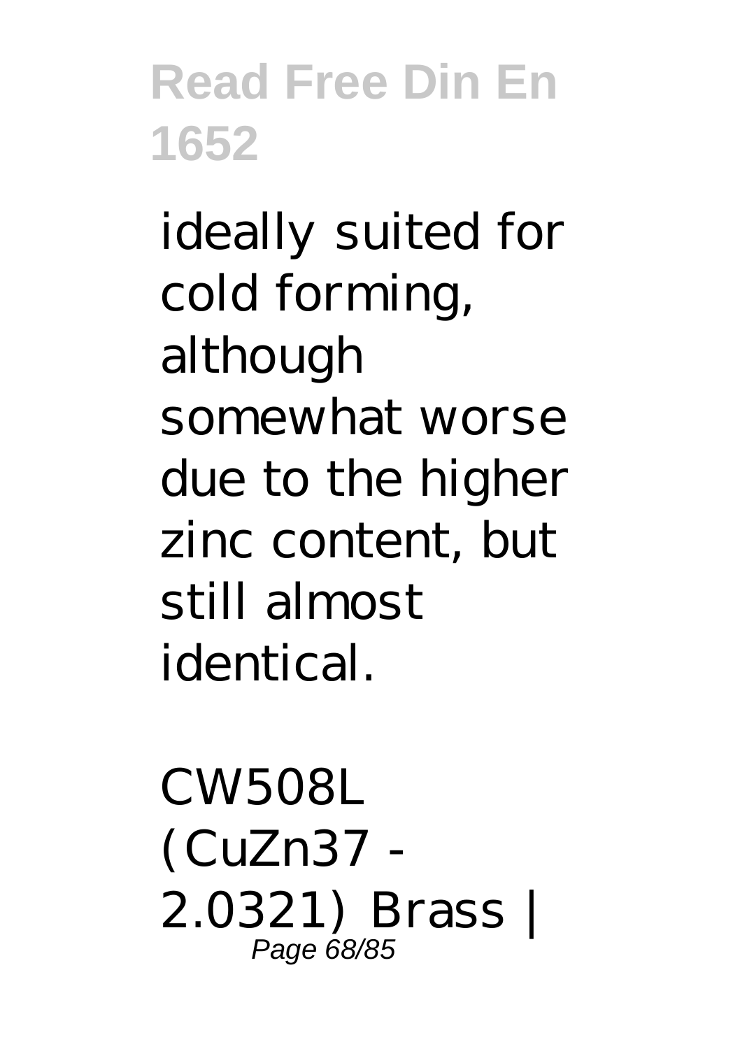ideally suited for cold forming, although somewhat worse due to the higher zinc content, but still almost identical.

CW508L (CuZn37 - 2.0321) Brass |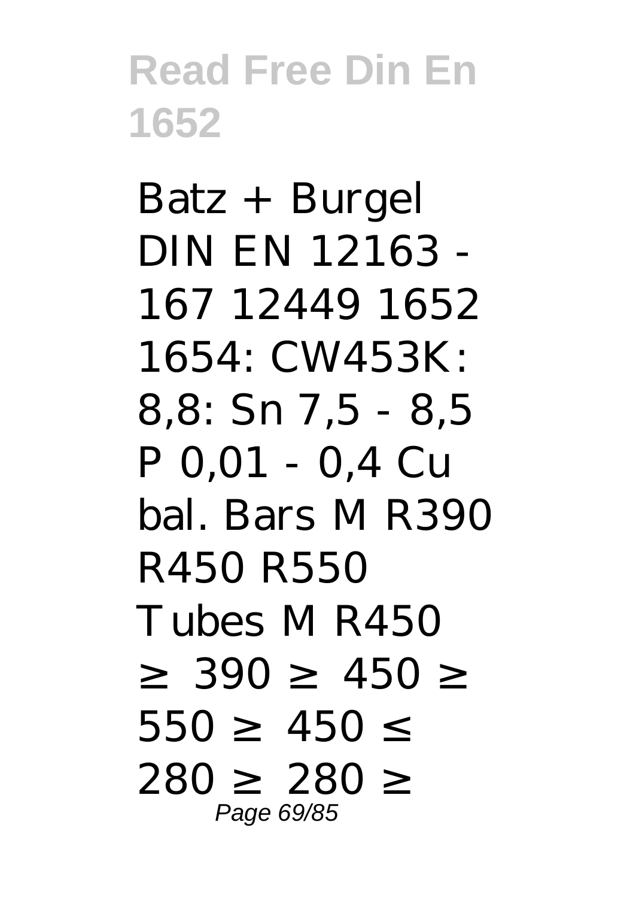Batz + Burgel DIN EN 12163 - 167 12449 1652 1654: CW453K: 8,8: Sn 7,5 - 8,5 P 0,01 - 0,4 Cu bal. Bars M R390 R450 R550 Tubes M R450 ≥ 390 ≥ 450 ≥ 550 ≥ 450 ≤ 280 ≥ 280 ≥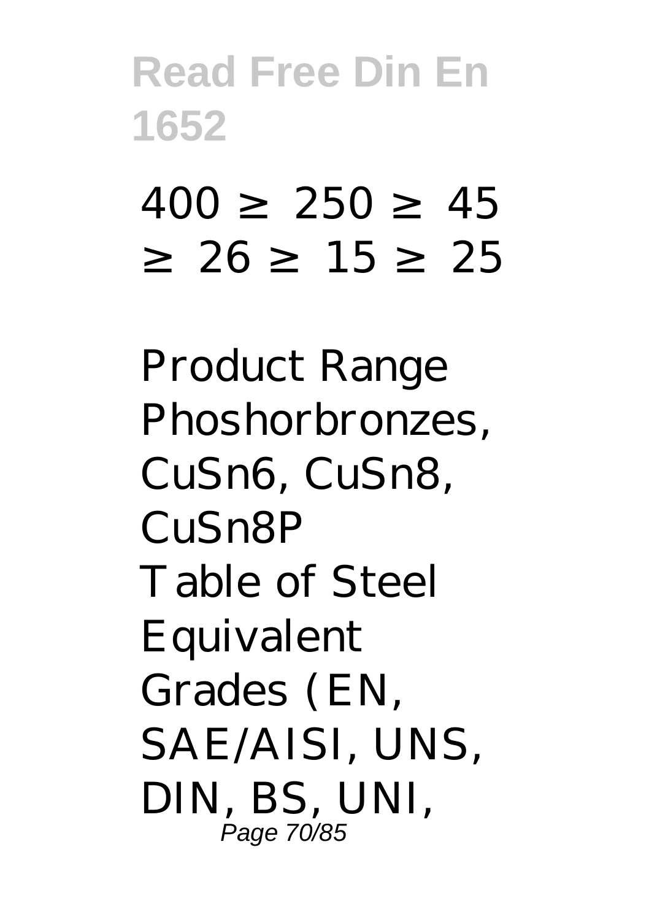400 ≥ 250 ≥ 45 ≥ 26 ≥ 15 ≥ 25

Product Range Phoshorbronzes, CuSn6, CuSn8, CuSn8P
Table of Steel Equivalent Grades (EN, SAE/AISI, UNS, DIN, BS, UNI,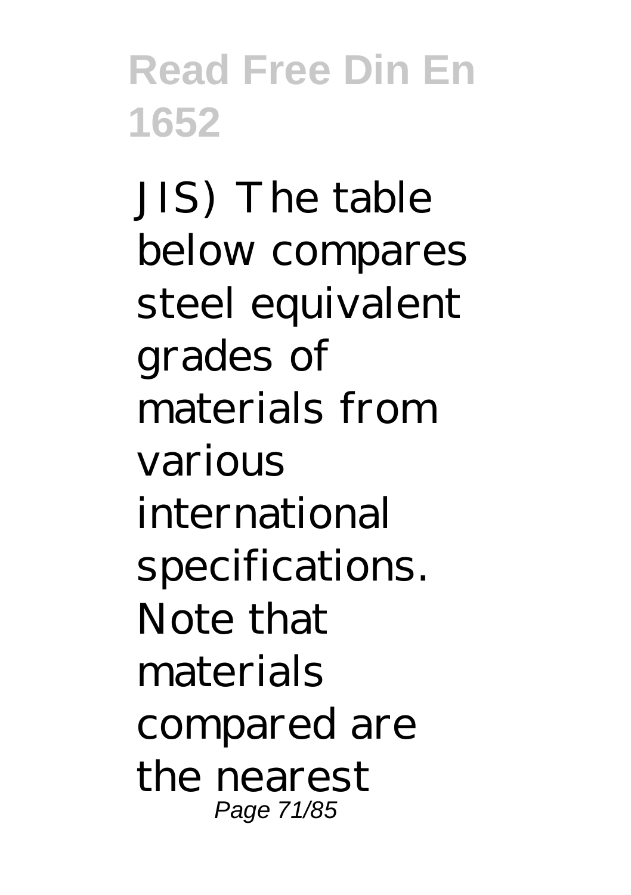JIS) The table below compares steel equivalent grades of materials from various international specifications. Note that materials compared are the nearest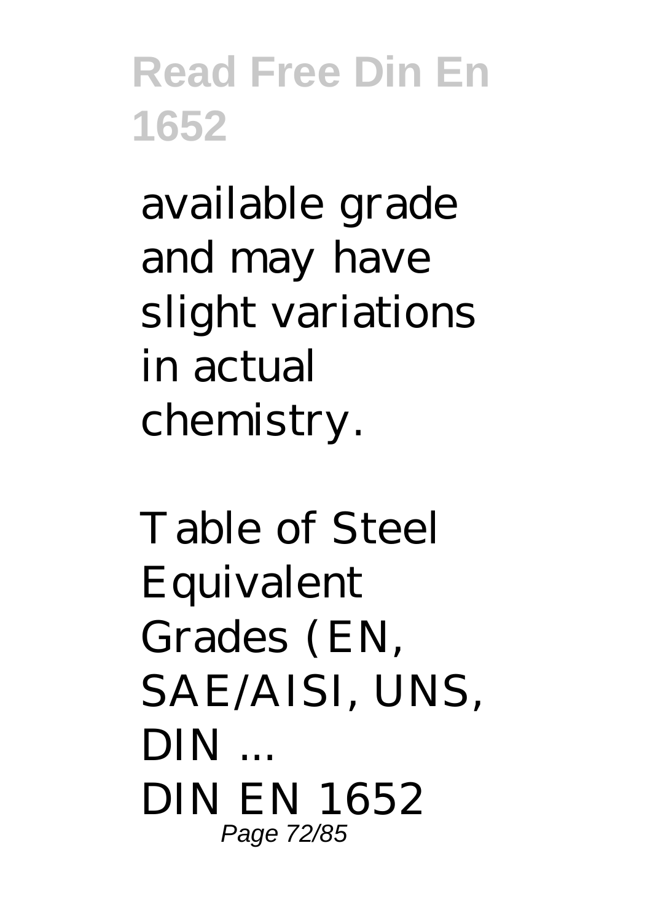available grade and may have slight variations in actual chemistry.

Table of Steel Equivalent Grades (EN, SAE/AISI, UNS, DIN ...

DIN EN 1652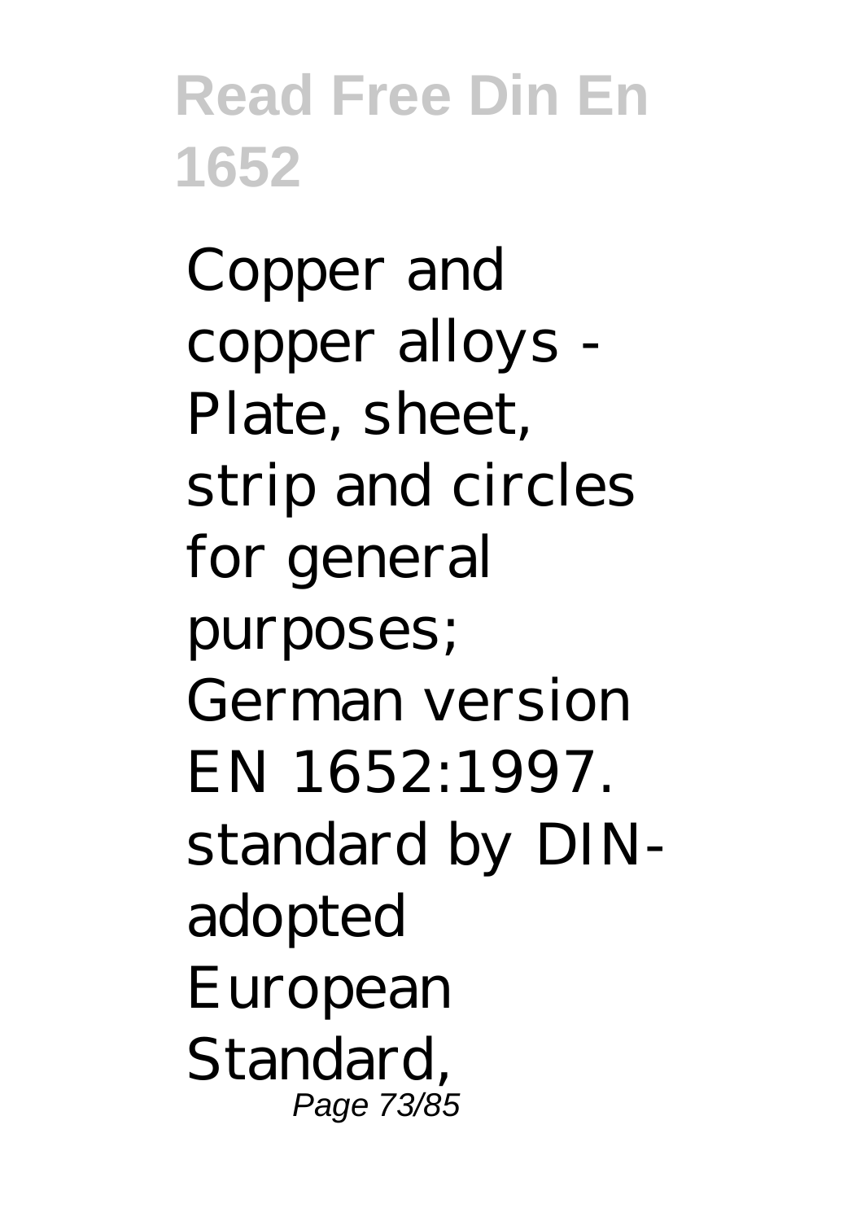Copper and copper alloys - Plate, sheet, strip and circles for general purposes; German version EN 1652:1997. standard by DIN-adopted European Standard,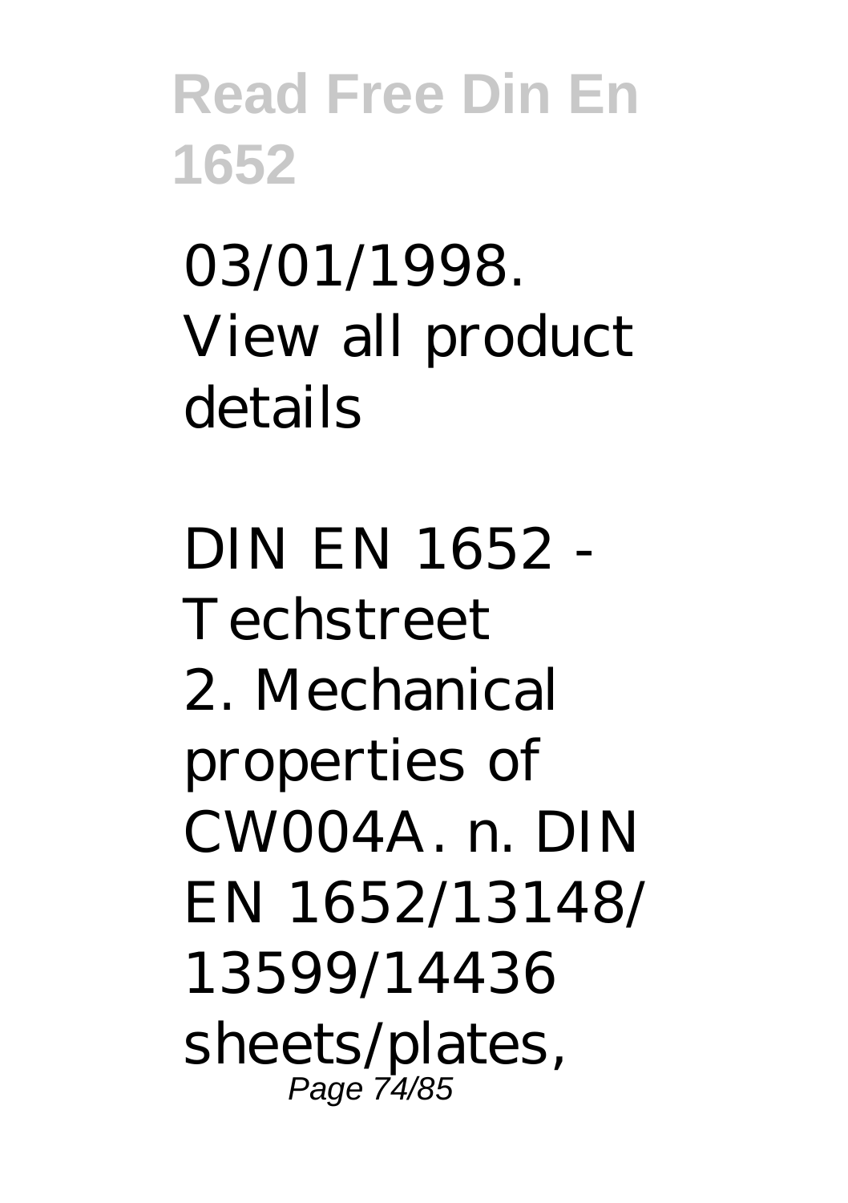03/01/1998. View all product details

DIN EN 1652 - Techstreet

2. Mechanical properties of CW004A. n. DIN EN 1652/13148/ 13599/14436 sheets/plates,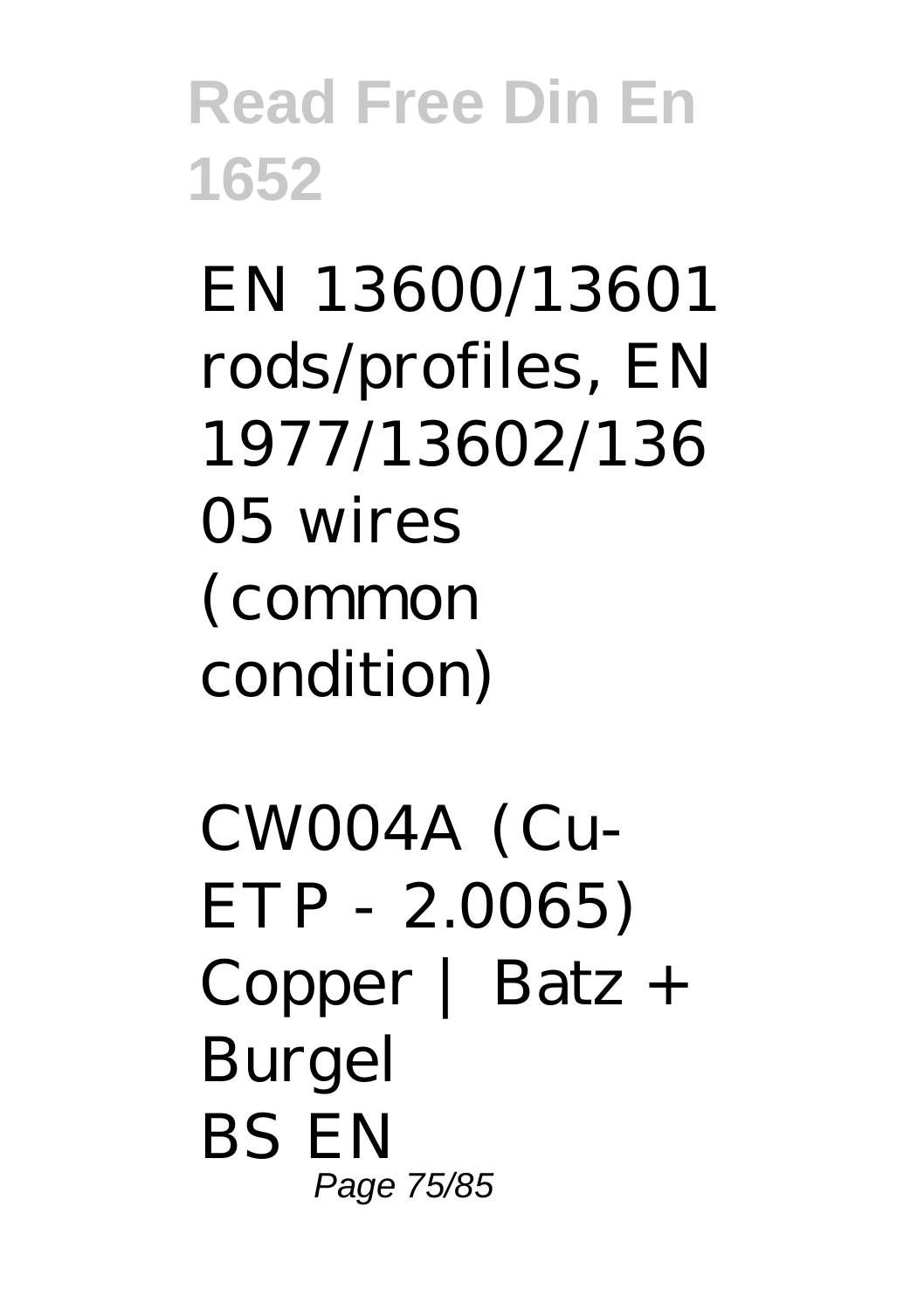EN 13600/13601 rods/profiles, EN 1977/13602/13605 wires (common condition)

CW004A (Cu-ETP - 2.0065) Copper | Batz + Burgel

BS EN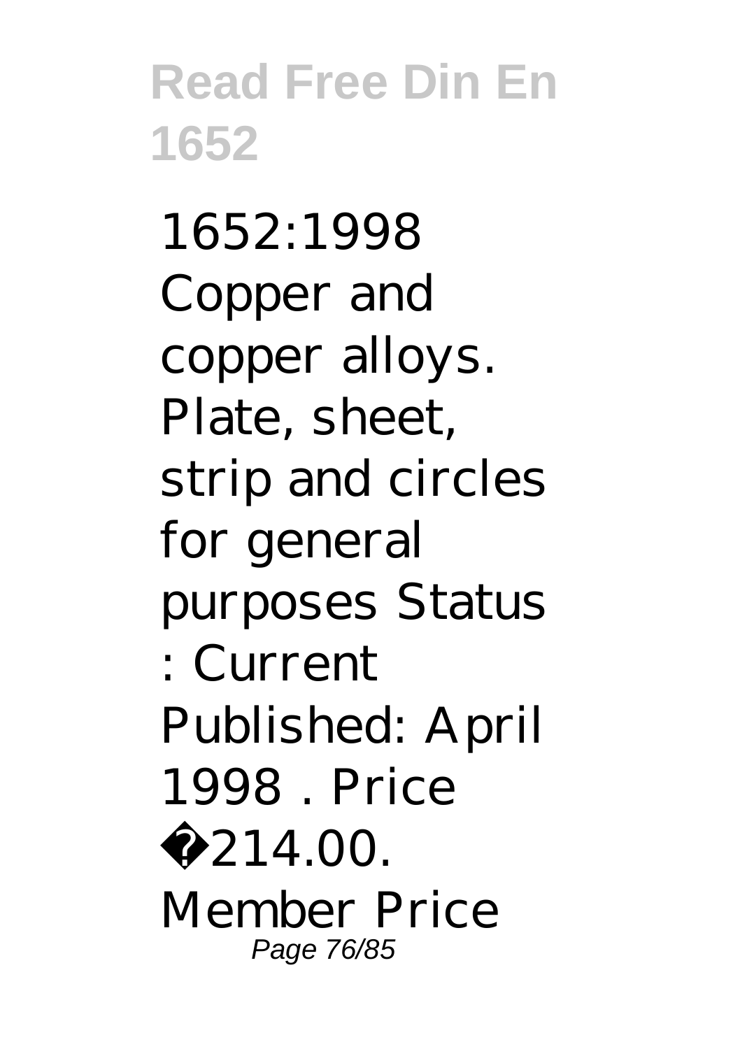1652:1998 Copper and copper alloys. Plate, sheet, strip and circles for general purposes Status : Current Published: April 1998 . Price �214.00. Member Price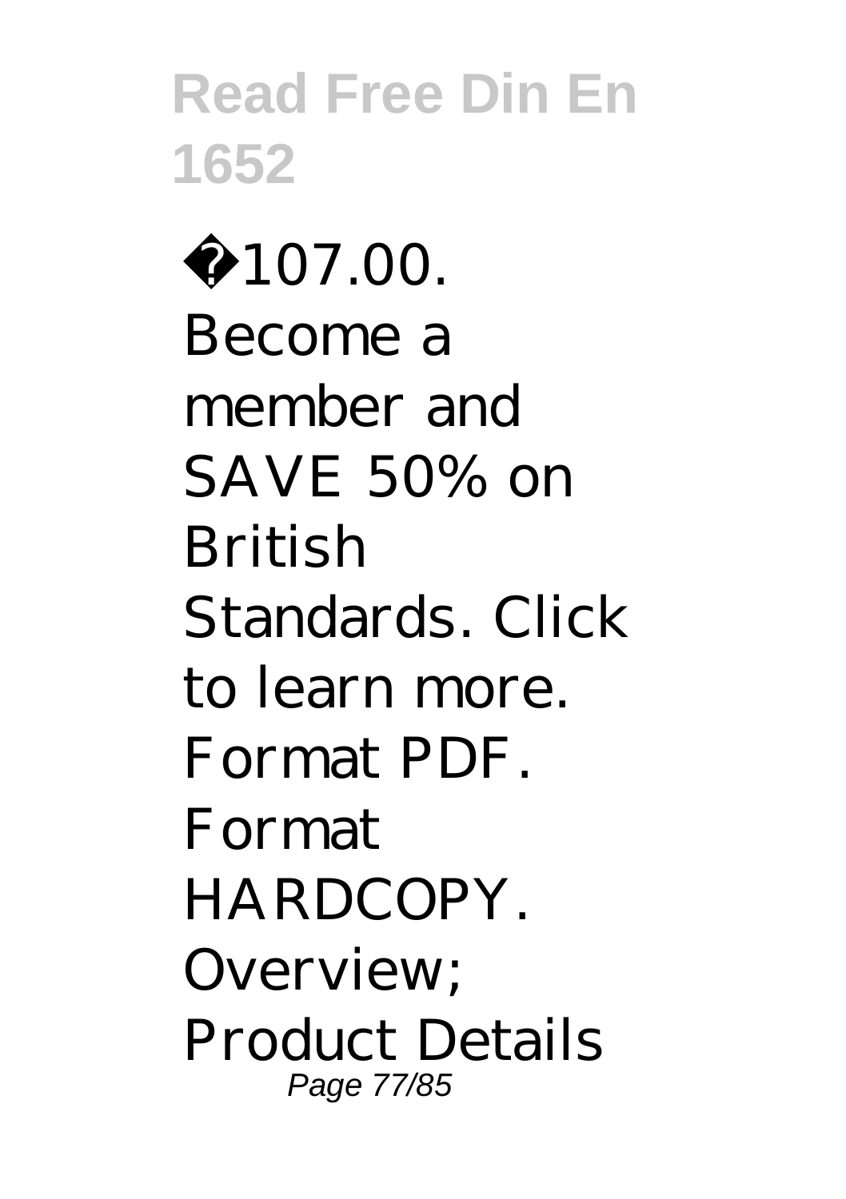�107.00. Become a member and SAVE 50% on British Standards. Click to learn more. Format PDF. Format HARDCOPY. Overview; Product Details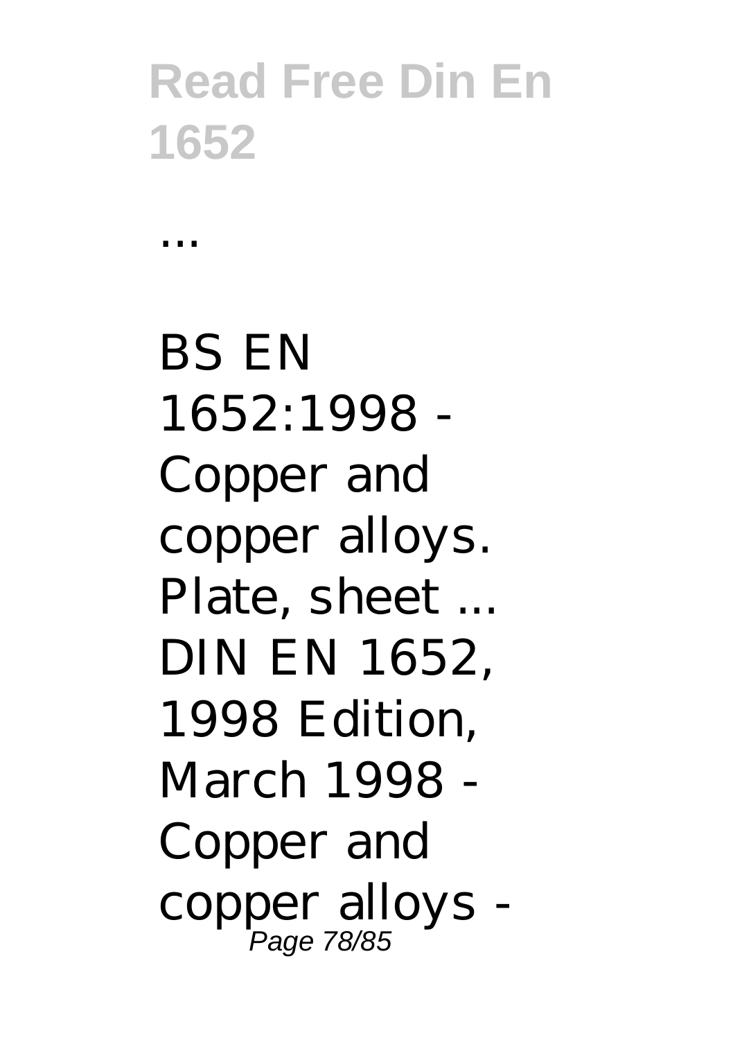...

BS EN 1652:1998 - Copper and copper alloys. Plate, sheet ... DIN EN 1652, 1998 Edition, March 1998 - Copper and copper alloys -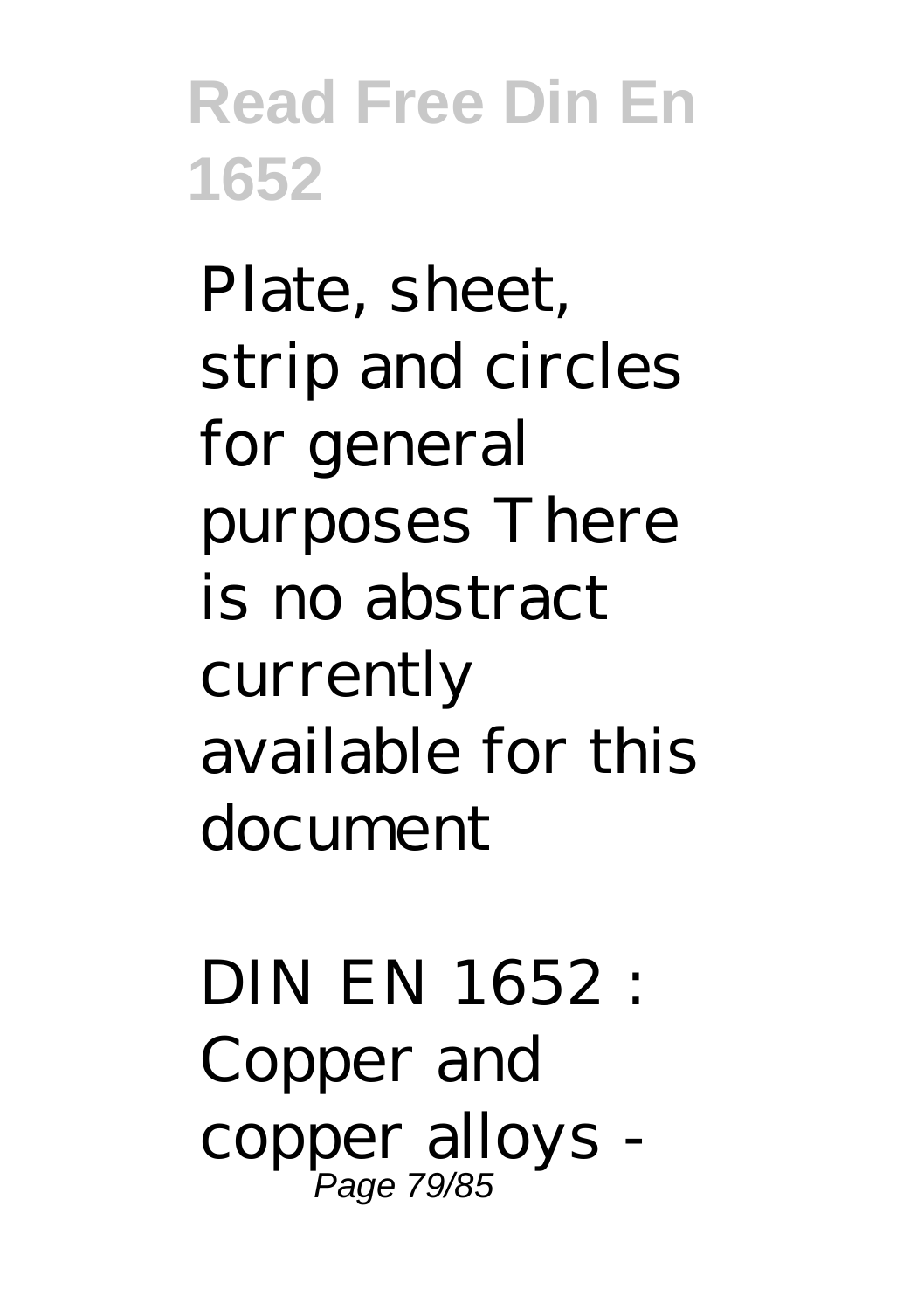Plate, sheet, strip and circles for general purposes There is no abstract currently available for this document

DIN EN 1652 : Copper and copper alloys -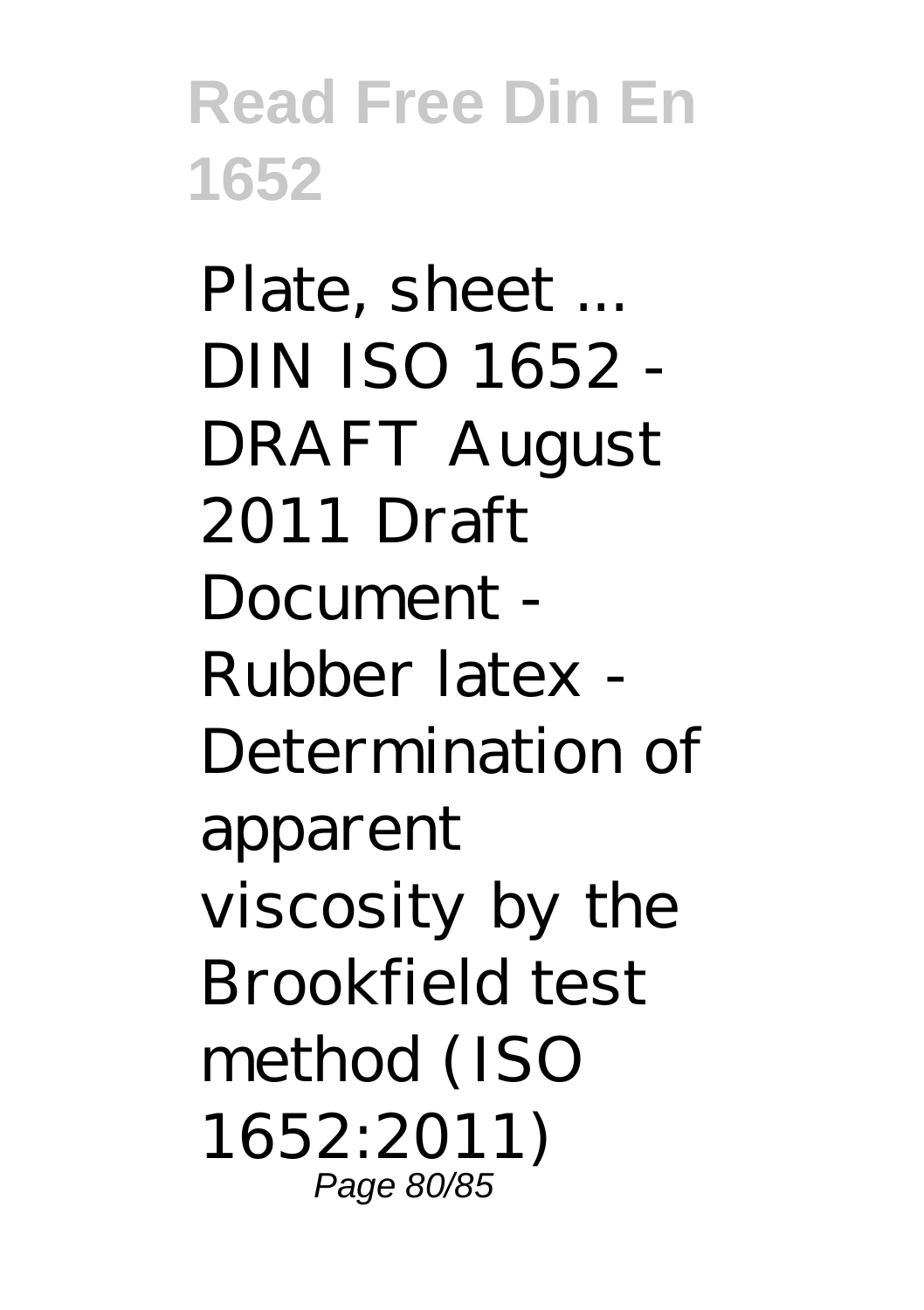Plate, sheet ... DIN ISO 1652 - DRAFT August 2011 Draft Document - Rubber latex - Determination of apparent viscosity by the Brookfield test method (ISO 1652:2011)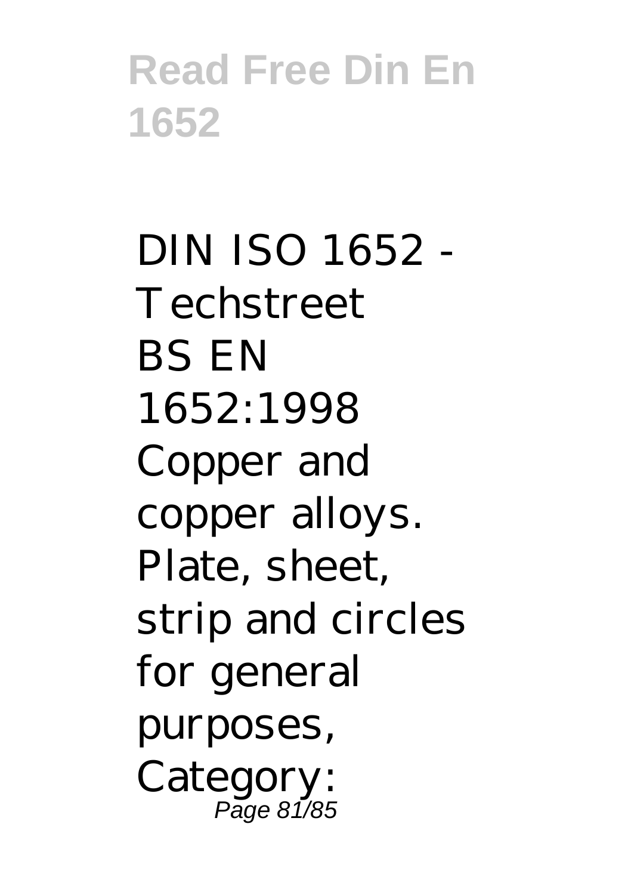DIN ISO 1652 - Techstreet
BS EN 1652:1998 Copper and copper alloys. Plate, sheet, strip and circles for general purposes, Category: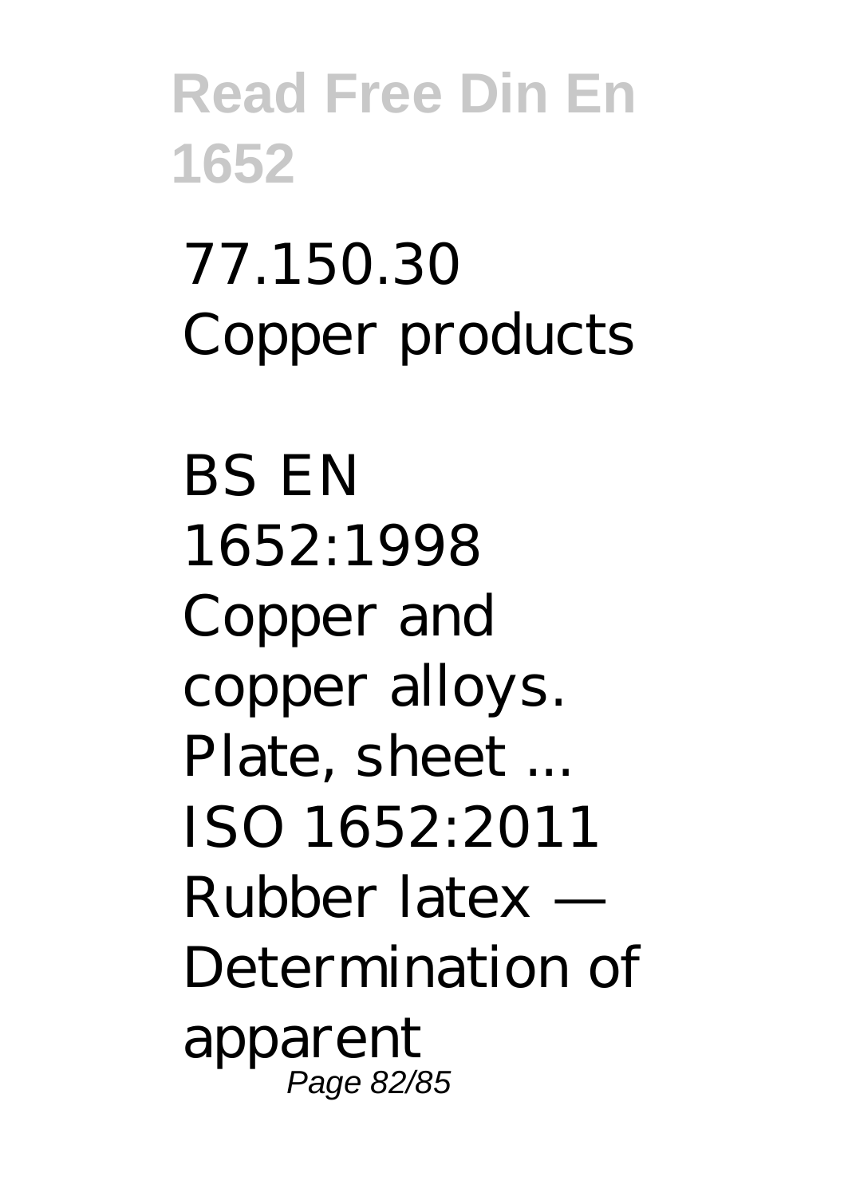77.150.30 Copper products

BS EN 1652:1998 Copper and copper alloys. Plate, sheet ... ISO 1652:2011 Rubber latex — Determination of apparent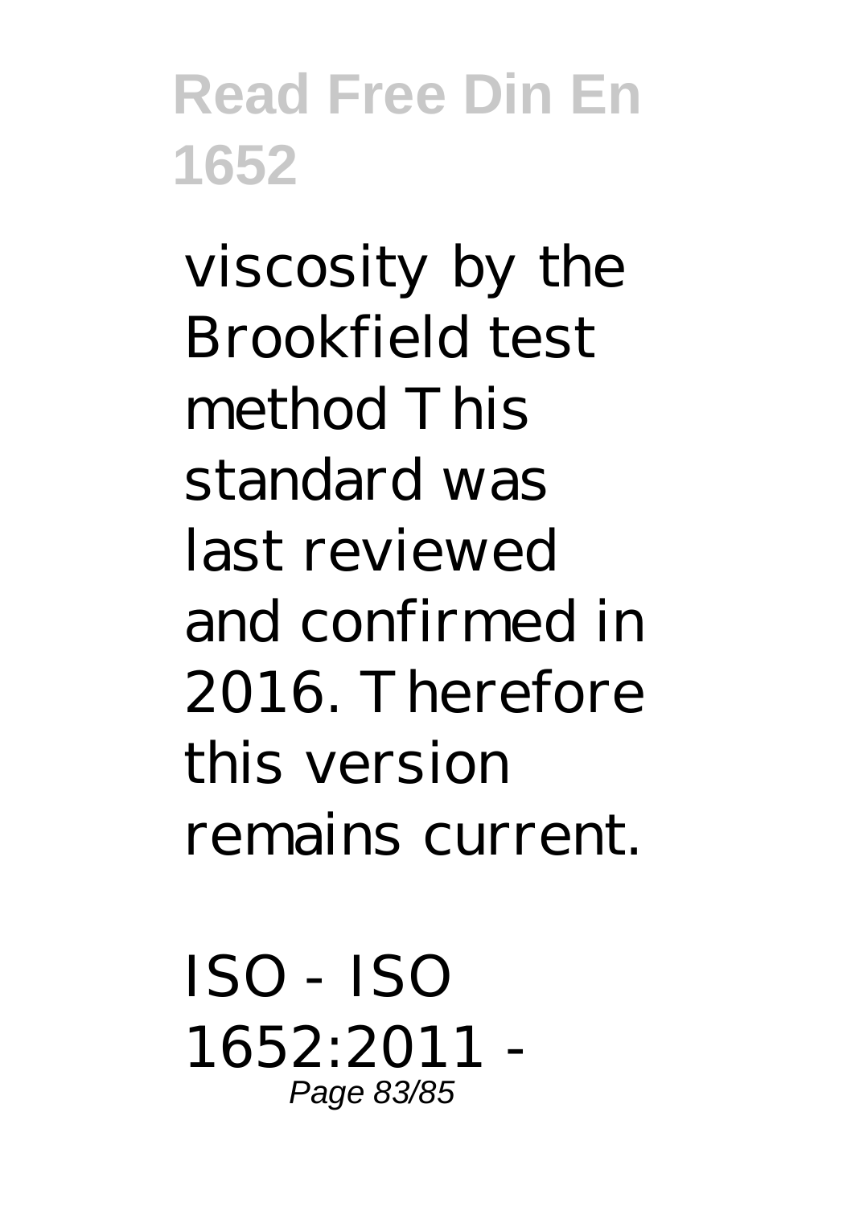viscosity by the Brookfield test method This standard was last reviewed and confirmed in 2016. Therefore this version remains current.

ISO - ISO 1652:2011 -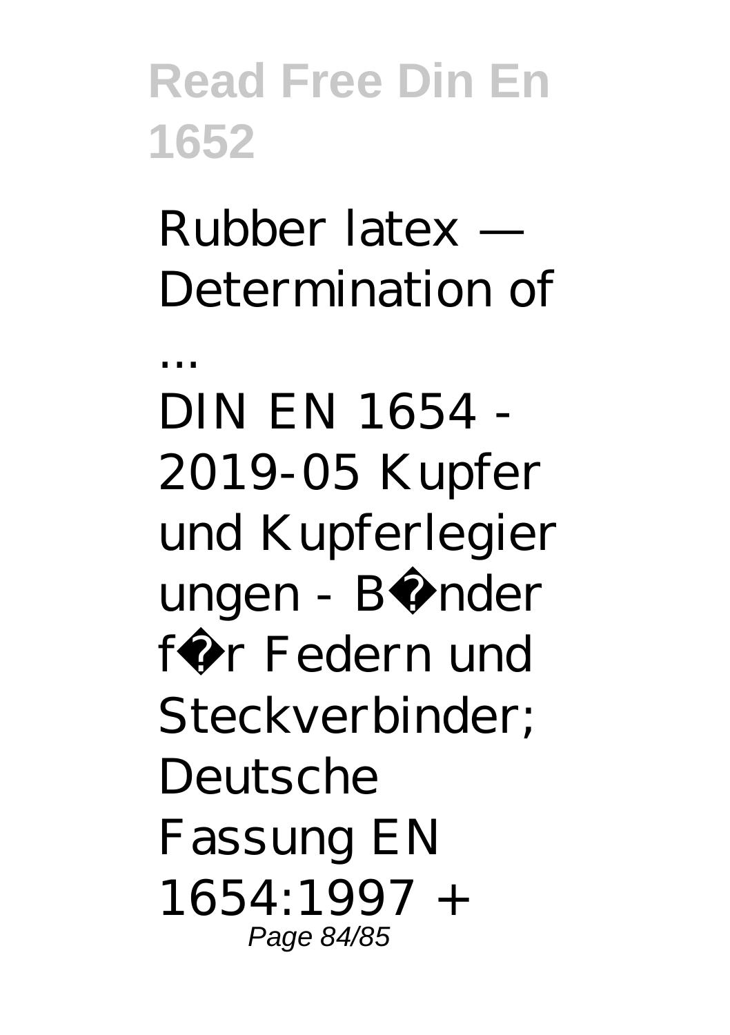Rubber latex — Determination of ...

DIN EN 1654 - 2019-05 Kupfer und Kupferlegierungen - B�nder f�r Federn und Steckverbinder; Deutsche Fassung EN 1654:1997 +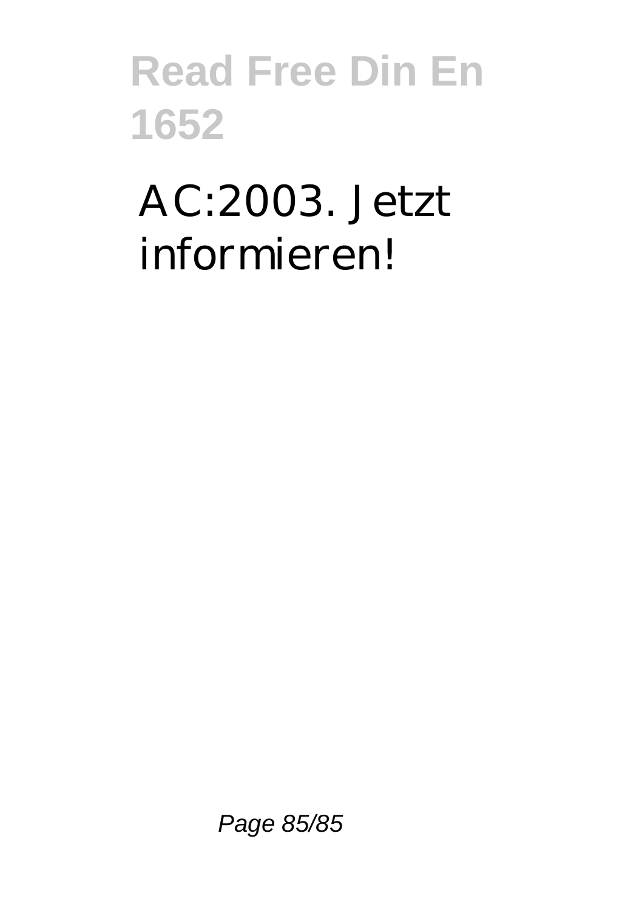AC:2003. Jetzt informieren!